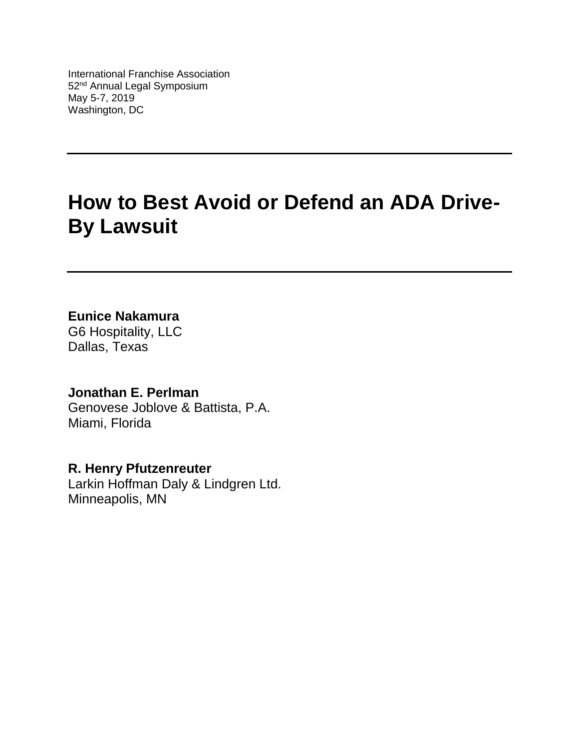International Franchise Association
52nd Annual Legal Symposium
May 5-7, 2019
Washington, DC

---

# How to Best Avoid or Defend an ADA Drive-By Lawsuit

---

**Eunice Nakamura**
G6 Hospitality, LLC
Dallas, Texas

**Jonathan E. Perlman**
Genovese Joblove & Battista, P.A.
Miami, Florida

**R. Henry Pfutzenreuter**
Larkin Hoffman Daly & Lindgren Ltd.
Minneapolis, MN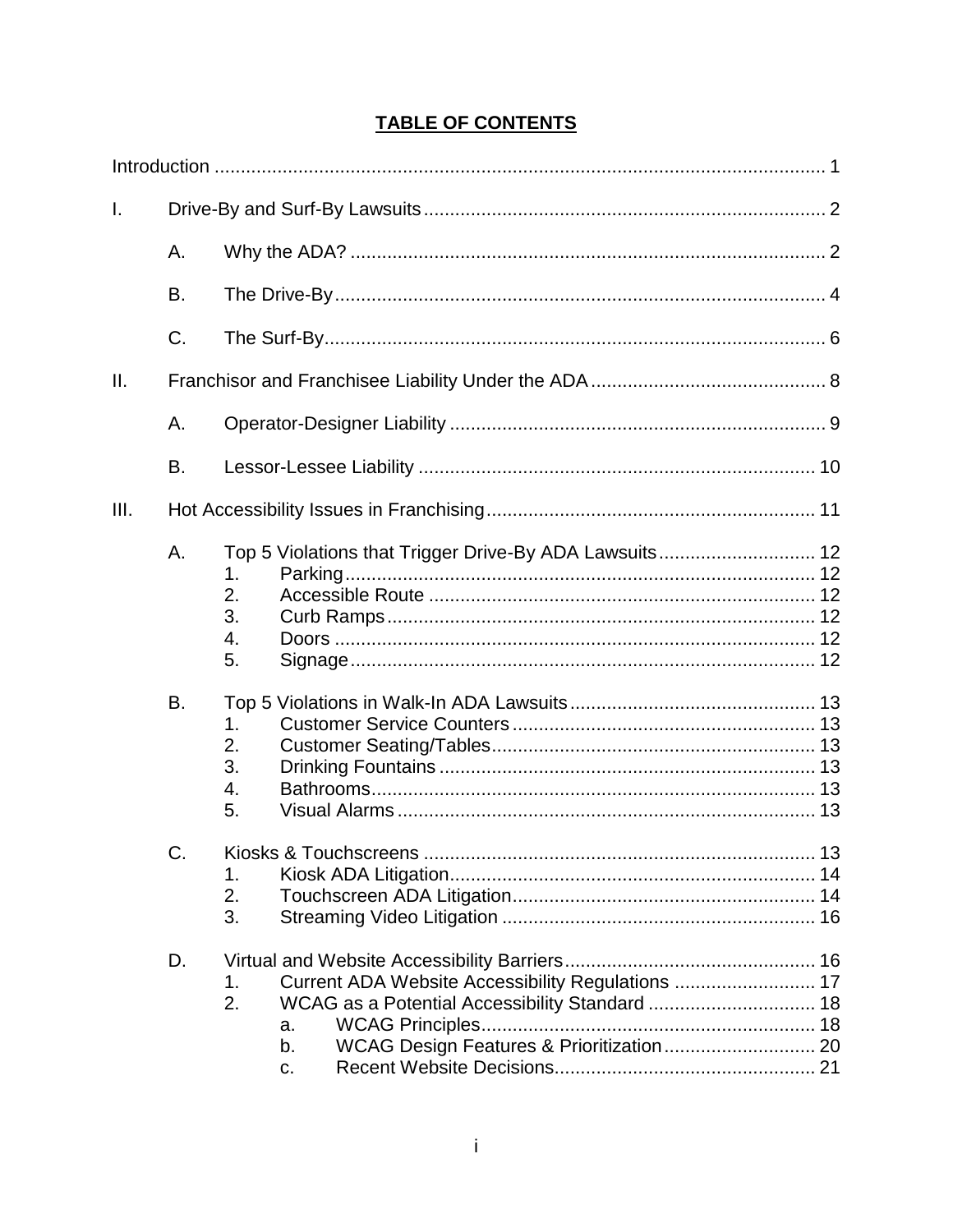## TABLE OF CONTENTS

Introduction ..... 1

I. Drive-By and Surf-By Lawsuits ..... 2

- A. Why the ADA? ..... 2
- B. The Drive-By ..... 4
- C. The Surf-By ..... 6

II. Franchisor and Franchisee Liability Under the ADA ..... 8

- A. Operator-Designer Liability ..... 9
- B. Lessor-Lessee Liability ..... 10

III. Hot Accessibility Issues in Franchising ..... 11

- A. Top 5 Violations that Trigger Drive-By ADA Lawsuits ..... 12
  1. Parking ..... 12
  2. Accessible Route ..... 12
  3. Curb Ramps ..... 12
  4. Doors ..... 12
  5. Signage ..... 12
- B. Top 5 Violations in Walk-In ADA Lawsuits ..... 13
  1. Customer Service Counters ..... 13
  2. Customer Seating/Tables ..... 13
  3. Drinking Fountains ..... 13
  4. Bathrooms ..... 13
  5. Visual Alarms ..... 13
- C. Kiosks & Touchscreens ..... 13
  1. Kiosk ADA Litigation ..... 14
  2. Touchscreen ADA Litigation ..... 14
  3. Streaming Video Litigation ..... 16
- D. Virtual and Website Accessibility Barriers ..... 16
  1. Current ADA Website Accessibility Regulations ..... 17
  2. WCAG as a Potential Accessibility Standard ..... 18
     - a. WCAG Principles ..... 18
     - b. WCAG Design Features & Prioritization ..... 20
     - c. Recent Website Decisions ..... 21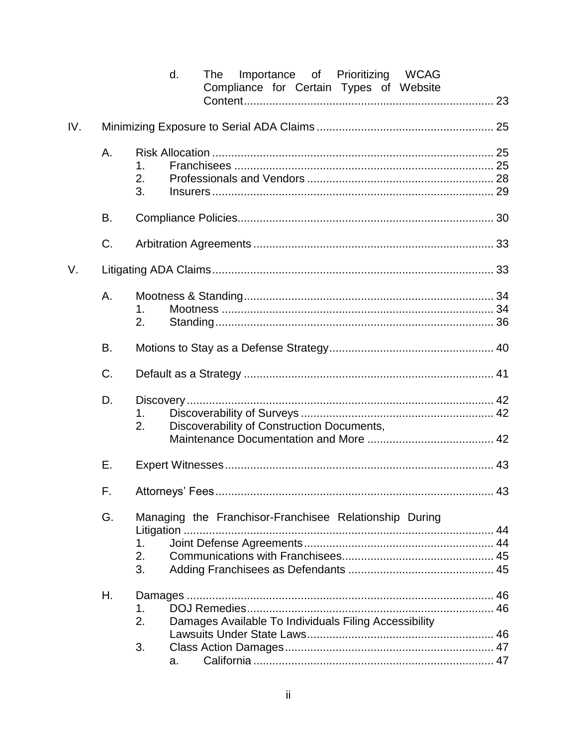- d. The Importance of Prioritizing WCAG Compliance for Certain Types of Website Content ..... 23

IV. Minimizing Exposure to Serial ADA Claims ..... 25

- A. Risk Allocation ..... 25
  - 1. Franchisees ..... 25
  - 2. Professionals and Vendors ..... 28
  - 3. Insurers ..... 29
- B. Compliance Policies ..... 30
- C. Arbitration Agreements ..... 33

V. Litigating ADA Claims ..... 33

- A. Mootness & Standing ..... 34
  - 1. Mootness ..... 34
  - 2. Standing ..... 36
- B. Motions to Stay as a Defense Strategy ..... 40
- C. Default as a Strategy ..... 41
- D. Discovery ..... 42
  - 1. Discoverability of Surveys ..... 42
  - 2. Discoverability of Construction Documents, Maintenance Documentation and More ..... 42
- E. Expert Witnesses ..... 43
- F. Attorneys' Fees ..... 43
- G. Managing the Franchisor-Franchisee Relationship During Litigation ..... 44
  - 1. Joint Defense Agreements ..... 44
  - 2. Communications with Franchisees ..... 45
  - 3. Adding Franchisees as Defendants ..... 45
- H. Damages ..... 46
  - 1. DOJ Remedies ..... 46
  - 2. Damages Available To Individuals Filing Accessibility Lawsuits Under State Laws ..... 46
  - 3. Class Action Damages ..... 47
    - a. California ..... 47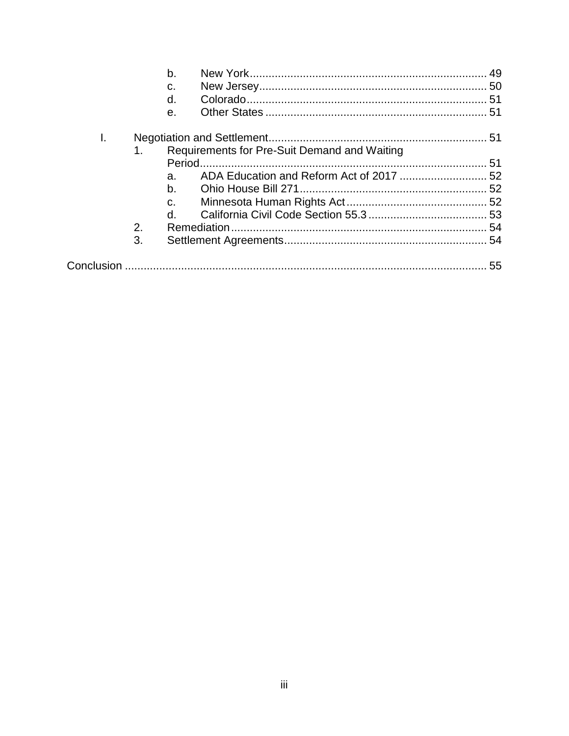- b. New York ........................................................................... 49
- c. New Jersey ......................................................................... 50
- d. Colorado ............................................................................ 51
- e. Other States ....................................................................... 51

I. Negotiation and Settlement ..................................................................... 51

1. Requirements for Pre-Suit Demand and Waiting Period ........................................................................................... 51
   - a. ADA Education and Reform Act of 2017 ............................ 52
   - b. Ohio House Bill 271 ........................................................... 52
   - c. Minnesota Human Rights Act ............................................. 52
   - d. California Civil Code Section 55.3 ...................................... 53
2. Remediation ................................................................................. 54
3. Settlement Agreements ................................................................ 54

Conclusion .................................................................................................... 55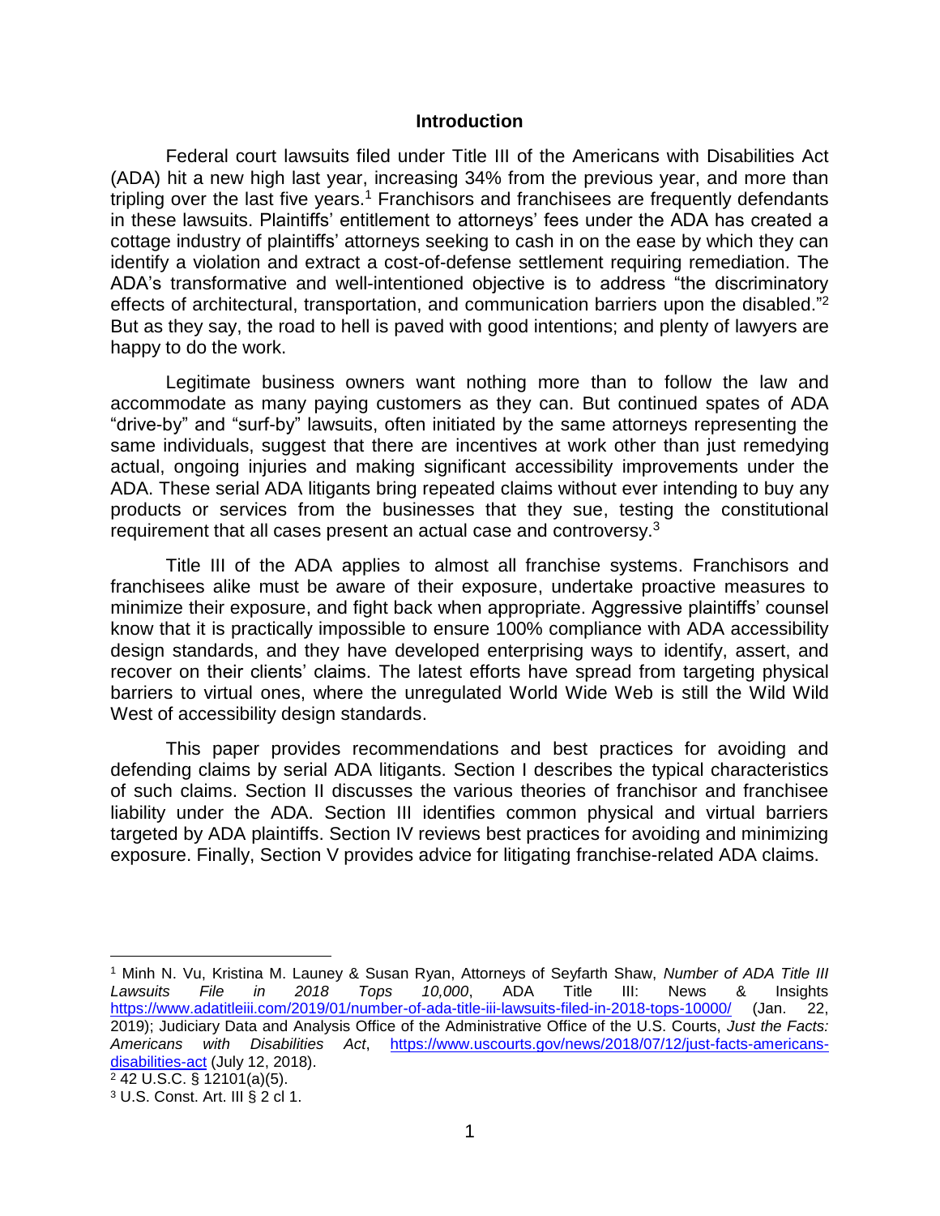## Introduction

Federal court lawsuits filed under Title III of the Americans with Disabilities Act (ADA) hit a new high last year, increasing 34% from the previous year, and more than tripling over the last five years.[1] Franchisors and franchisees are frequently defendants in these lawsuits. Plaintiffs' entitlement to attorneys' fees under the ADA has created a cottage industry of plaintiffs' attorneys seeking to cash in on the ease by which they can identify a violation and extract a cost-of-defense settlement requiring remediation. The ADA's transformative and well-intentioned objective is to address "the discriminatory effects of architectural, transportation, and communication barriers upon the disabled."[2] But as they say, the road to hell is paved with good intentions; and plenty of lawyers are happy to do the work.

Legitimate business owners want nothing more than to follow the law and accommodate as many paying customers as they can. But continued spates of ADA "drive-by" and "surf-by" lawsuits, often initiated by the same attorneys representing the same individuals, suggest that there are incentives at work other than just remedying actual, ongoing injuries and making significant accessibility improvements under the ADA. These serial ADA litigants bring repeated claims without ever intending to buy any products or services from the businesses that they sue, testing the constitutional requirement that all cases present an actual case and controversy.[3]

Title III of the ADA applies to almost all franchise systems. Franchisors and franchisees alike must be aware of their exposure, undertake proactive measures to minimize their exposure, and fight back when appropriate. Aggressive plaintiffs' counsel know that it is practically impossible to ensure 100% compliance with ADA accessibility design standards, and they have developed enterprising ways to identify, assert, and recover on their clients' claims. The latest efforts have spread from targeting physical barriers to virtual ones, where the unregulated World Wide Web is still the Wild Wild West of accessibility design standards.

This paper provides recommendations and best practices for avoiding and defending claims by serial ADA litigants. Section I describes the typical characteristics of such claims. Section II discusses the various theories of franchisor and franchisee liability under the ADA. Section III identifies common physical and virtual barriers targeted by ADA plaintiffs. Section IV reviews best practices for avoiding and minimizing exposure. Finally, Section V provides advice for litigating franchise-related ADA claims.

---

[1] Minh N. Vu, Kristina M. Launey & Susan Ryan, Attorneys of Seyfarth Shaw, *Number of ADA Title III Lawsuits File in 2018 Tops 10,000*, ADA Title III: News & Insights https://www.adatitleiii.com/2019/01/number-of-ada-title-iii-lawsuits-filed-in-2018-tops-10000/ (Jan. 22, 2019); Judiciary Data and Analysis Office of the Administrative Office of the U.S. Courts, *Just the Facts: Americans with Disabilities Act*, https://www.uscourts.gov/news/2018/07/12/just-facts-americans-disabilities-act (July 12, 2018).

[2] 42 U.S.C. § 12101(a)(5).

[3] U.S. Const. Art. III § 2 cl 1.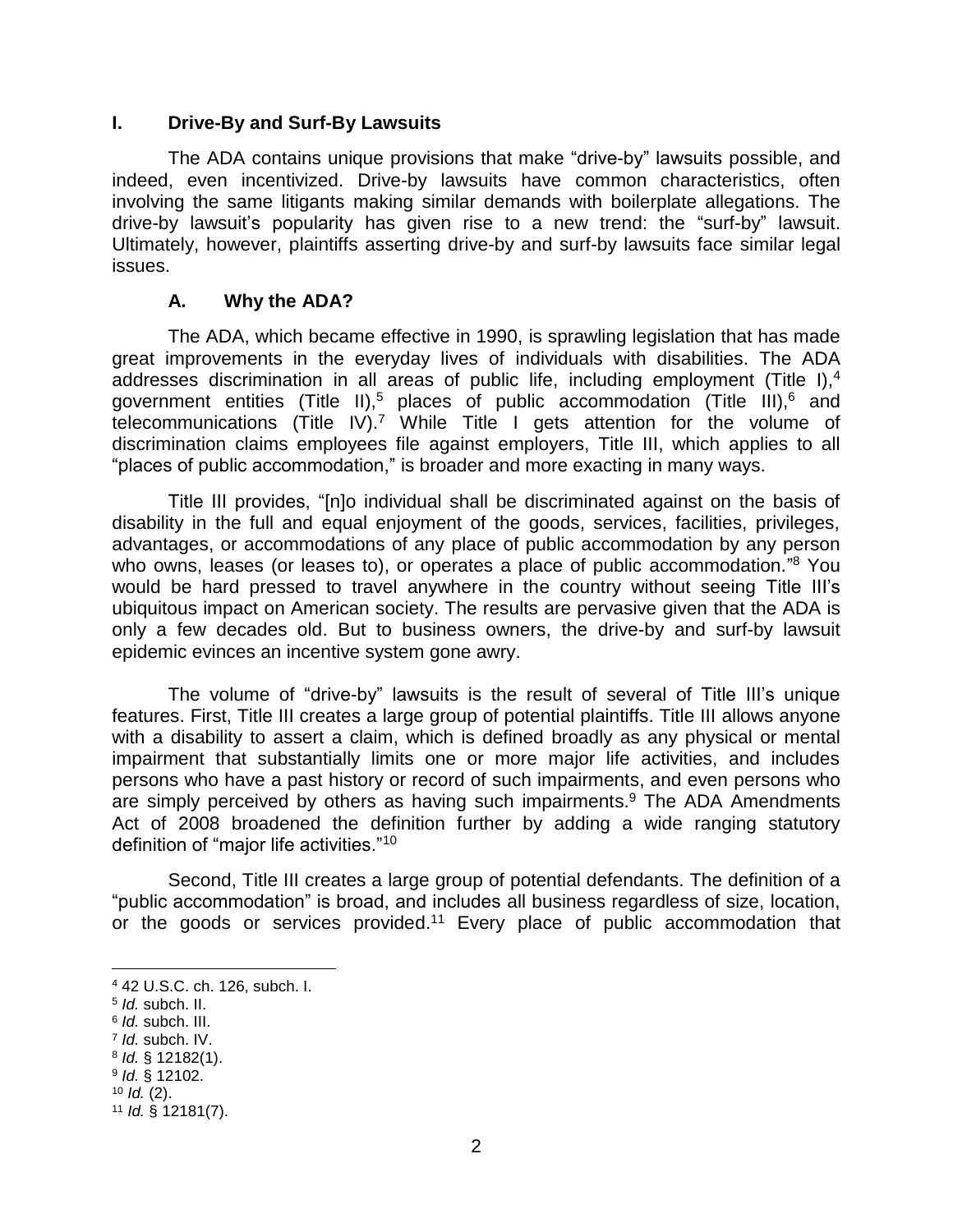## I. Drive-By and Surf-By Lawsuits

The ADA contains unique provisions that make "drive-by" lawsuits possible, and indeed, even incentivized. Drive-by lawsuits have common characteristics, often involving the same litigants making similar demands with boilerplate allegations. The drive-by lawsuit's popularity has given rise to a new trend: the "surf-by" lawsuit. Ultimately, however, plaintiffs asserting drive-by and surf-by lawsuits face similar legal issues.

### A. Why the ADA?

The ADA, which became effective in 1990, is sprawling legislation that has made great improvements in the everyday lives of individuals with disabilities. The ADA addresses discrimination in all areas of public life, including employment (Title I),[4] government entities (Title II),[5] places of public accommodation (Title III),[6] and telecommunications (Title IV).[7] While Title I gets attention for the volume of discrimination claims employees file against employers, Title III, which applies to all "places of public accommodation," is broader and more exacting in many ways.

Title III provides, "[n]o individual shall be discriminated against on the basis of disability in the full and equal enjoyment of the goods, services, facilities, privileges, advantages, or accommodations of any place of public accommodation by any person who owns, leases (or leases to), or operates a place of public accommodation."[8] You would be hard pressed to travel anywhere in the country without seeing Title III's ubiquitous impact on American society. The results are pervasive given that the ADA is only a few decades old. But to business owners, the drive-by and surf-by lawsuit epidemic evinces an incentive system gone awry.

The volume of "drive-by" lawsuits is the result of several of Title III's unique features. First, Title III creates a large group of potential plaintiffs. Title III allows anyone with a disability to assert a claim, which is defined broadly as any physical or mental impairment that substantially limits one or more major life activities, and includes persons who have a past history or record of such impairments, and even persons who are simply perceived by others as having such impairments.[9] The ADA Amendments Act of 2008 broadened the definition further by adding a wide ranging statutory definition of "major life activities."[10]

Second, Title III creates a large group of potential defendants. The definition of a "public accommodation" is broad, and includes all business regardless of size, location, or the goods or services provided.[11] Every place of public accommodation that

---

[4] 42 U.S.C. ch. 126, subch. I.
[5] *Id.* subch. II.
[6] *Id.* subch. III.
[7] *Id.* subch. IV.
[8] *Id.* § 12182(1).
[9] *Id.* § 12102.
[10] *Id.* (2).
[11] *Id.* § 12181(7).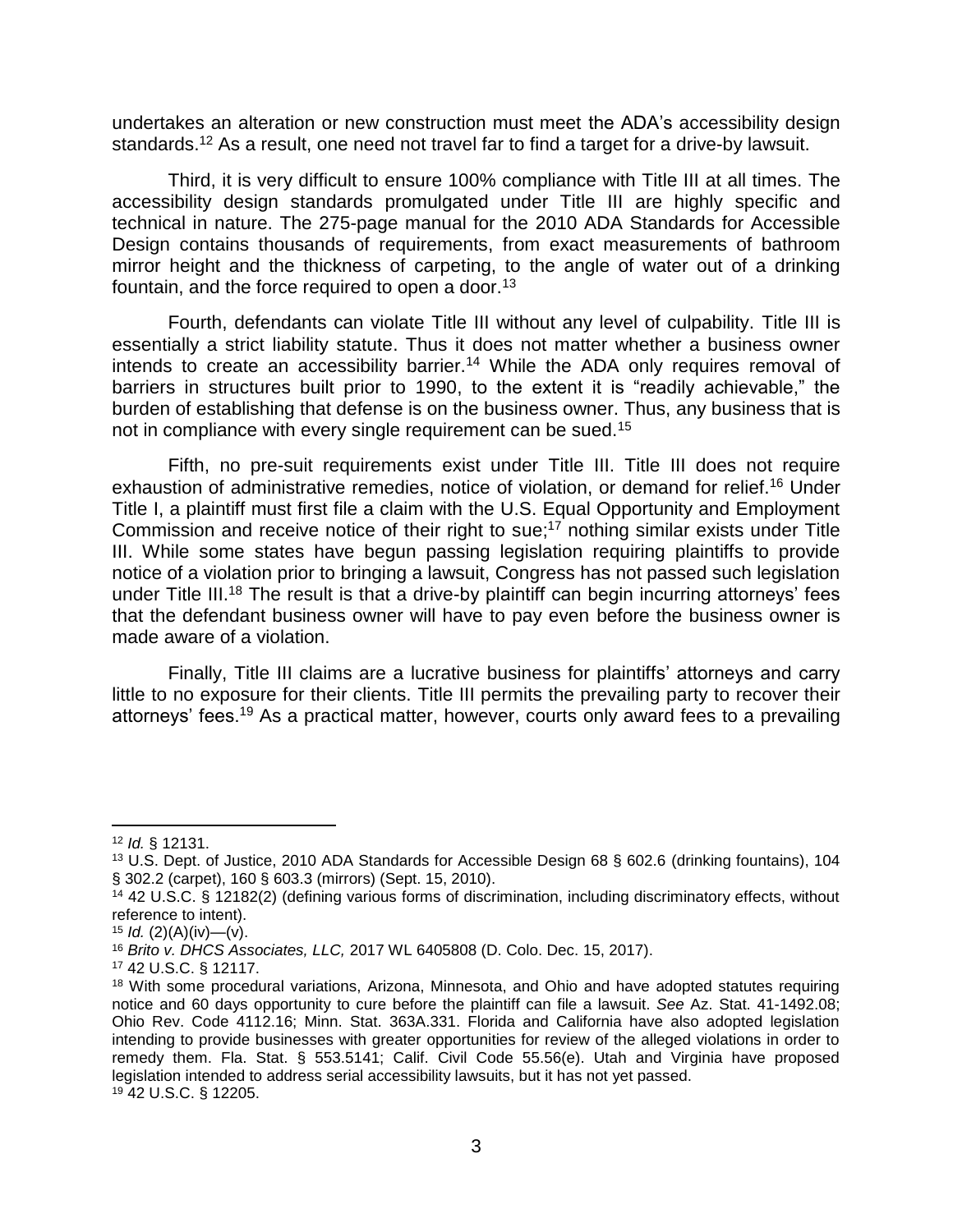undertakes an alteration or new construction must meet the ADA's accessibility design standards.[12] As a result, one need not travel far to find a target for a drive-by lawsuit.

Third, it is very difficult to ensure 100% compliance with Title III at all times. The accessibility design standards promulgated under Title III are highly specific and technical in nature. The 275-page manual for the 2010 ADA Standards for Accessible Design contains thousands of requirements, from exact measurements of bathroom mirror height and the thickness of carpeting, to the angle of water out of a drinking fountain, and the force required to open a door.[13]

Fourth, defendants can violate Title III without any level of culpability. Title III is essentially a strict liability statute. Thus it does not matter whether a business owner intends to create an accessibility barrier.[14] While the ADA only requires removal of barriers in structures built prior to 1990, to the extent it is "readily achievable," the burden of establishing that defense is on the business owner. Thus, any business that is not in compliance with every single requirement can be sued.[15]

Fifth, no pre-suit requirements exist under Title III. Title III does not require exhaustion of administrative remedies, notice of violation, or demand for relief.[16] Under Title I, a plaintiff must first file a claim with the U.S. Equal Opportunity and Employment Commission and receive notice of their right to sue;[17] nothing similar exists under Title III. While some states have begun passing legislation requiring plaintiffs to provide notice of a violation prior to bringing a lawsuit, Congress has not passed such legislation under Title III.[18] The result is that a drive-by plaintiff can begin incurring attorneys' fees that the defendant business owner will have to pay even before the business owner is made aware of a violation.

Finally, Title III claims are a lucrative business for plaintiffs' attorneys and carry little to no exposure for their clients. Title III permits the prevailing party to recover their attorneys' fees.[19] As a practical matter, however, courts only award fees to a prevailing

---

[12] *Id.* § 12131.

[13] U.S. Dept. of Justice, 2010 ADA Standards for Accessible Design 68 § 602.6 (drinking fountains), 104 § 302.2 (carpet), 160 § 603.3 (mirrors) (Sept. 15, 2010).

[14] 42 U.S.C. § 12182(2) (defining various forms of discrimination, including discriminatory effects, without reference to intent).

[15] *Id.* (2)(A)(iv)—(v).

[16] *Brito v. DHCS Associates, LLC,* 2017 WL 6405808 (D. Colo. Dec. 15, 2017).

[17] 42 U.S.C. § 12117.

[18] With some procedural variations, Arizona, Minnesota, and Ohio and have adopted statutes requiring notice and 60 days opportunity to cure before the plaintiff can file a lawsuit. *See* Az. Stat. 41-1492.08; Ohio Rev. Code 4112.16; Minn. Stat. 363A.331. Florida and California have also adopted legislation intending to provide businesses with greater opportunities for review of the alleged violations in order to remedy them. Fla. Stat. § 553.5141; Calif. Civil Code 55.56(e). Utah and Virginia have proposed legislation intended to address serial accessibility lawsuits, but it has not yet passed.

[19] 42 U.S.C. § 12205.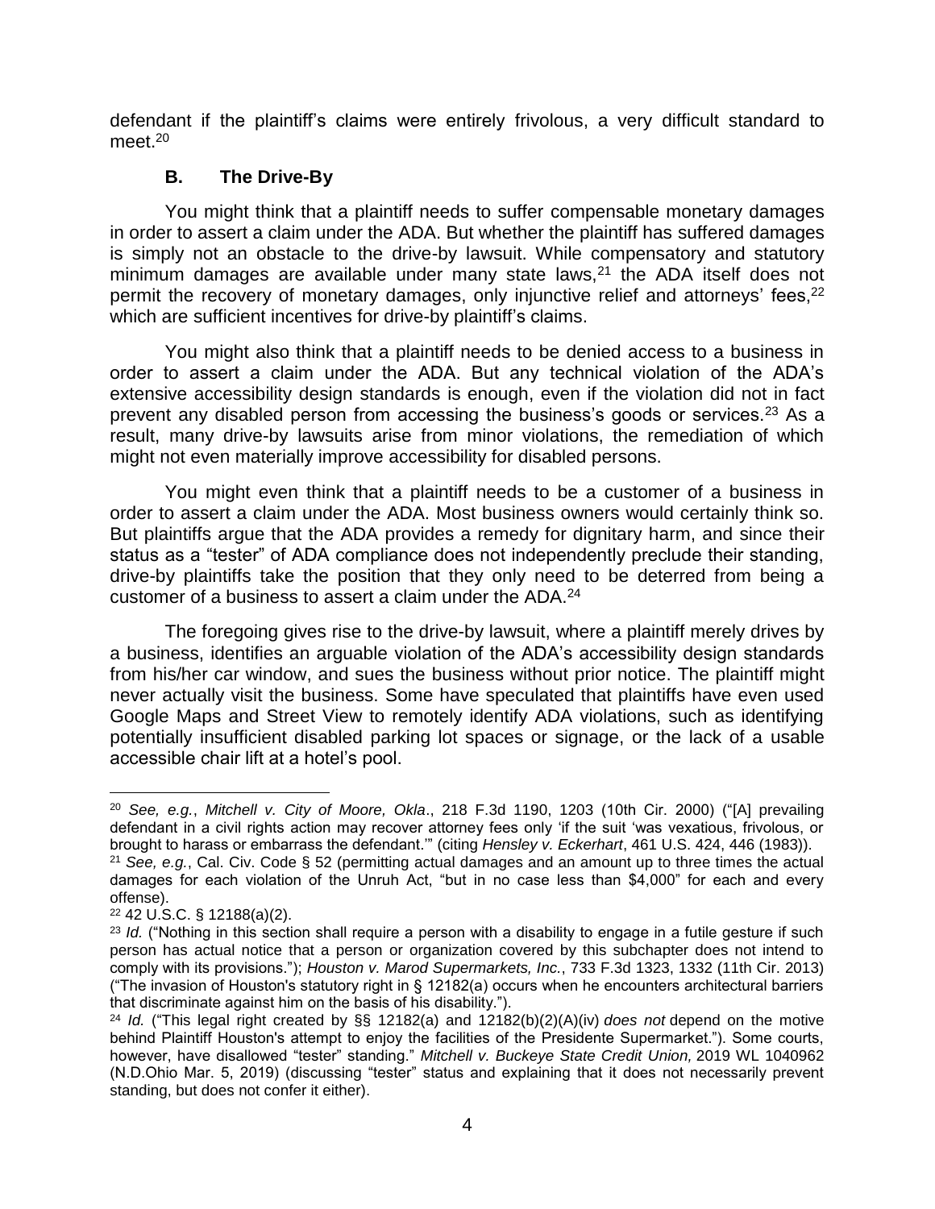defendant if the plaintiff's claims were entirely frivolous, a very difficult standard to meet.[20]

### B. The Drive-By

You might think that a plaintiff needs to suffer compensable monetary damages in order to assert a claim under the ADA. But whether the plaintiff has suffered damages is simply not an obstacle to the drive-by lawsuit. While compensatory and statutory minimum damages are available under many state laws,[21] the ADA itself does not permit the recovery of monetary damages, only injunctive relief and attorneys' fees,[22] which are sufficient incentives for drive-by plaintiff's claims.

You might also think that a plaintiff needs to be denied access to a business in order to assert a claim under the ADA. But any technical violation of the ADA's extensive accessibility design standards is enough, even if the violation did not in fact prevent any disabled person from accessing the business's goods or services.[23] As a result, many drive-by lawsuits arise from minor violations, the remediation of which might not even materially improve accessibility for disabled persons.

You might even think that a plaintiff needs to be a customer of a business in order to assert a claim under the ADA. Most business owners would certainly think so. But plaintiffs argue that the ADA provides a remedy for dignitary harm, and since their status as a "tester" of ADA compliance does not independently preclude their standing, drive-by plaintiffs take the position that they only need to be deterred from being a customer of a business to assert a claim under the ADA.[24]

The foregoing gives rise to the drive-by lawsuit, where a plaintiff merely drives by a business, identifies an arguable violation of the ADA's accessibility design standards from his/her car window, and sues the business without prior notice. The plaintiff might never actually visit the business. Some have speculated that plaintiffs have even used Google Maps and Street View to remotely identify ADA violations, such as identifying potentially insufficient disabled parking lot spaces or signage, or the lack of a usable accessible chair lift at a hotel's pool.

---

[20] *See, e.g.*, *Mitchell v. City of Moore, Okla*., 218 F.3d 1190, 1203 (10th Cir. 2000) ("[A] prevailing defendant in a civil rights action may recover attorney fees only 'if the suit 'was vexatious, frivolous, or brought to harass or embarrass the defendant.'" (citing *Hensley v. Eckerhart*, 461 U.S. 424, 446 (1983)).

[21] *See, e.g.*, Cal. Civ. Code § 52 (permitting actual damages and an amount up to three times the actual damages for each violation of the Unruh Act, "but in no case less than $4,000" for each and every offense).

[22] 42 U.S.C. § 12188(a)(2).

[23] *Id.* ("Nothing in this section shall require a person with a disability to engage in a futile gesture if such person has actual notice that a person or organization covered by this subchapter does not intend to comply with its provisions."); *Houston v. Marod Supermarkets, Inc.*, 733 F.3d 1323, 1332 (11th Cir. 2013) ("The invasion of Houston's statutory right in § 12182(a) occurs when he encounters architectural barriers that discriminate against him on the basis of his disability.").

[24] *Id.* ("This legal right created by §§ 12182(a) and 12182(b)(2)(A)(iv) *does not* depend on the motive behind Plaintiff Houston's attempt to enjoy the facilities of the Presidente Supermarket."). Some courts, however, have disallowed "tester" standing." *Mitchell v. Buckeye State Credit Union,* 2019 WL 1040962 (N.D.Ohio Mar. 5, 2019) (discussing "tester" status and explaining that it does not necessarily prevent standing, but does not confer it either).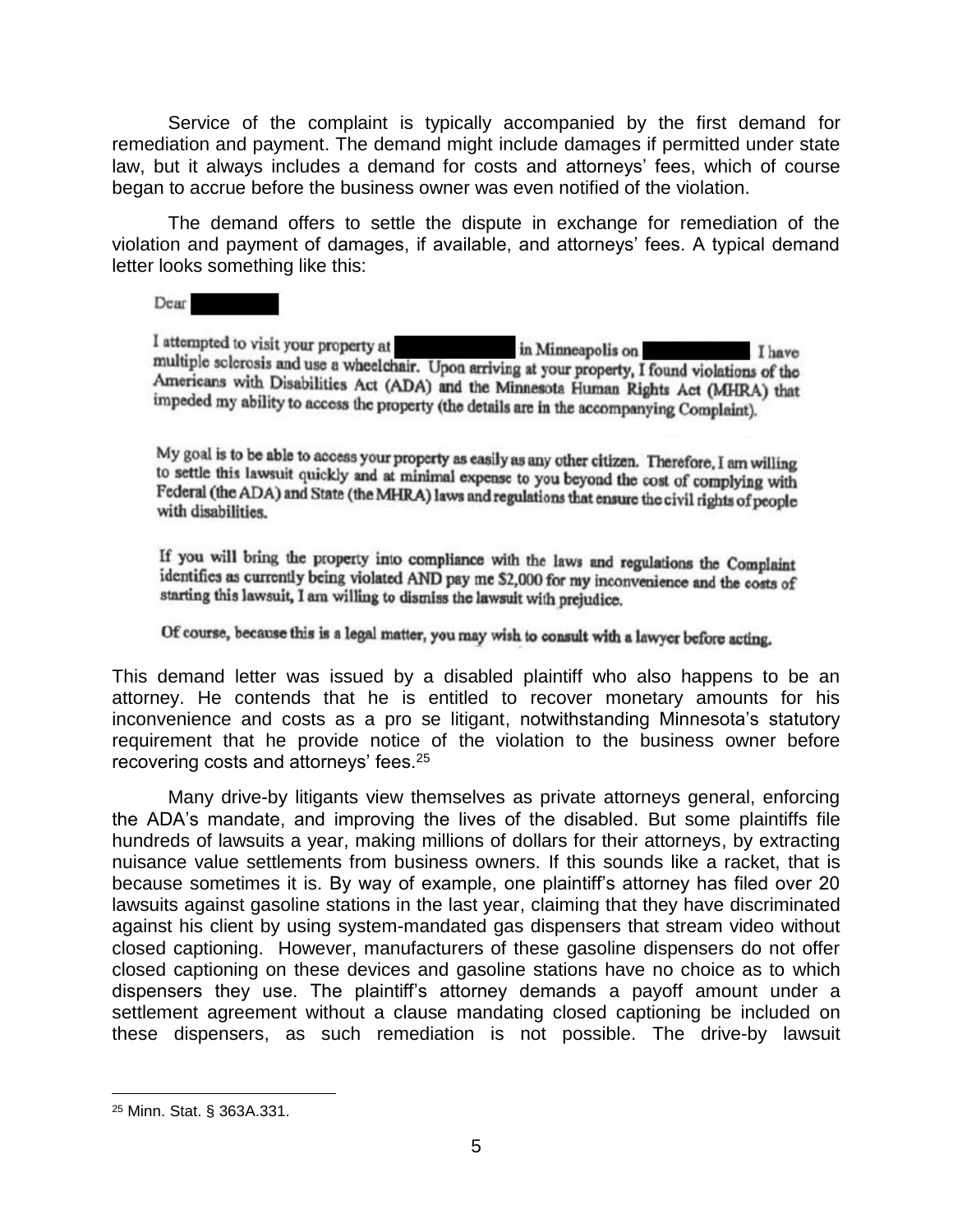Service of the complaint is typically accompanied by the first demand for remediation and payment. The demand might include damages if permitted under state law, but it always includes a demand for costs and attorneys' fees, which of course began to accrue before the business owner was even notified of the violation.

The demand offers to settle the dispute in exchange for remediation of the violation and payment of damages, if available, and attorneys' fees. A typical demand letter looks something like this:

> Dear [redacted]
>
> I attempted to visit your property at [redacted] in Minneapolis on [redacted] I have multiple sclerosis and use a wheelchair. Upon arriving at your property, I found violations of the Americans with Disabilities Act (ADA) and the Minnesota Human Rights Act (MHRA) that impeded my ability to access the property (the details are in the accompanying Complaint).
>
> My goal is to be able to access your property as easily as any other citizen. Therefore, I am willing to settle this lawsuit quickly and at minimal expense to you beyond the cost of complying with Federal (the ADA) and State (the MHRA) laws and regulations that ensure the civil rights of people with disabilities.
>
> If you will bring the property into compliance with the laws and regulations the Complaint identifies as currently being violated AND pay me $2,000 for my inconvenience and the costs of starting this lawsuit, I am willing to dismiss the lawsuit with prejudice.
>
> Of course, because this is a legal matter, you may wish to consult with a lawyer before acting.

This demand letter was issued by a disabled plaintiff who also happens to be an attorney. He contends that he is entitled to recover monetary amounts for his inconvenience and costs as a pro se litigant, notwithstanding Minnesota's statutory requirement that he provide notice of the violation to the business owner before recovering costs and attorneys' fees.[25]

Many drive-by litigants view themselves as private attorneys general, enforcing the ADA's mandate, and improving the lives of the disabled. But some plaintiffs file hundreds of lawsuits a year, making millions of dollars for their attorneys, by extracting nuisance value settlements from business owners. If this sounds like a racket, that is because sometimes it is. By way of example, one plaintiff's attorney has filed over 20 lawsuits against gasoline stations in the last year, claiming that they have discriminated against his client by using system-mandated gas dispensers that stream video without closed captioning. However, manufacturers of these gasoline dispensers do not offer closed captioning on these devices and gasoline stations have no choice as to which dispensers they use. The plaintiff's attorney demands a payoff amount under a settlement agreement without a clause mandating closed captioning be included on these dispensers, as such remediation is not possible. The drive-by lawsuit

---

[25] Minn. Stat. § 363A.331.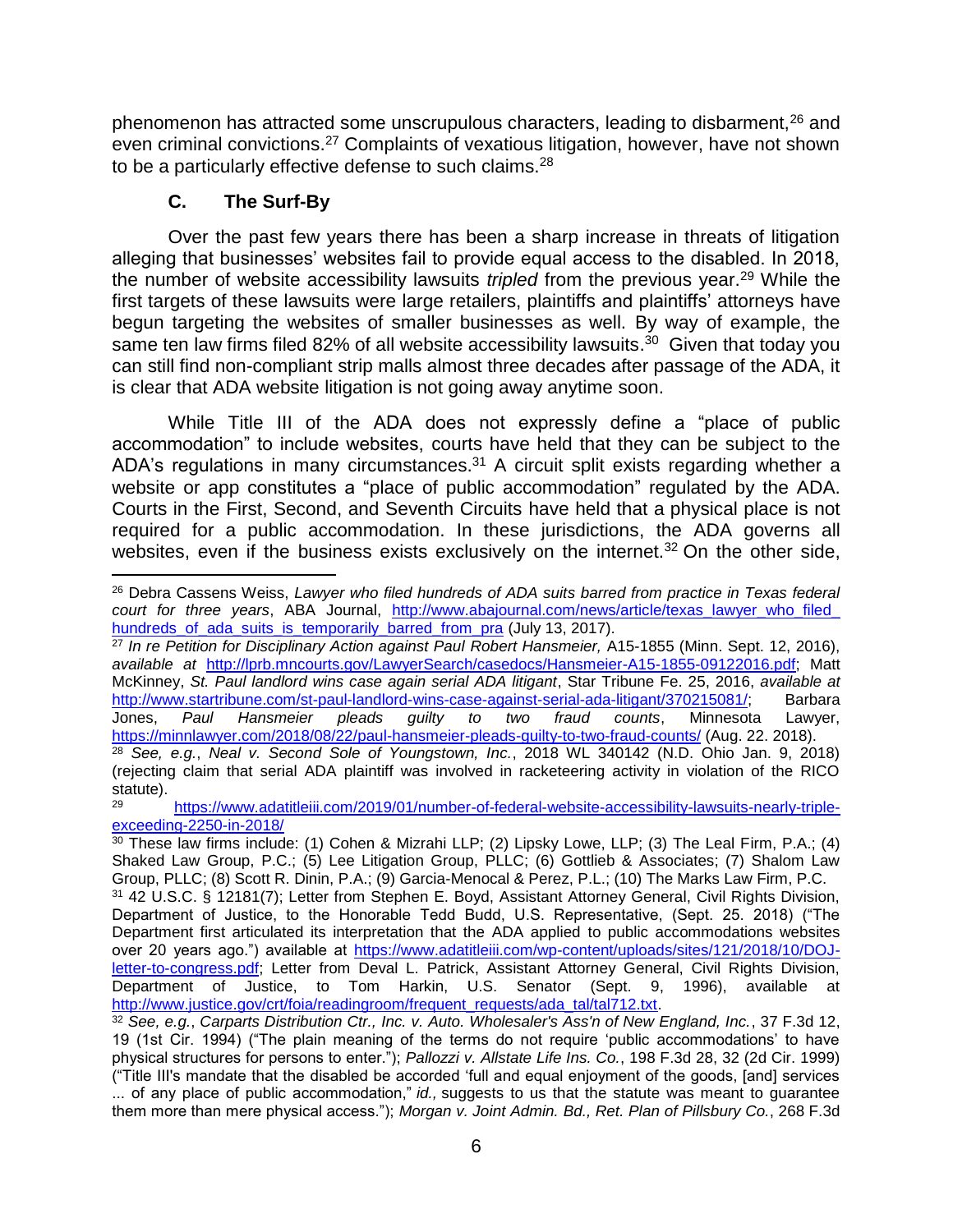phenomenon has attracted some unscrupulous characters, leading to disbarment,[26] and even criminal convictions.[27] Complaints of vexatious litigation, however, have not shown to be a particularly effective defense to such claims.[28]

### C. The Surf-By

Over the past few years there has been a sharp increase in threats of litigation alleging that businesses' websites fail to provide equal access to the disabled. In 2018, the number of website accessibility lawsuits *tripled* from the previous year.[29] While the first targets of these lawsuits were large retailers, plaintiffs and plaintiffs' attorneys have begun targeting the websites of smaller businesses as well. By way of example, the same ten law firms filed 82% of all website accessibility lawsuits.[30] Given that today you can still find non-compliant strip malls almost three decades after passage of the ADA, it is clear that ADA website litigation is not going away anytime soon.

While Title III of the ADA does not expressly define a "place of public accommodation" to include websites, courts have held that they can be subject to the ADA's regulations in many circumstances.[31] A circuit split exists regarding whether a website or app constitutes a "place of public accommodation" regulated by the ADA. Courts in the First, Second, and Seventh Circuits have held that a physical place is not required for a public accommodation. In these jurisdictions, the ADA governs all websites, even if the business exists exclusively on the internet.[32] On the other side,

---

[26] Debra Cassens Weiss, *Lawyer who filed hundreds of ADA suits barred from practice in Texas federal court for three years*, ABA Journal, http://www.abajournal.com/news/article/texas_lawyer_who_filed_hundreds_of_ada_suits_is_temporarily_barred_from_pra (July 13, 2017).

[27] *In re Petition for Disciplinary Action against Paul Robert Hansmeier,* A15-1855 (Minn. Sept. 12, 2016), *available at* http://lprb.mncourts.gov/LawyerSearch/casedocs/Hansmeier-A15-1855-09122016.pdf; Matt McKinney, *St. Paul landlord wins case again serial ADA litigant*, Star Tribune Fe. 25, 2016, *available at* http://www.startribune.com/st-paul-landlord-wins-case-against-serial-ada-litigant/370215081/; Barbara Jones, *Paul Hansmeier pleads guilty to two fraud counts*, Minnesota Lawyer, https://minnlawyer.com/2018/08/22/paul-hansmeier-pleads-guilty-to-two-fraud-counts/ (Aug. 22. 2018).

[28] *See, e.g.*, *Neal v. Second Sole of Youngstown, Inc.*, 2018 WL 340142 (N.D. Ohio Jan. 9, 2018) (rejecting claim that serial ADA plaintiff was involved in racketeering activity in violation of the RICO statute).

[29] https://www.adatitleiii.com/2019/01/number-of-federal-website-accessibility-lawsuits-nearly-triple-exceeding-2250-in-2018/

[30] These law firms include: (1) Cohen & Mizrahi LLP; (2) Lipsky Lowe, LLP; (3) The Leal Firm, P.A.; (4) Shaked Law Group, P.C.; (5) Lee Litigation Group, PLLC; (6) Gottlieb & Associates; (7) Shalom Law Group, PLLC; (8) Scott R. Dinin, P.A.; (9) Garcia-Menocal & Perez, P.L.; (10) The Marks Law Firm, P.C.

[31] 42 U.S.C. § 12181(7); Letter from Stephen E. Boyd, Assistant Attorney General, Civil Rights Division, Department of Justice, to the Honorable Tedd Budd, U.S. Representative, (Sept. 25. 2018) ("The Department first articulated its interpretation that the ADA applied to public accommodations websites over 20 years ago.") available at https://www.adatitleiii.com/wp-content/uploads/sites/121/2018/10/DOJ-letter-to-congress.pdf; Letter from Deval L. Patrick, Assistant Attorney General, Civil Rights Division, Department of Justice, to Tom Harkin, U.S. Senator (Sept. 9, 1996), available at http://www.justice.gov/crt/foia/readingroom/frequent_requests/ada_tal/tal712.txt.

[32] *See, e.g.*, *Carparts Distribution Ctr., Inc. v. Auto. Wholesaler's Ass'n of New England, Inc.*, 37 F.3d 12, 19 (1st Cir. 1994) ("The plain meaning of the terms do not require 'public accommodations' to have physical structures for persons to enter."); *Pallozzi v. Allstate Life Ins. Co.*, 198 F.3d 28, 32 (2d Cir. 1999) ("Title III's mandate that the disabled be accorded 'full and equal enjoyment of the goods, [and] services ... of any place of public accommodation," *id.,* suggests to us that the statute was meant to guarantee them more than mere physical access."); *Morgan v. Joint Admin. Bd., Ret. Plan of Pillsbury Co.*, 268 F.3d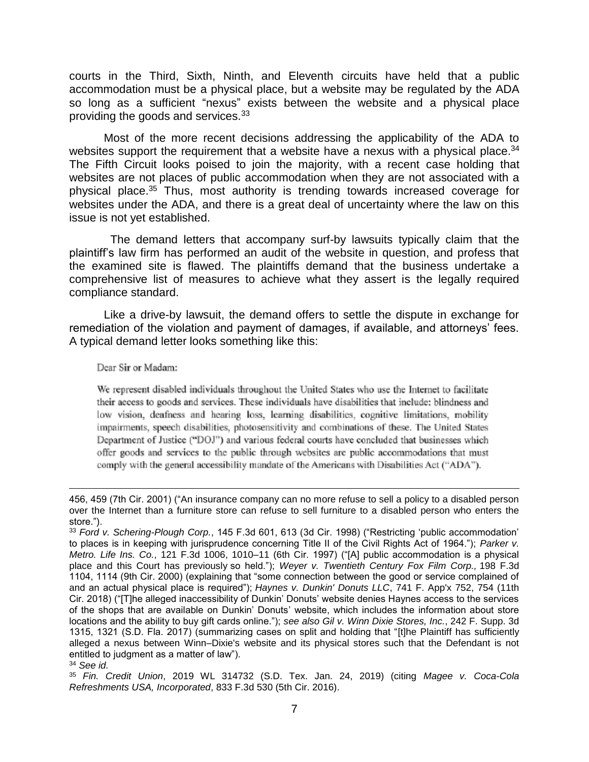courts in the Third, Sixth, Ninth, and Eleventh circuits have held that a public accommodation must be a physical place, but a website may be regulated by the ADA so long as a sufficient "nexus" exists between the website and a physical place providing the goods and services.[33]

Most of the more recent decisions addressing the applicability of the ADA to websites support the requirement that a website have a nexus with a physical place.[34] The Fifth Circuit looks poised to join the majority, with a recent case holding that websites are not places of public accommodation when they are not associated with a physical place.[35] Thus, most authority is trending towards increased coverage for websites under the ADA, and there is a great deal of uncertainty where the law on this issue is not yet established.

The demand letters that accompany surf-by lawsuits typically claim that the plaintiff's law firm has performed an audit of the website in question, and profess that the examined site is flawed. The plaintiffs demand that the business undertake a comprehensive list of measures to achieve what they assert is the legally required compliance standard.

Like a drive-by lawsuit, the demand offers to settle the dispute in exchange for remediation of the violation and payment of damages, if available, and attorneys' fees. A typical demand letter looks something like this:

> Dear Sir or Madam:
>
> We represent disabled individuals throughout the United States who use the Internet to facilitate their access to goods and services. These individuals have disabilities that include: blindness and low vision, deafness and hearing loss, learning disabilities, cognitive limitations, mobility impairments, speech disabilities, photosensitivity and combinations of these. The United States Department of Justice ("DOJ") and various federal courts have concluded that businesses which offer goods and services to the public through websites are public accommodations that must comply with the general accessibility mandate of the Americans with Disabilities Act ("ADA").

---

456, 459 (7th Cir. 2001) ("An insurance company can no more refuse to sell a policy to a disabled person over the Internet than a furniture store can refuse to sell furniture to a disabled person who enters the store.").

[33] *Ford v. Schering-Plough Corp.*, 145 F.3d 601, 613 (3d Cir. 1998) ("Restricting 'public accommodation' to places is in keeping with jurisprudence concerning Title II of the Civil Rights Act of 1964."); *Parker v. Metro. Life Ins. Co.*, 121 F.3d 1006, 1010–11 (6th Cir. 1997) ("[A] public accommodation is a physical place and this Court has previously so held."); *Weyer v. Twentieth Century Fox Film Corp.,* 198 F.3d 1104, 1114 (9th Cir. 2000) (explaining that "some connection between the good or service complained of and an actual physical place is required"); *Haynes v. Dunkin' Donuts LLC*, 741 F. App'x 752, 754 (11th Cir. 2018) ("[T]he alleged inaccessibility of Dunkin' Donuts' website denies Haynes access to the services of the shops that are available on Dunkin' Donuts' website, which includes the information about store locations and the ability to buy gift cards online."); *see also Gil v. Winn Dixie Stores, Inc.*, 242 F. Supp. 3d 1315, 1321 (S.D. Fla. 2017) (summarizing cases on split and holding that "[t]he Plaintiff has sufficiently alleged a nexus between Winn–Dixie's website and its physical stores such that the Defendant is not entitled to judgment as a matter of law").

[34] *See id.*

[35] *Fin. Credit Union*, 2019 WL 314732 (S.D. Tex. Jan. 24, 2019) (citing *Magee v. Coca-Cola Refreshments USA, Incorporated*, 833 F.3d 530 (5th Cir. 2016).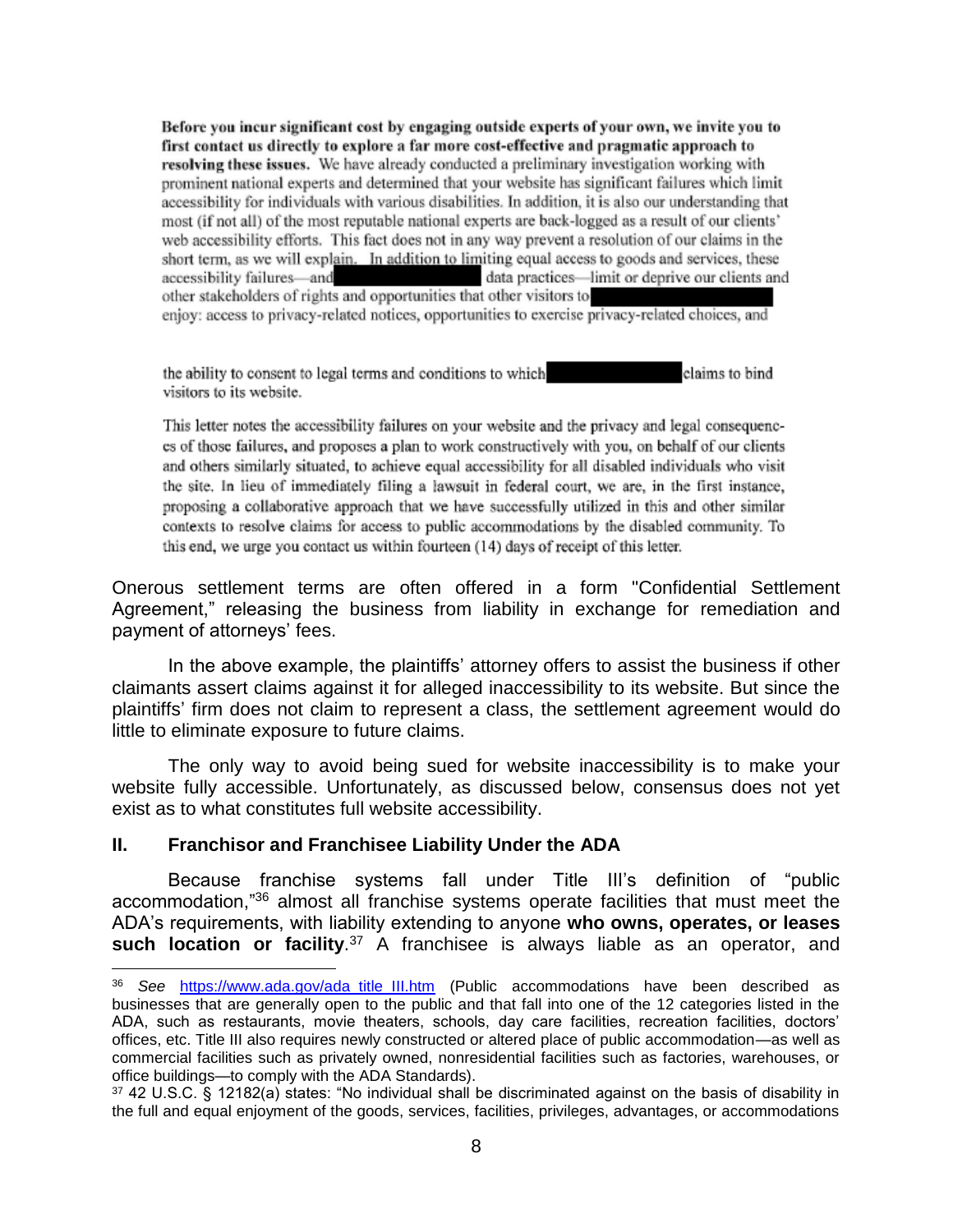> **Before you incur significant cost by engaging outside experts of your own, we invite you to first contact us directly to explore a far more cost-effective and pragmatic approach to resolving these issues.** We have already conducted a preliminary investigation working with prominent national experts and determined that your website has significant failures which limit accessibility for individuals with various disabilities. In addition, it is also our understanding that most (if not all) of the most reputable national experts are back-logged as a result of our clients' web accessibility efforts. This fact does not in any way prevent a resolution of our claims in the short term, as we will explain. In addition to limiting equal access to goods and services, these accessibility failures—and [REDACTED] data practices—limit or deprive our clients and other stakeholders of rights and opportunities that other visitors to [REDACTED] enjoy: access to privacy-related notices, opportunities to exercise privacy-related choices, and
>
> the ability to consent to legal terms and conditions to which [REDACTED] claims to bind visitors to its website.
>
> This letter notes the accessibility failures on your website and the privacy and legal consequences of those failures, and proposes a plan to work constructively with you, on behalf of our clients and others similarly situated, to achieve equal accessibility for all disabled individuals who visit the site. In lieu of immediately filing a lawsuit in federal court, we are, in the first instance, proposing a collaborative approach that we have successfully utilized in this and other similar contexts to resolve claims for access to public accommodations by the disabled community. To this end, we urge you contact us within fourteen (14) days of receipt of this letter.

Onerous settlement terms are often offered in a form "Confidential Settlement Agreement," releasing the business from liability in exchange for remediation and payment of attorneys' fees.

In the above example, the plaintiffs' attorney offers to assist the business if other claimants assert claims against it for alleged inaccessibility to its website. But since the plaintiffs' firm does not claim to represent a class, the settlement agreement would do little to eliminate exposure to future claims.

The only way to avoid being sued for website inaccessibility is to make your website fully accessible. Unfortunately, as discussed below, consensus does not yet exist as to what constitutes full website accessibility.

## II. Franchisor and Franchisee Liability Under the ADA

Because franchise systems fall under Title III's definition of "public accommodation,"[36] almost all franchise systems operate facilities that must meet the ADA's requirements, with liability extending to anyone **who owns, operates, or leases such location or facility**.[37] A franchisee is always liable as an operator, and

---

[36] *See* https://www.ada.gov/ada_title_III.htm (Public accommodations have been described as businesses that are generally open to the public and that fall into one of the 12 categories listed in the ADA, such as restaurants, movie theaters, schools, day care facilities, recreation facilities, doctors' offices, etc. Title III also requires newly constructed or altered place of public accommodation—as well as commercial facilities such as privately owned, nonresidential facilities such as factories, warehouses, or office buildings—to comply with the ADA Standards).

[37] 42 U.S.C. § 12182(a) states: "No individual shall be discriminated against on the basis of disability in the full and equal enjoyment of the goods, services, facilities, privileges, advantages, or accommodations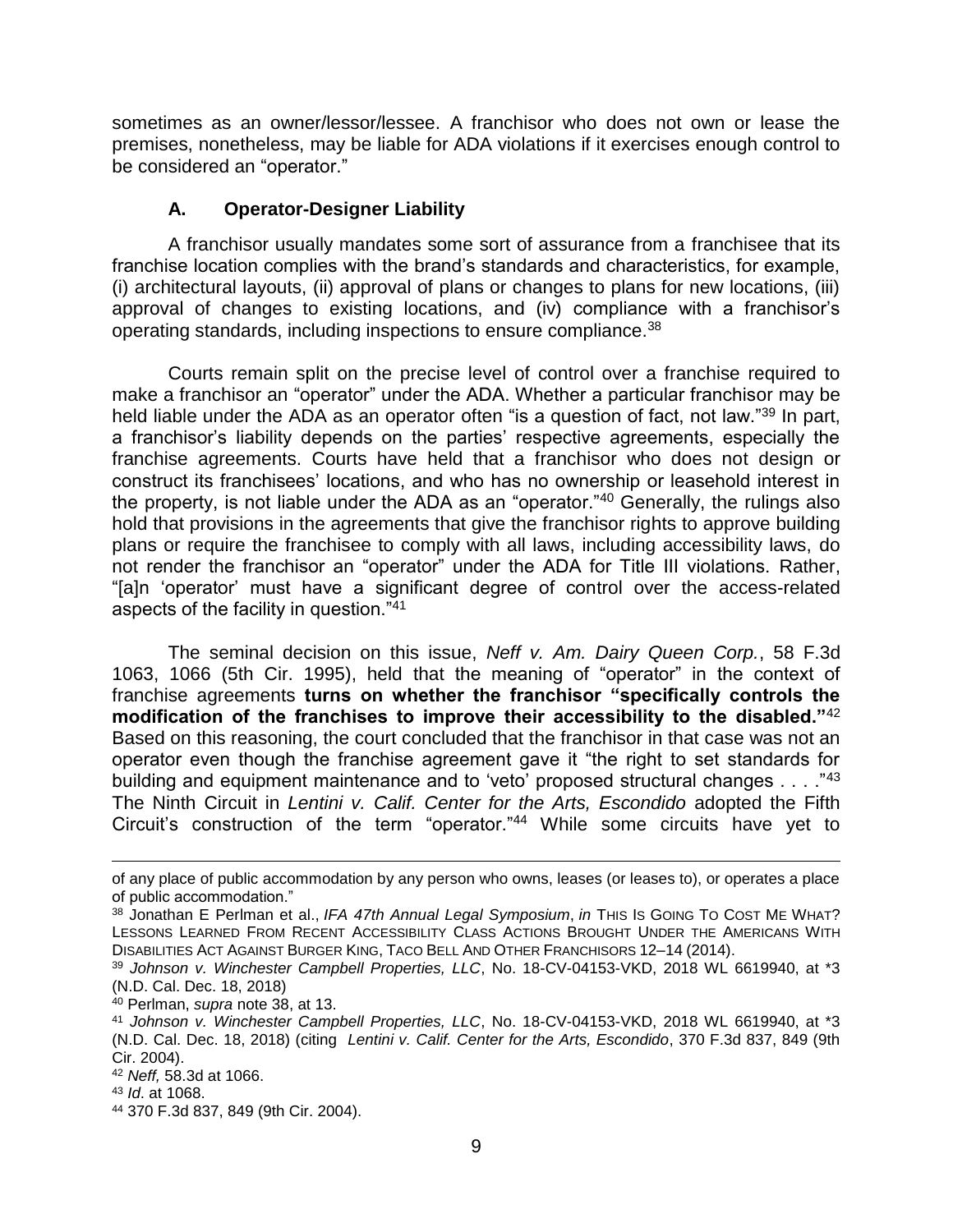sometimes as an owner/lessor/lessee. A franchisor who does not own or lease the premises, nonetheless, may be liable for ADA violations if it exercises enough control to be considered an "operator."

### A. Operator-Designer Liability

A franchisor usually mandates some sort of assurance from a franchisee that its franchise location complies with the brand's standards and characteristics, for example, (i) architectural layouts, (ii) approval of plans or changes to plans for new locations, (iii) approval of changes to existing locations, and (iv) compliance with a franchisor's operating standards, including inspections to ensure compliance.[38]

Courts remain split on the precise level of control over a franchise required to make a franchisor an "operator" under the ADA. Whether a particular franchisor may be held liable under the ADA as an operator often "is a question of fact, not law."[39] In part, a franchisor's liability depends on the parties' respective agreements, especially the franchise agreements. Courts have held that a franchisor who does not design or construct its franchisees' locations, and who has no ownership or leasehold interest in the property, is not liable under the ADA as an "operator."[40] Generally, the rulings also hold that provisions in the agreements that give the franchisor rights to approve building plans or require the franchisee to comply with all laws, including accessibility laws, do not render the franchisor an "operator" under the ADA for Title III violations. Rather, "[a]n 'operator' must have a significant degree of control over the access-related aspects of the facility in question."[41]

The seminal decision on this issue, *Neff v. Am. Dairy Queen Corp.*, 58 F.3d 1063, 1066 (5th Cir. 1995), held that the meaning of "operator" in the context of franchise agreements **turns on whether the franchisor "specifically controls the modification of the franchises to improve their accessibility to the disabled."**[42] Based on this reasoning, the court concluded that the franchisor in that case was not an operator even though the franchise agreement gave it "the right to set standards for building and equipment maintenance and to 'veto' proposed structural changes . . . ."[43] The Ninth Circuit in *Lentini v. Calif. Center for the Arts, Escondido* adopted the Fifth Circuit's construction of the term "operator."[44] While some circuits have yet to

---

of any place of public accommodation by any person who owns, leases (or leases to), or operates a place of public accommodation."

[38] Jonathan E Perlman et al., *IFA 47th Annual Legal Symposium*, *in* THIS IS GOING TO COST ME WHAT? LESSONS LEARNED FROM RECENT ACCESSIBILITY CLASS ACTIONS BROUGHT UNDER THE AMERICANS WITH DISABILITIES ACT AGAINST BURGER KING, TACO BELL AND OTHER FRANCHISORS 12–14 (2014).

[39] *Johnson v. Winchester Campbell Properties, LLC*, No. 18-CV-04153-VKD, 2018 WL 6619940, at *3 (N.D. Cal. Dec. 18, 2018)

[40] Perlman, *supra* note 38, at 13.

[41] *Johnson v. Winchester Campbell Properties, LLC*, No. 18-CV-04153-VKD, 2018 WL 6619940, at *3 (N.D. Cal. Dec. 18, 2018) (citing *Lentini v. Calif. Center for the Arts, Escondido*, 370 F.3d 837, 849 (9th Cir. 2004).

[42] *Neff,* 58.3d at 1066.

[43] *Id*. at 1068.

[44] 370 F.3d 837, 849 (9th Cir. 2004).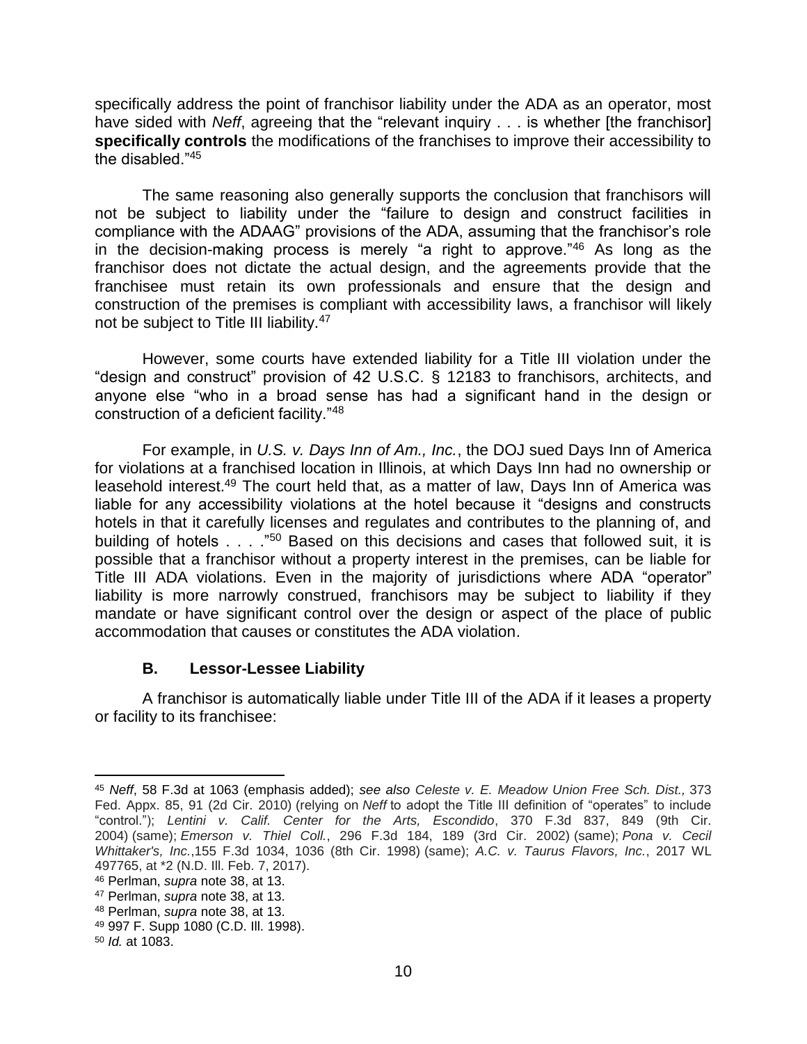specifically address the point of franchisor liability under the ADA as an operator, most have sided with *Neff*, agreeing that the "relevant inquiry . . . is whether [the franchisor] **specifically controls** the modifications of the franchises to improve their accessibility to the disabled."[45]

The same reasoning also generally supports the conclusion that franchisors will not be subject to liability under the "failure to design and construct facilities in compliance with the ADAAG" provisions of the ADA, assuming that the franchisor's role in the decision-making process is merely "a right to approve."[46] As long as the franchisor does not dictate the actual design, and the agreements provide that the franchisee must retain its own professionals and ensure that the design and construction of the premises is compliant with accessibility laws, a franchisor will likely not be subject to Title III liability.[47]

However, some courts have extended liability for a Title III violation under the "design and construct" provision of 42 U.S.C. § 12183 to franchisors, architects, and anyone else "who in a broad sense has had a significant hand in the design or construction of a deficient facility."[48]

For example, in *U.S. v. Days Inn of Am., Inc.*, the DOJ sued Days Inn of America for violations at a franchised location in Illinois, at which Days Inn had no ownership or leasehold interest.[49] The court held that, as a matter of law, Days Inn of America was liable for any accessibility violations at the hotel because it "designs and constructs hotels in that it carefully licenses and regulates and contributes to the planning of, and building of hotels . . . ."[50] Based on this decisions and cases that followed suit, it is possible that a franchisor without a property interest in the premises, can be liable for Title III ADA violations. Even in the majority of jurisdictions where ADA "operator" liability is more narrowly construed, franchisors may be subject to liability if they mandate or have significant control over the design or aspect of the place of public accommodation that causes or constitutes the ADA violation.

### B. Lessor-Lessee Liability

A franchisor is automatically liable under Title III of the ADA if it leases a property or facility to its franchisee:

---

[45] *Neff*, 58 F.3d at 1063 (emphasis added); *see also Celeste v. E. Meadow Union Free Sch. Dist.,* 373 Fed. Appx. 85, 91 (2d Cir. 2010) (relying on *Neff* to adopt the Title III definition of "operates" to include "control."); *Lentini v. Calif. Center for the Arts, Escondido*, 370 F.3d 837, 849 (9th Cir. 2004) (same); *Emerson v. Thiel Coll.*, 296 F.3d 184, 189 (3rd Cir. 2002) (same); *Pona v. Cecil Whittaker's, Inc.*,155 F.3d 1034, 1036 (8th Cir. 1998) (same); *A.C. v. Taurus Flavors, Inc.*, 2017 WL 497765, at *2 (N.D. Ill. Feb. 7, 2017).

[46] Perlman, *supra* note 38, at 13.

[47] Perlman, *supra* note 38, at 13.

[48] Perlman, *supra* note 38, at 13.

[49] 997 F. Supp 1080 (C.D. Ill. 1998).

[50] *Id.* at 1083.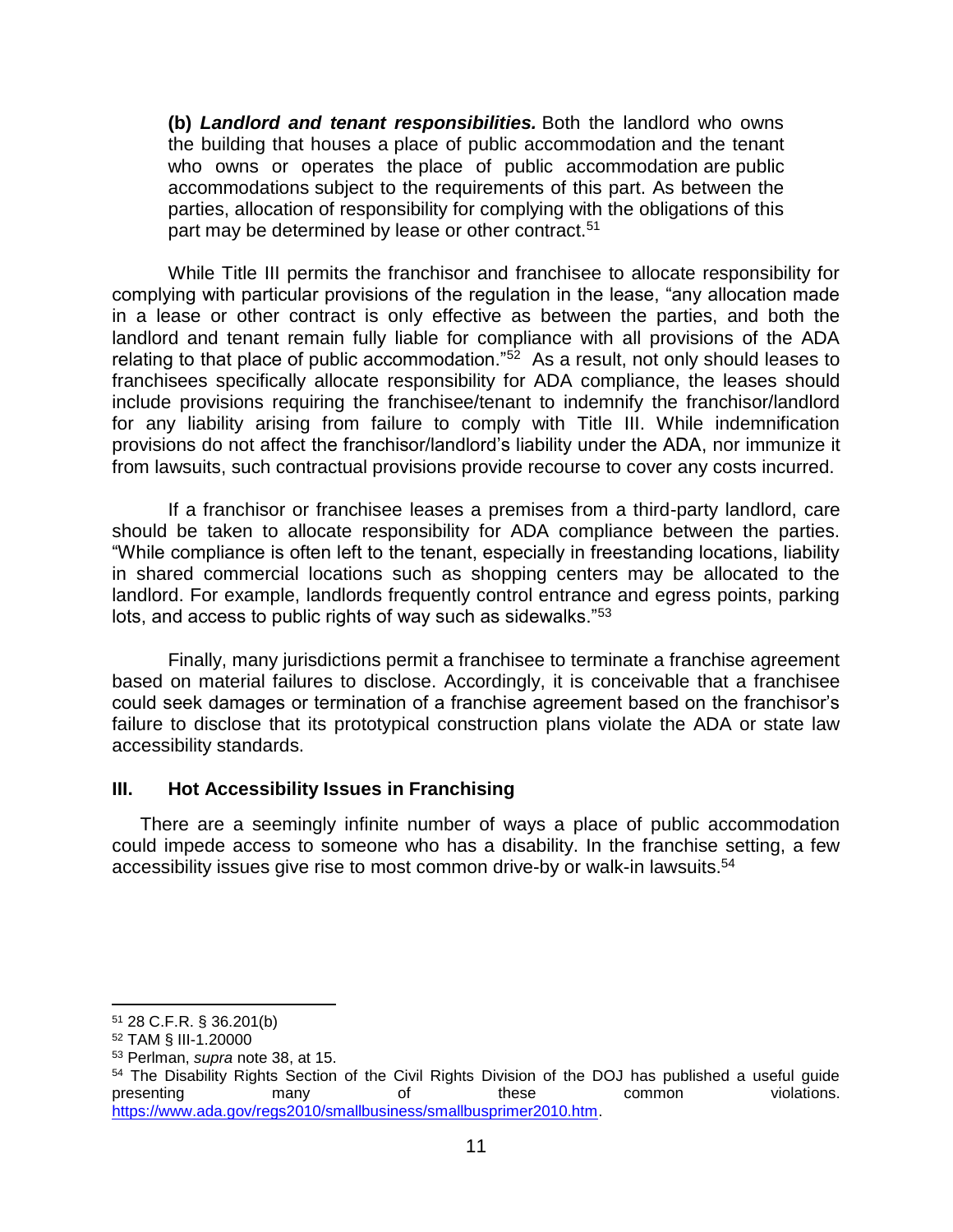> **(b)** ***Landlord and tenant responsibilities.*** Both the landlord who owns the building that houses a place of public accommodation and the tenant who owns or operates the place of public accommodation are public accommodations subject to the requirements of this part. As between the parties, allocation of responsibility for complying with the obligations of this part may be determined by lease or other contract.[51]

While Title III permits the franchisor and franchisee to allocate responsibility for complying with particular provisions of the regulation in the lease, "any allocation made in a lease or other contract is only effective as between the parties, and both the landlord and tenant remain fully liable for compliance with all provisions of the ADA relating to that place of public accommodation."[52] As a result, not only should leases to franchisees specifically allocate responsibility for ADA compliance, the leases should include provisions requiring the franchisee/tenant to indemnify the franchisor/landlord for any liability arising from failure to comply with Title III. While indemnification provisions do not affect the franchisor/landlord's liability under the ADA, nor immunize it from lawsuits, such contractual provisions provide recourse to cover any costs incurred.

If a franchisor or franchisee leases a premises from a third-party landlord, care should be taken to allocate responsibility for ADA compliance between the parties. "While compliance is often left to the tenant, especially in freestanding locations, liability in shared commercial locations such as shopping centers may be allocated to the landlord. For example, landlords frequently control entrance and egress points, parking lots, and access to public rights of way such as sidewalks."[53]

Finally, many jurisdictions permit a franchisee to terminate a franchise agreement based on material failures to disclose. Accordingly, it is conceivable that a franchisee could seek damages or termination of a franchise agreement based on the franchisor's failure to disclose that its prototypical construction plans violate the ADA or state law accessibility standards.

## III. Hot Accessibility Issues in Franchising

There are a seemingly infinite number of ways a place of public accommodation could impede access to someone who has a disability. In the franchise setting, a few accessibility issues give rise to most common drive-by or walk-in lawsuits.[54]

---

[51] 28 C.F.R. § 36.201(b)

[52] TAM § III-1.20000

[53] Perlman, *supra* note 38, at 15.

[54] The Disability Rights Section of the Civil Rights Division of the DOJ has published a useful guide presenting many of these common violations. https://www.ada.gov/regs2010/smallbusiness/smallbusprimer2010.htm.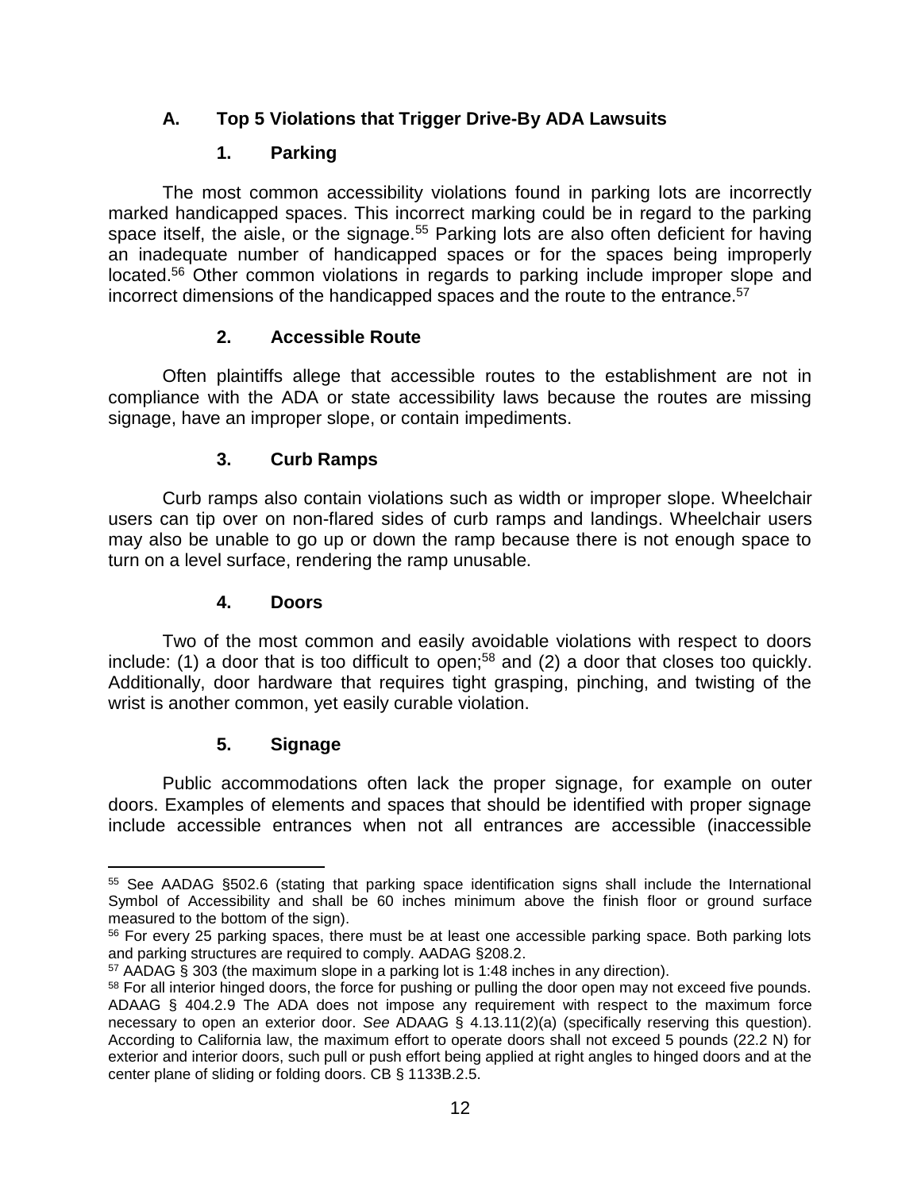### A. Top 5 Violations that Trigger Drive-By ADA Lawsuits

#### 1. Parking

The most common accessibility violations found in parking lots are incorrectly marked handicapped spaces. This incorrect marking could be in regard to the parking space itself, the aisle, or the signage.[55] Parking lots are also often deficient for having an inadequate number of handicapped spaces or for the spaces being improperly located.[56] Other common violations in regards to parking include improper slope and incorrect dimensions of the handicapped spaces and the route to the entrance.[57]

#### 2. Accessible Route

Often plaintiffs allege that accessible routes to the establishment are not in compliance with the ADA or state accessibility laws because the routes are missing signage, have an improper slope, or contain impediments.

#### 3. Curb Ramps

Curb ramps also contain violations such as width or improper slope. Wheelchair users can tip over on non-flared sides of curb ramps and landings. Wheelchair users may also be unable to go up or down the ramp because there is not enough space to turn on a level surface, rendering the ramp unusable.

#### 4. Doors

Two of the most common and easily avoidable violations with respect to doors include: (1) a door that is too difficult to open;[58] and (2) a door that closes too quickly. Additionally, door hardware that requires tight grasping, pinching, and twisting of the wrist is another common, yet easily curable violation.

#### 5. Signage

Public accommodations often lack the proper signage, for example on outer doors. Examples of elements and spaces that should be identified with proper signage include accessible entrances when not all entrances are accessible (inaccessible

---

[55] See AADAG §502.6 (stating that parking space identification signs shall include the International Symbol of Accessibility and shall be 60 inches minimum above the finish floor or ground surface measured to the bottom of the sign).

[56] For every 25 parking spaces, there must be at least one accessible parking space. Both parking lots and parking structures are required to comply. AADAG §208.2.

[57] AADAG § 303 (the maximum slope in a parking lot is 1:48 inches in any direction).

[58] For all interior hinged doors, the force for pushing or pulling the door open may not exceed five pounds. ADAAG § 404.2.9 The ADA does not impose any requirement with respect to the maximum force necessary to open an exterior door. *See* ADAAG § 4.13.11(2)(a) (specifically reserving this question). According to California law, the maximum effort to operate doors shall not exceed 5 pounds (22.2 N) for exterior and interior doors, such pull or push effort being applied at right angles to hinged doors and at the center plane of sliding or folding doors. CB § 1133B.2.5.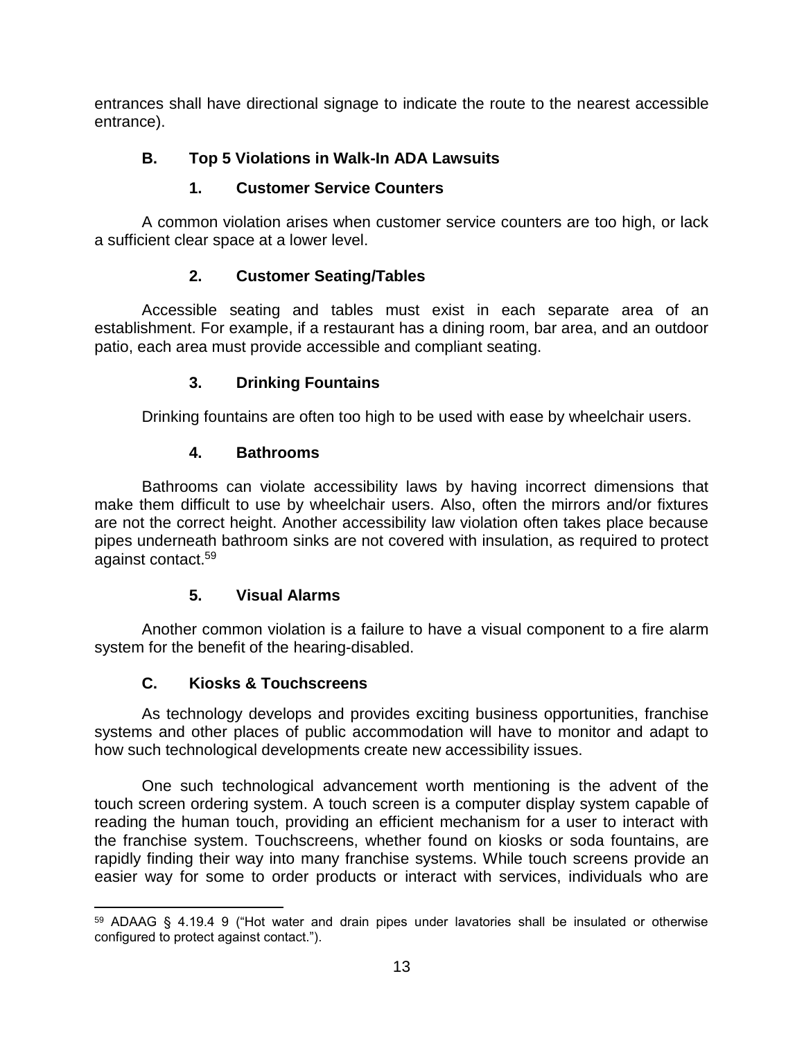entrances shall have directional signage to indicate the route to the nearest accessible entrance).

### B. Top 5 Violations in Walk-In ADA Lawsuits

#### 1. Customer Service Counters

A common violation arises when customer service counters are too high, or lack a sufficient clear space at a lower level.

#### 2. Customer Seating/Tables

Accessible seating and tables must exist in each separate area of an establishment. For example, if a restaurant has a dining room, bar area, and an outdoor patio, each area must provide accessible and compliant seating.

#### 3. Drinking Fountains

Drinking fountains are often too high to be used with ease by wheelchair users.

#### 4. Bathrooms

Bathrooms can violate accessibility laws by having incorrect dimensions that make them difficult to use by wheelchair users. Also, often the mirrors and/or fixtures are not the correct height. Another accessibility law violation often takes place because pipes underneath bathroom sinks are not covered with insulation, as required to protect against contact.[59]

#### 5. Visual Alarms

Another common violation is a failure to have a visual component to a fire alarm system for the benefit of the hearing-disabled.

### C. Kiosks & Touchscreens

As technology develops and provides exciting business opportunities, franchise systems and other places of public accommodation will have to monitor and adapt to how such technological developments create new accessibility issues.

One such technological advancement worth mentioning is the advent of the touch screen ordering system. A touch screen is a computer display system capable of reading the human touch, providing an efficient mechanism for a user to interact with the franchise system. Touchscreens, whether found on kiosks or soda fountains, are rapidly finding their way into many franchise systems. While touch screens provide an easier way for some to order products or interact with services, individuals who are

---

[59] ADAAG § 4.19.4 9 ("Hot water and drain pipes under lavatories shall be insulated or otherwise configured to protect against contact.").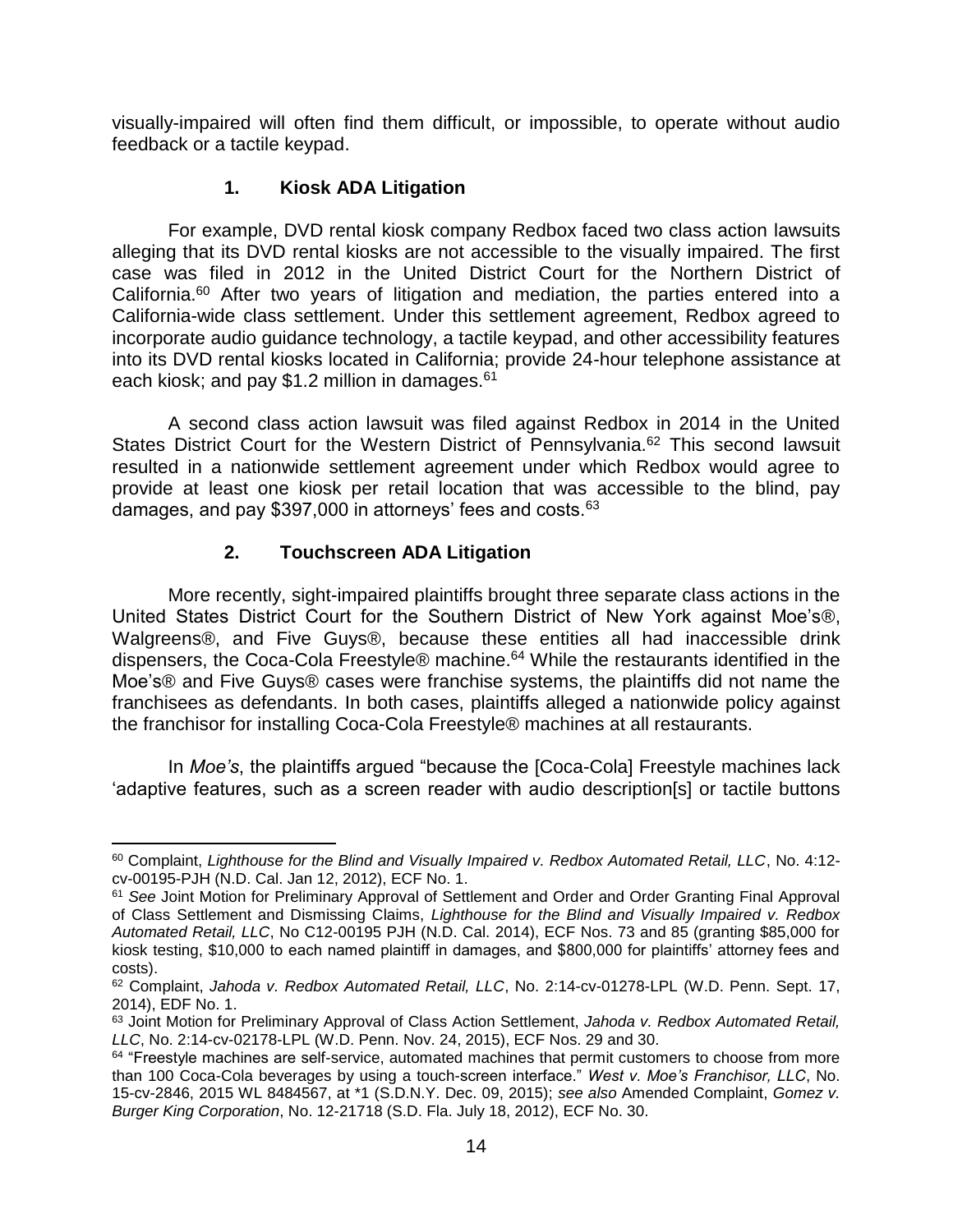visually-impaired will often find them difficult, or impossible, to operate without audio feedback or a tactile keypad.

### 1. Kiosk ADA Litigation

For example, DVD rental kiosk company Redbox faced two class action lawsuits alleging that its DVD rental kiosks are not accessible to the visually impaired. The first case was filed in 2012 in the United District Court for the Northern District of California.[60] After two years of litigation and mediation, the parties entered into a California-wide class settlement. Under this settlement agreement, Redbox agreed to incorporate audio guidance technology, a tactile keypad, and other accessibility features into its DVD rental kiosks located in California; provide 24-hour telephone assistance at each kiosk; and pay $1.2 million in damages.[61]

A second class action lawsuit was filed against Redbox in 2014 in the United States District Court for the Western District of Pennsylvania.[62] This second lawsuit resulted in a nationwide settlement agreement under which Redbox would agree to provide at least one kiosk per retail location that was accessible to the blind, pay damages, and pay $397,000 in attorneys' fees and costs.[63]

### 2. Touchscreen ADA Litigation

More recently, sight-impaired plaintiffs brought three separate class actions in the United States District Court for the Southern District of New York against Moe's®, Walgreens®, and Five Guys®, because these entities all had inaccessible drink dispensers, the Coca-Cola Freestyle® machine.[64] While the restaurants identified in the Moe's® and Five Guys® cases were franchise systems, the plaintiffs did not name the franchisees as defendants. In both cases, plaintiffs alleged a nationwide policy against the franchisor for installing Coca-Cola Freestyle® machines at all restaurants.

In *Moe's*, the plaintiffs argued "because the [Coca-Cola] Freestyle machines lack 'adaptive features, such as a screen reader with audio description[s] or tactile buttons

---

[60] Complaint, *Lighthouse for the Blind and Visually Impaired v. Redbox Automated Retail, LLC*, No. 4:12-cv-00195-PJH (N.D. Cal. Jan 12, 2012), ECF No. 1.

[61] *See* Joint Motion for Preliminary Approval of Settlement and Order and Order Granting Final Approval of Class Settlement and Dismissing Claims, *Lighthouse for the Blind and Visually Impaired v. Redbox Automated Retail, LLC*, No C12-00195 PJH (N.D. Cal. 2014), ECF Nos. 73 and 85 (granting $85,000 for kiosk testing, $10,000 to each named plaintiff in damages, and $800,000 for plaintiffs' attorney fees and costs).

[62] Complaint, *Jahoda v. Redbox Automated Retail, LLC*, No. 2:14-cv-01278-LPL (W.D. Penn. Sept. 17, 2014), EDF No. 1.

[63] Joint Motion for Preliminary Approval of Class Action Settlement, *Jahoda v. Redbox Automated Retail, LLC*, No. 2:14-cv-02178-LPL (W.D. Penn. Nov. 24, 2015), ECF Nos. 29 and 30.

[64] "Freestyle machines are self-service, automated machines that permit customers to choose from more than 100 Coca-Cola beverages by using a touch-screen interface." *West v. Moe's Franchisor, LLC*, No. 15-cv-2846, 2015 WL 8484567, at *1 (S.D.N.Y. Dec. 09, 2015); *see also* Amended Complaint, *Gomez v. Burger King Corporation*, No. 12-21718 (S.D. Fla. July 18, 2012), ECF No. 30.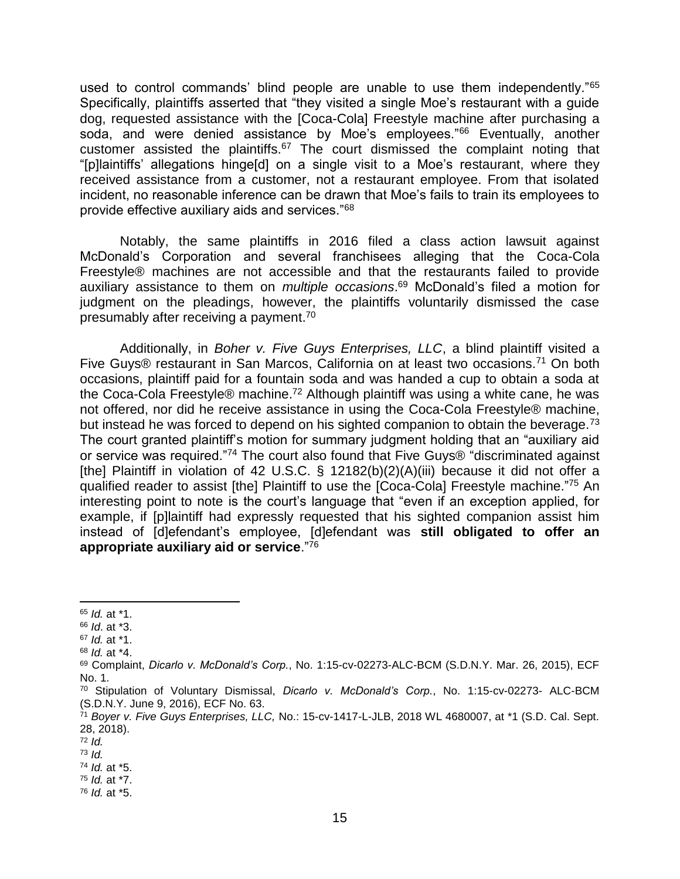used to control commands' blind people are unable to use them independently."[65] Specifically, plaintiffs asserted that "they visited a single Moe's restaurant with a guide dog, requested assistance with the [Coca-Cola] Freestyle machine after purchasing a soda, and were denied assistance by Moe's employees."[66] Eventually, another customer assisted the plaintiffs.[67] The court dismissed the complaint noting that "[p]laintiffs' allegations hinge[d] on a single visit to a Moe's restaurant, where they received assistance from a customer, not a restaurant employee. From that isolated incident, no reasonable inference can be drawn that Moe's fails to train its employees to provide effective auxiliary aids and services."[68]

Notably, the same plaintiffs in 2016 filed a class action lawsuit against McDonald's Corporation and several franchisees alleging that the Coca-Cola Freestyle® machines are not accessible and that the restaurants failed to provide auxiliary assistance to them on *multiple occasions*.[69] McDonald's filed a motion for judgment on the pleadings, however, the plaintiffs voluntarily dismissed the case presumably after receiving a payment.[70]

Additionally, in *Boher v. Five Guys Enterprises, LLC*, a blind plaintiff visited a Five Guys® restaurant in San Marcos, California on at least two occasions.[71] On both occasions, plaintiff paid for a fountain soda and was handed a cup to obtain a soda at the Coca-Cola Freestyle® machine.[72] Although plaintiff was using a white cane, he was not offered, nor did he receive assistance in using the Coca-Cola Freestyle® machine, but instead he was forced to depend on his sighted companion to obtain the beverage.[73] The court granted plaintiff's motion for summary judgment holding that an "auxiliary aid or service was required."[74] The court also found that Five Guys® "discriminated against [the] Plaintiff in violation of 42 U.S.C. § 12182(b)(2)(A)(iii) because it did not offer a qualified reader to assist [the] Plaintiff to use the [Coca-Cola] Freestyle machine."[75] An interesting point to note is the court's language that "even if an exception applied, for example, if [p]laintiff had expressly requested that his sighted companion assist him instead of [d]efendant's employee, [d]efendant was **still obligated to offer an appropriate auxiliary aid or service**."[76]

---

[65] *Id.* at *1.

[66] *Id*. at *3.

[67] *Id.* at *1.

[68] *Id.* at *4.

[69] Complaint, *Dicarlo v. McDonald's Corp.*, No. 1:15-cv-02273-ALC-BCM (S.D.N.Y. Mar. 26, 2015), ECF No. 1.

[70] Stipulation of Voluntary Dismissal, *Dicarlo v. McDonald's Corp.*, No. 1:15-cv-02273- ALC-BCM (S.D.N.Y. June 9, 2016), ECF No. 63.

[71] *Boyer v. Five Guys Enterprises, LLC,* No.: 15-cv-1417-L-JLB, 2018 WL 4680007, at *1 (S.D. Cal. Sept. 28, 2018).

[72] *Id.*

[73] *Id.*

[74] *Id.* at *5.

[75] *Id.* at *7.

[76] *Id.* at *5.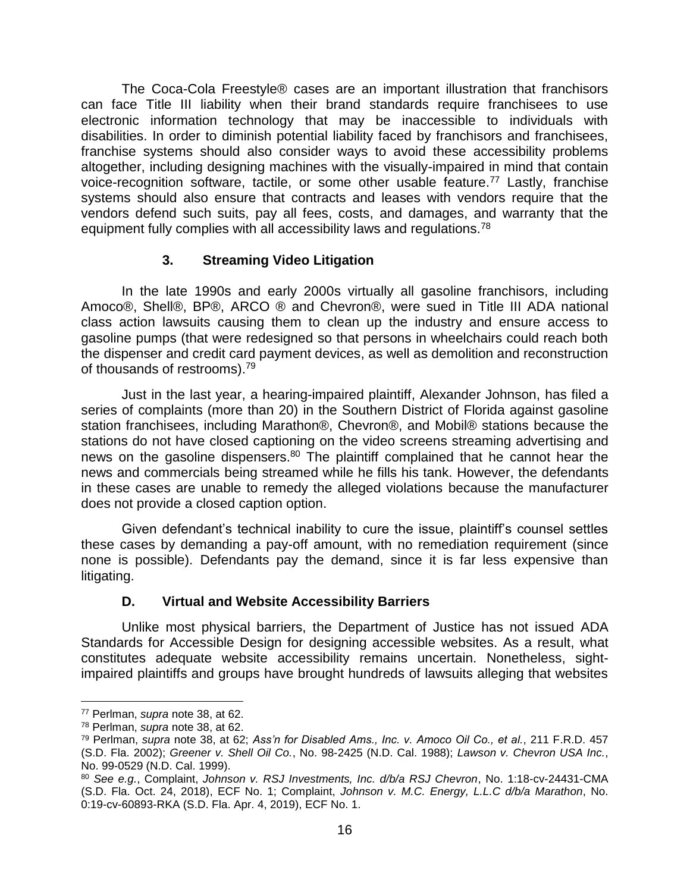The Coca-Cola Freestyle® cases are an important illustration that franchisors can face Title III liability when their brand standards require franchisees to use electronic information technology that may be inaccessible to individuals with disabilities. In order to diminish potential liability faced by franchisors and franchisees, franchise systems should also consider ways to avoid these accessibility problems altogether, including designing machines with the visually-impaired in mind that contain voice-recognition software, tactile, or some other usable feature.[77] Lastly, franchise systems should also ensure that contracts and leases with vendors require that the vendors defend such suits, pay all fees, costs, and damages, and warranty that the equipment fully complies with all accessibility laws and regulations.[78]

### 3. Streaming Video Litigation

In the late 1990s and early 2000s virtually all gasoline franchisors, including Amoco®, Shell®, BP®, ARCO ® and Chevron®, were sued in Title III ADA national class action lawsuits causing them to clean up the industry and ensure access to gasoline pumps (that were redesigned so that persons in wheelchairs could reach both the dispenser and credit card payment devices, as well as demolition and reconstruction of thousands of restrooms).[79]

Just in the last year, a hearing-impaired plaintiff, Alexander Johnson, has filed a series of complaints (more than 20) in the Southern District of Florida against gasoline station franchisees, including Marathon®, Chevron®, and Mobil® stations because the stations do not have closed captioning on the video screens streaming advertising and news on the gasoline dispensers.[80] The plaintiff complained that he cannot hear the news and commercials being streamed while he fills his tank. However, the defendants in these cases are unable to remedy the alleged violations because the manufacturer does not provide a closed caption option.

Given defendant's technical inability to cure the issue, plaintiff's counsel settles these cases by demanding a pay-off amount, with no remediation requirement (since none is possible). Defendants pay the demand, since it is far less expensive than litigating.

### D. Virtual and Website Accessibility Barriers

Unlike most physical barriers, the Department of Justice has not issued ADA Standards for Accessible Design for designing accessible websites. As a result, what constitutes adequate website accessibility remains uncertain. Nonetheless, sight-impaired plaintiffs and groups have brought hundreds of lawsuits alleging that websites

---

[77] Perlman, *supra* note 38, at 62.

[78] Perlman, *supra* note 38, at 62.

[79] Perlman, *supra* note 38, at 62; *Ass'n for Disabled Ams., Inc. v. Amoco Oil Co., et al.*, 211 F.R.D. 457 (S.D. Fla. 2002); *Greener v. Shell Oil Co.*, No. 98-2425 (N.D. Cal. 1988); *Lawson v. Chevron USA Inc.*, No. 99-0529 (N.D. Cal. 1999).

[80] *See e.g.*, Complaint, *Johnson v. RSJ Investments, Inc. d/b/a RSJ Chevron*, No. 1:18-cv-24431-CMA (S.D. Fla. Oct. 24, 2018), ECF No. 1; Complaint, *Johnson v. M.C. Energy, L.L.C d/b/a Marathon*, No. 0:19-cv-60893-RKA (S.D. Fla. Apr. 4, 2019), ECF No. 1.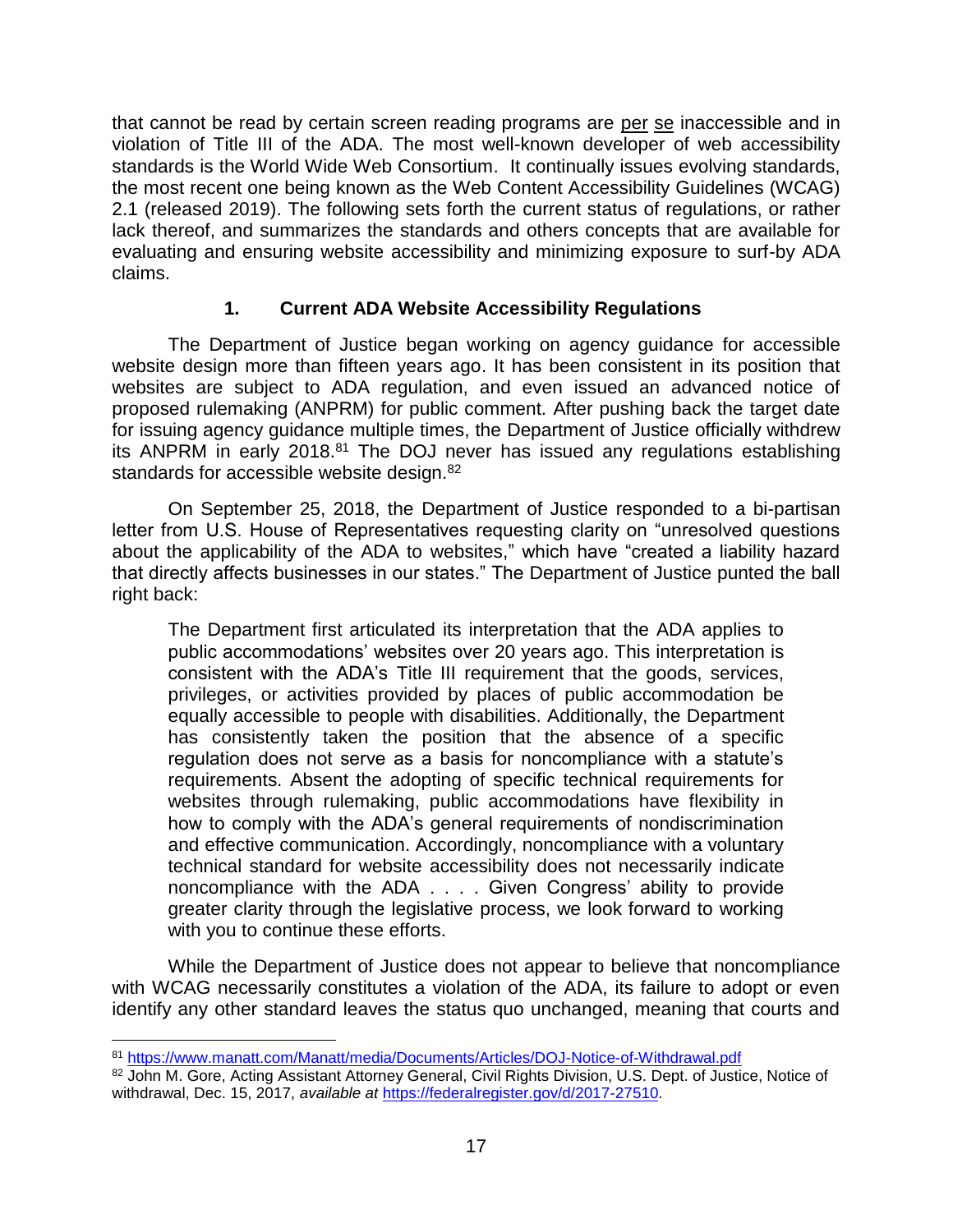that cannot be read by certain screen reading programs are per se inaccessible and in violation of Title III of the ADA. The most well-known developer of web accessibility standards is the World Wide Web Consortium. It continually issues evolving standards, the most recent one being known as the Web Content Accessibility Guidelines (WCAG) 2.1 (released 2019). The following sets forth the current status of regulations, or rather lack thereof, and summarizes the standards and others concepts that are available for evaluating and ensuring website accessibility and minimizing exposure to surf-by ADA claims.

### 1. Current ADA Website Accessibility Regulations

The Department of Justice began working on agency guidance for accessible website design more than fifteen years ago. It has been consistent in its position that websites are subject to ADA regulation, and even issued an advanced notice of proposed rulemaking (ANPRM) for public comment. After pushing back the target date for issuing agency guidance multiple times, the Department of Justice officially withdrew its ANPRM in early 2018.[81] The DOJ never has issued any regulations establishing standards for accessible website design.[82]

On September 25, 2018, the Department of Justice responded to a bi-partisan letter from U.S. House of Representatives requesting clarity on "unresolved questions about the applicability of the ADA to websites," which have "created a liability hazard that directly affects businesses in our states." The Department of Justice punted the ball right back:

> The Department first articulated its interpretation that the ADA applies to public accommodations' websites over 20 years ago. This interpretation is consistent with the ADA's Title III requirement that the goods, services, privileges, or activities provided by places of public accommodation be equally accessible to people with disabilities. Additionally, the Department has consistently taken the position that the absence of a specific regulation does not serve as a basis for noncompliance with a statute's requirements. Absent the adopting of specific technical requirements for websites through rulemaking, public accommodations have flexibility in how to comply with the ADA's general requirements of nondiscrimination and effective communication. Accordingly, noncompliance with a voluntary technical standard for website accessibility does not necessarily indicate noncompliance with the ADA . . . . Given Congress' ability to provide greater clarity through the legislative process, we look forward to working with you to continue these efforts.

While the Department of Justice does not appear to believe that noncompliance with WCAG necessarily constitutes a violation of the ADA, its failure to adopt or even identify any other standard leaves the status quo unchanged, meaning that courts and

---

[81] https://www.manatt.com/Manatt/media/Documents/Articles/DOJ-Notice-of-Withdrawal.pdf

[82] John M. Gore, Acting Assistant Attorney General, Civil Rights Division, U.S. Dept. of Justice, Notice of withdrawal, Dec. 15, 2017, *available at* https://federalregister.gov/d/2017-27510.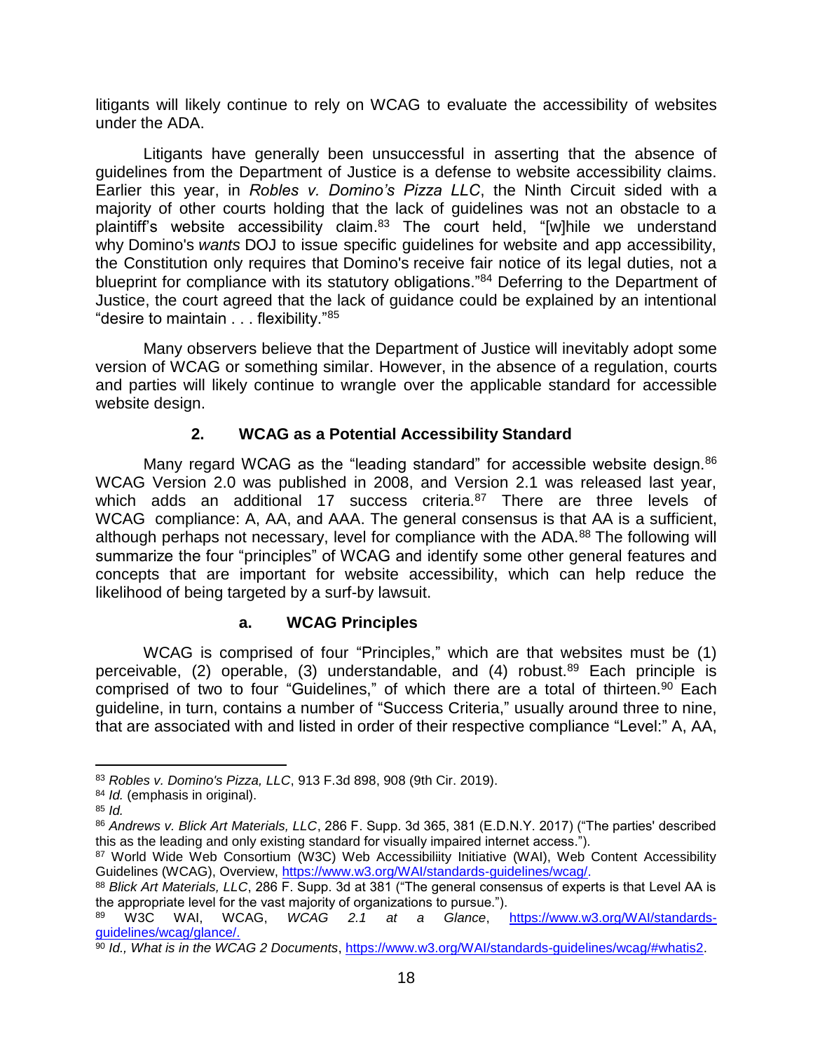litigants will likely continue to rely on WCAG to evaluate the accessibility of websites under the ADA.

Litigants have generally been unsuccessful in asserting that the absence of guidelines from the Department of Justice is a defense to website accessibility claims. Earlier this year, in *Robles v. Domino's Pizza LLC*, the Ninth Circuit sided with a majority of other courts holding that the lack of guidelines was not an obstacle to a plaintiff's website accessibility claim.[83] The court held, "[w]hile we understand why Domino's *wants* DOJ to issue specific guidelines for website and app accessibility, the Constitution only requires that Domino's receive fair notice of its legal duties, not a blueprint for compliance with its statutory obligations."[84] Deferring to the Department of Justice, the court agreed that the lack of guidance could be explained by an intentional "desire to maintain . . . flexibility."[85]

Many observers believe that the Department of Justice will inevitably adopt some version of WCAG or something similar. However, in the absence of a regulation, courts and parties will likely continue to wrangle over the applicable standard for accessible website design.

### 2. WCAG as a Potential Accessibility Standard

Many regard WCAG as the "leading standard" for accessible website design.[86] WCAG Version 2.0 was published in 2008, and Version 2.1 was released last year, which adds an additional 17 success criteria.[87] There are three levels of WCAG compliance: A, AA, and AAA. The general consensus is that AA is a sufficient, although perhaps not necessary, level for compliance with the ADA.[88] The following will summarize the four "principles" of WCAG and identify some other general features and concepts that are important for website accessibility, which can help reduce the likelihood of being targeted by a surf-by lawsuit.

#### a. WCAG Principles

WCAG is comprised of four "Principles," which are that websites must be (1) perceivable, (2) operable, (3) understandable, and (4) robust.[89] Each principle is comprised of two to four "Guidelines," of which there are a total of thirteen.[90] Each guideline, in turn, contains a number of "Success Criteria," usually around three to nine, that are associated with and listed in order of their respective compliance "Level:" A, AA,

---

[83] *Robles v. Domino's Pizza, LLC*, 913 F.3d 898, 908 (9th Cir. 2019).

[84] *Id.* (emphasis in original).

[85] *Id.*

[86] *Andrews v. Blick Art Materials, LLC*, 286 F. Supp. 3d 365, 381 (E.D.N.Y. 2017) ("The parties' described this as the leading and only existing standard for visually impaired internet access.").

[87] World Wide Web Consortium (W3C) Web Accessibiliity Initiative (WAI), Web Content Accessibility Guidelines (WCAG), Overview, https://www.w3.org/WAI/standards-guidelines/wcag/.

[88] *Blick Art Materials, LLC*, 286 F. Supp. 3d at 381 ("The general consensus of experts is that Level AA is the appropriate level for the vast majority of organizations to pursue.").

[89] W3C WAI, WCAG, *WCAG 2.1 at a Glance*, https://www.w3.org/WAI/standards-guidelines/wcag/glance/.

[90] *Id., What is in the WCAG 2 Documents*, https://www.w3.org/WAI/standards-guidelines/wcag/#whatis2.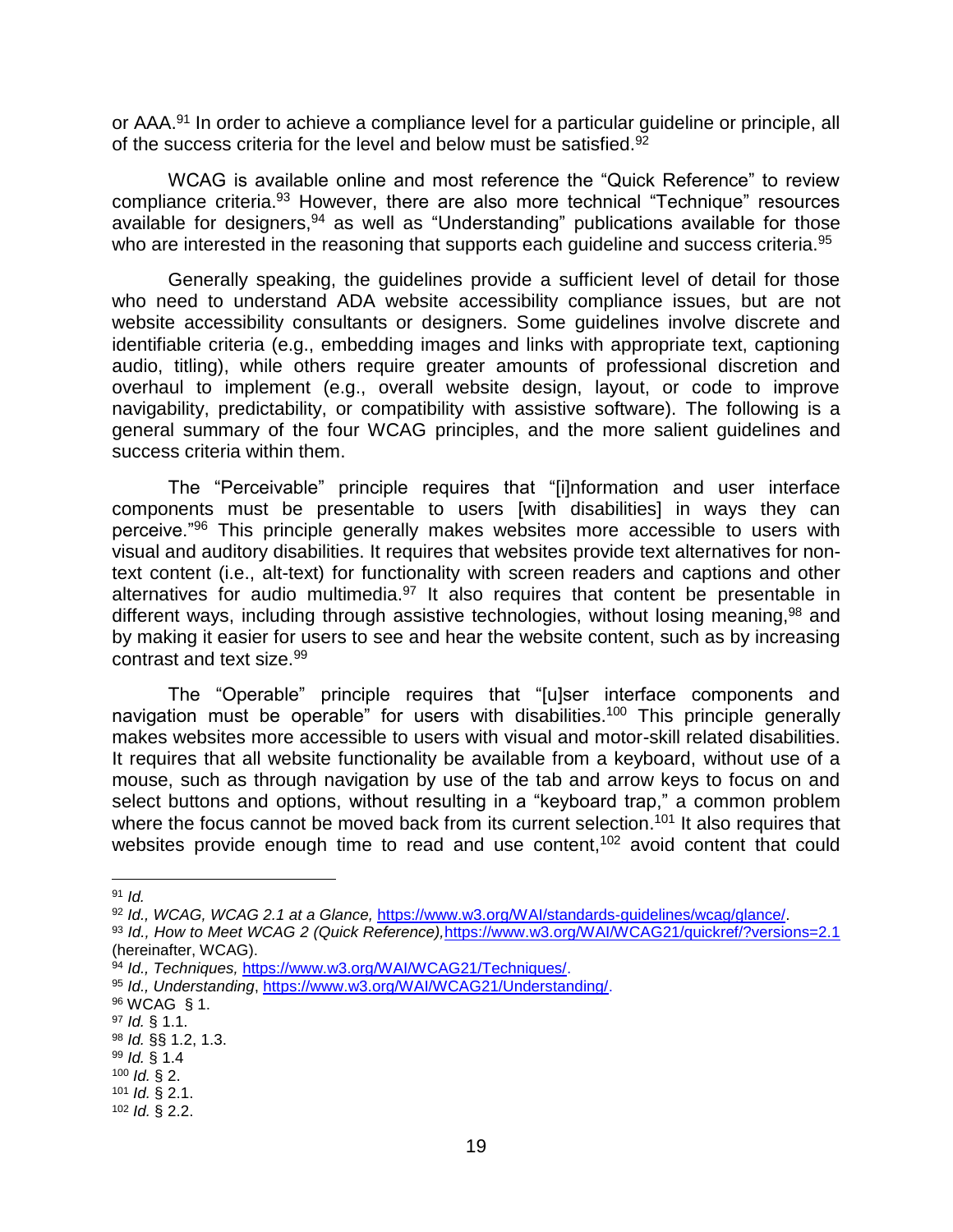or AAA.[91] In order to achieve a compliance level for a particular guideline or principle, all of the success criteria for the level and below must be satisfied.[92]

WCAG is available online and most reference the "Quick Reference" to review compliance criteria.[93] However, there are also more technical "Technique" resources available for designers,[94] as well as "Understanding" publications available for those who are interested in the reasoning that supports each guideline and success criteria.[95]

Generally speaking, the guidelines provide a sufficient level of detail for those who need to understand ADA website accessibility compliance issues, but are not website accessibility consultants or designers. Some guidelines involve discrete and identifiable criteria (e.g., embedding images and links with appropriate text, captioning audio, titling), while others require greater amounts of professional discretion and overhaul to implement (e.g., overall website design, layout, or code to improve navigability, predictability, or compatibility with assistive software). The following is a general summary of the four WCAG principles, and the more salient guidelines and success criteria within them.

The "Perceivable" principle requires that "[i]nformation and user interface components must be presentable to users [with disabilities] in ways they can perceive."[96] This principle generally makes websites more accessible to users with visual and auditory disabilities. It requires that websites provide text alternatives for non-text content (i.e., alt-text) for functionality with screen readers and captions and other alternatives for audio multimedia.[97] It also requires that content be presentable in different ways, including through assistive technologies, without losing meaning,[98] and by making it easier for users to see and hear the website content, such as by increasing contrast and text size.[99]

The "Operable" principle requires that "[u]ser interface components and navigation must be operable" for users with disabilities.[100] This principle generally makes websites more accessible to users with visual and motor-skill related disabilities. It requires that all website functionality be available from a keyboard, without use of a mouse, such as through navigation by use of the tab and arrow keys to focus on and select buttons and options, without resulting in a "keyboard trap," a common problem where the focus cannot be moved back from its current selection.[101] It also requires that websites provide enough time to read and use content,[102] avoid content that could

---

[91] *Id.*

[92] *Id., WCAG, WCAG 2.1 at a Glance,* https://www.w3.org/WAI/standards-guidelines/wcag/glance/.

[93] *Id., How to Meet WCAG 2 (Quick Reference),* https://www.w3.org/WAI/WCAG21/quickref/?versions=2.1 (hereinafter, WCAG).

[94] *Id., Techniques,* https://www.w3.org/WAI/WCAG21/Techniques/.

[95] *Id., Understanding*, https://www.w3.org/WAI/WCAG21/Understanding/.

[96] WCAG § 1.

[97] *Id.* § 1.1.

[98] *Id.* §§ 1.2, 1.3.

[99] *Id.* § 1.4

[100] *Id.* § 2.

[101] *Id.* § 2.1.

[102] *Id.* § 2.2.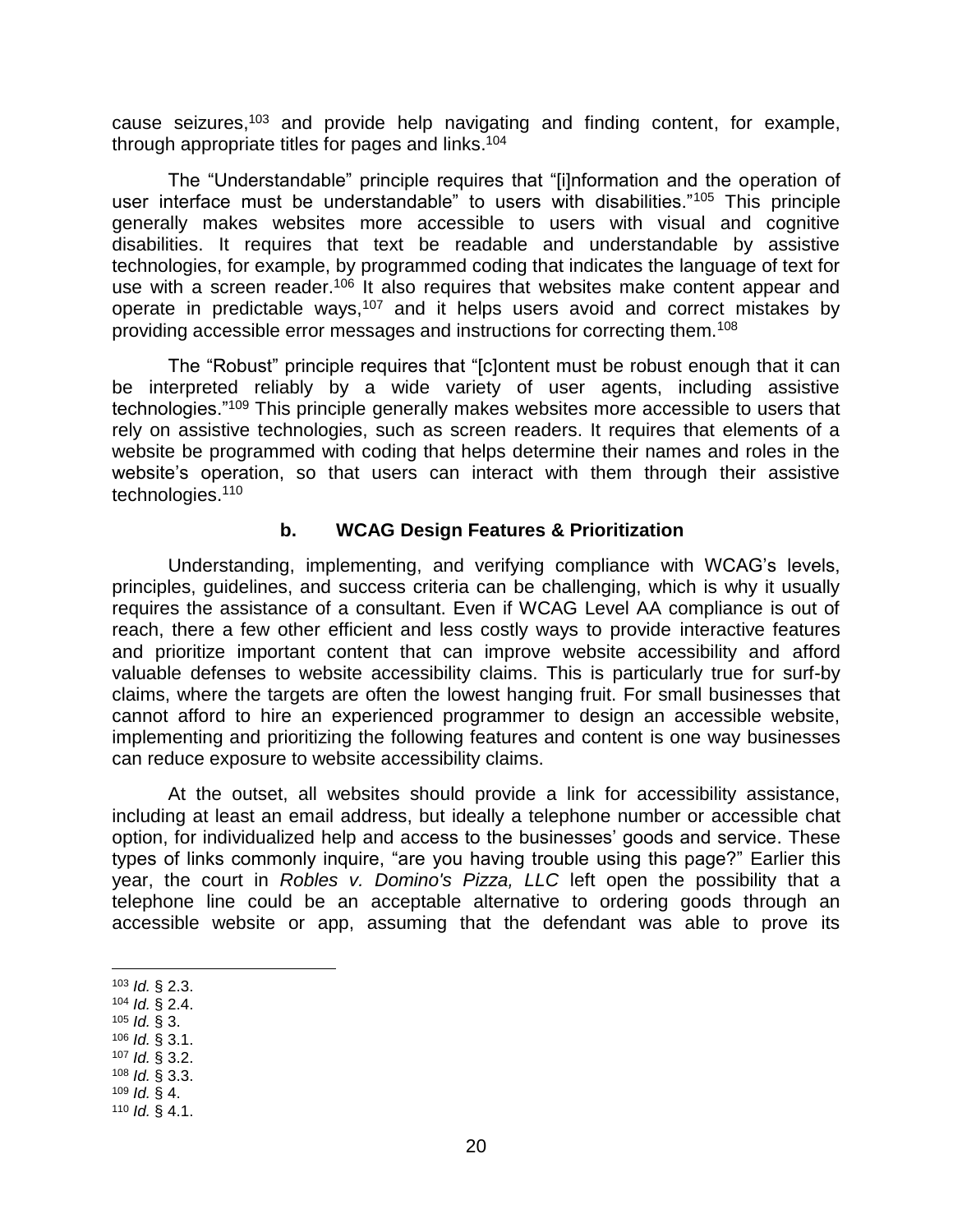cause seizures,[103] and provide help navigating and finding content, for example, through appropriate titles for pages and links.[104]

The "Understandable" principle requires that "[i]nformation and the operation of user interface must be understandable" to users with disabilities."[105] This principle generally makes websites more accessible to users with visual and cognitive disabilities. It requires that text be readable and understandable by assistive technologies, for example, by programmed coding that indicates the language of text for use with a screen reader.[106] It also requires that websites make content appear and operate in predictable ways,[107] and it helps users avoid and correct mistakes by providing accessible error messages and instructions for correcting them.[108]

The "Robust" principle requires that "[c]ontent must be robust enough that it can be interpreted reliably by a wide variety of user agents, including assistive technologies."[109] This principle generally makes websites more accessible to users that rely on assistive technologies, such as screen readers. It requires that elements of a website be programmed with coding that helps determine their names and roles in the website's operation, so that users can interact with them through their assistive technologies.[110]

### b. WCAG Design Features & Prioritization

Understanding, implementing, and verifying compliance with WCAG's levels, principles, guidelines, and success criteria can be challenging, which is why it usually requires the assistance of a consultant. Even if WCAG Level AA compliance is out of reach, there a few other efficient and less costly ways to provide interactive features and prioritize important content that can improve website accessibility and afford valuable defenses to website accessibility claims. This is particularly true for surf-by claims, where the targets are often the lowest hanging fruit. For small businesses that cannot afford to hire an experienced programmer to design an accessible website, implementing and prioritizing the following features and content is one way businesses can reduce exposure to website accessibility claims.

At the outset, all websites should provide a link for accessibility assistance, including at least an email address, but ideally a telephone number or accessible chat option, for individualized help and access to the businesses' goods and service. These types of links commonly inquire, "are you having trouble using this page?" Earlier this year, the court in *Robles v. Domino's Pizza, LLC* left open the possibility that a telephone line could be an acceptable alternative to ordering goods through an accessible website or app, assuming that the defendant was able to prove its

---

[103] *Id.* § 2.3.
[104] *Id.* § 2.4.
[105] *Id.* § 3.
[106] *Id.* § 3.1.
[107] *Id.* § 3.2.
[108] *Id.* § 3.3.
[109] *Id.* § 4.
[110] *Id.* § 4.1.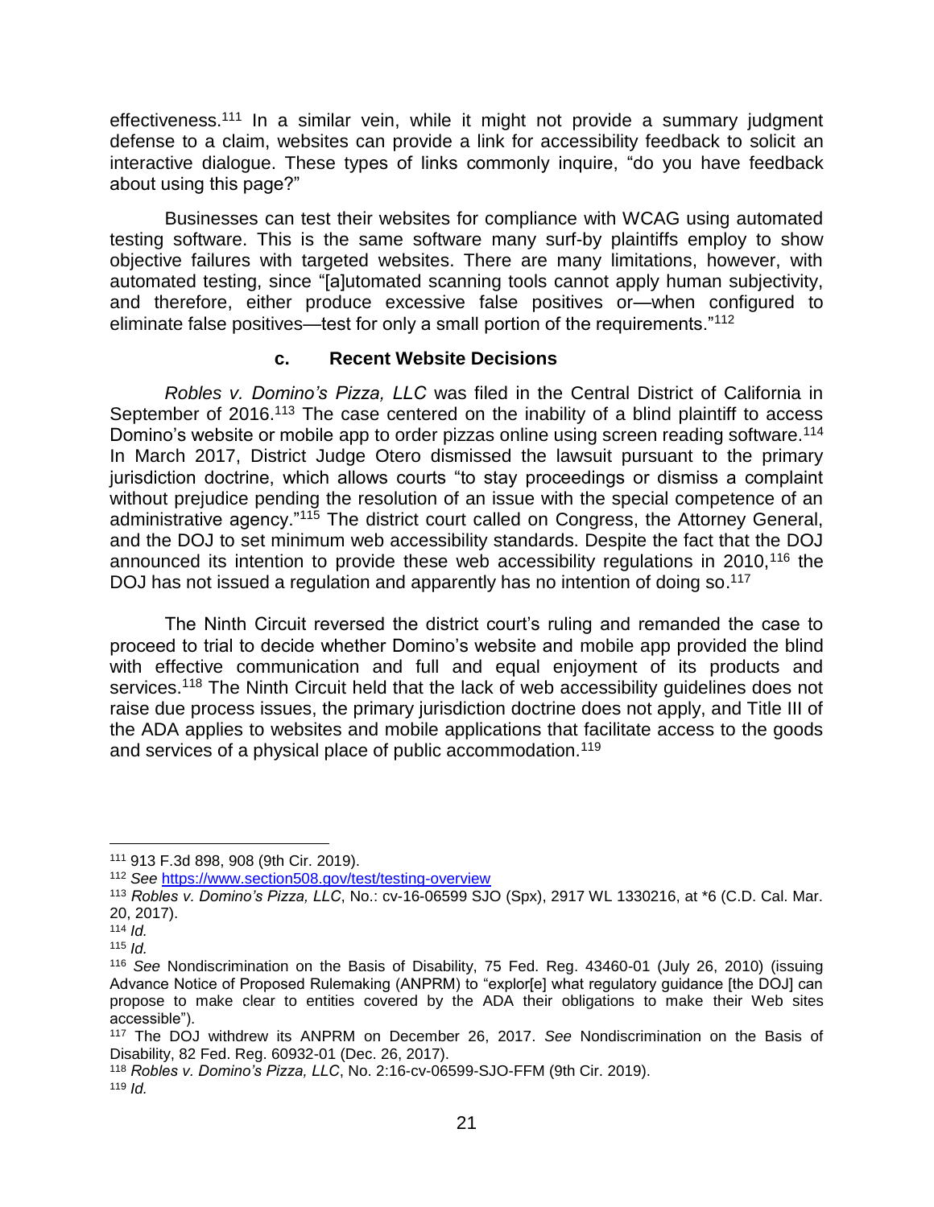effectiveness.[111] In a similar vein, while it might not provide a summary judgment defense to a claim, websites can provide a link for accessibility feedback to solicit an interactive dialogue. These types of links commonly inquire, "do you have feedback about using this page?"

Businesses can test their websites for compliance with WCAG using automated testing software. This is the same software many surf-by plaintiffs employ to show objective failures with targeted websites. There are many limitations, however, with automated testing, since "[a]utomated scanning tools cannot apply human subjectivity, and therefore, either produce excessive false positives or—when configured to eliminate false positives—test for only a small portion of the requirements."[112]

#### c. Recent Website Decisions

*Robles v. Domino's Pizza, LLC* was filed in the Central District of California in September of 2016.[113] The case centered on the inability of a blind plaintiff to access Domino's website or mobile app to order pizzas online using screen reading software.[114] In March 2017, District Judge Otero dismissed the lawsuit pursuant to the primary jurisdiction doctrine, which allows courts "to stay proceedings or dismiss a complaint without prejudice pending the resolution of an issue with the special competence of an administrative agency."[115] The district court called on Congress, the Attorney General, and the DOJ to set minimum web accessibility standards. Despite the fact that the DOJ announced its intention to provide these web accessibility regulations in 2010,[116] the DOJ has not issued a regulation and apparently has no intention of doing so.[117]

The Ninth Circuit reversed the district court's ruling and remanded the case to proceed to trial to decide whether Domino's website and mobile app provided the blind with effective communication and full and equal enjoyment of its products and services.[118] The Ninth Circuit held that the lack of web accessibility guidelines does not raise due process issues, the primary jurisdiction doctrine does not apply, and Title III of the ADA applies to websites and mobile applications that facilitate access to the goods and services of a physical place of public accommodation.[119]

---

[111] 913 F.3d 898, 908 (9th Cir. 2019).

[112] *See* https://www.section508.gov/test/testing-overview

[113] *Robles v. Domino's Pizza, LLC*, No.: cv-16-06599 SJO (Spx), 2917 WL 1330216, at *6 (C.D. Cal. Mar. 20, 2017).

[114] *Id.*

[115] *Id.*

[116] *See* Nondiscrimination on the Basis of Disability, 75 Fed. Reg. 43460-01 (July 26, 2010) (issuing Advance Notice of Proposed Rulemaking (ANPRM) to "explor[e] what regulatory guidance [the DOJ] can propose to make clear to entities covered by the ADA their obligations to make their Web sites accessible").

[117] The DOJ withdrew its ANPRM on December 26, 2017. *See* Nondiscrimination on the Basis of Disability, 82 Fed. Reg. 60932-01 (Dec. 26, 2017).

[118] *Robles v. Domino's Pizza, LLC*, No. 2:16-cv-06599-SJO-FFM (9th Cir. 2019).

[119] *Id.*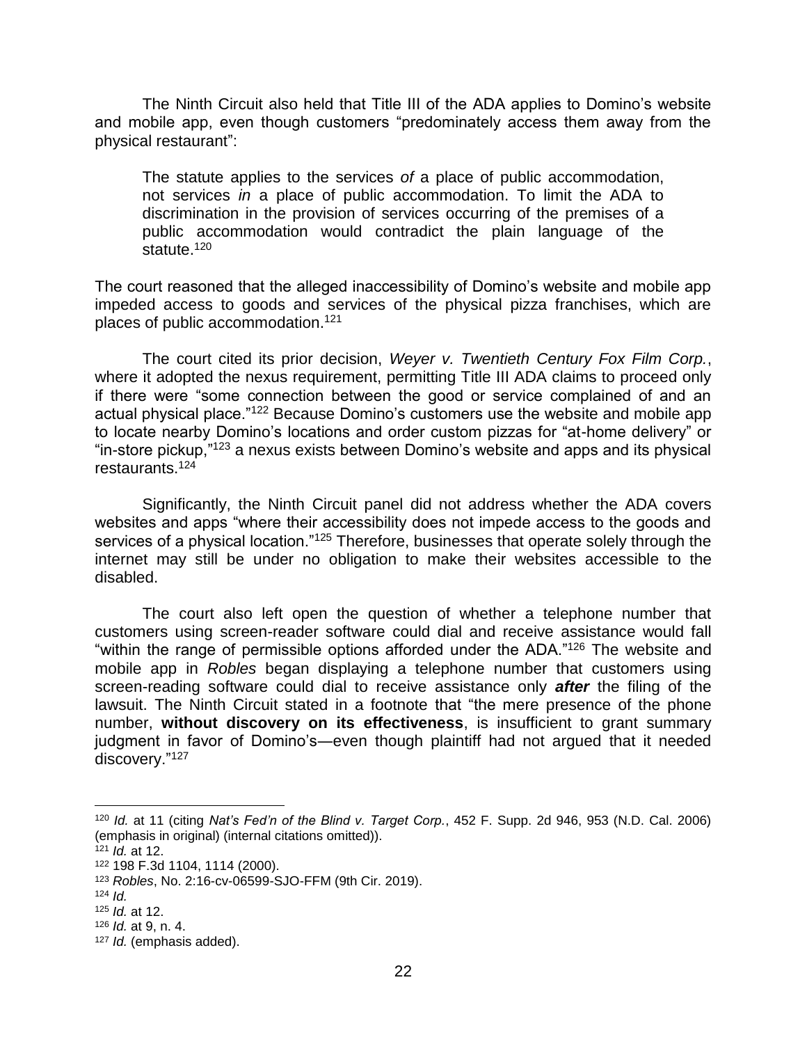The Ninth Circuit also held that Title III of the ADA applies to Domino's website and mobile app, even though customers "predominately access them away from the physical restaurant":

> The statute applies to the services *of* a place of public accommodation, not services *in* a place of public accommodation. To limit the ADA to discrimination in the provision of services occurring of the premises of a public accommodation would contradict the plain language of the statute.[120]

The court reasoned that the alleged inaccessibility of Domino's website and mobile app impeded access to goods and services of the physical pizza franchises, which are places of public accommodation.[121]

The court cited its prior decision, *Weyer v. Twentieth Century Fox Film Corp.*, where it adopted the nexus requirement, permitting Title III ADA claims to proceed only if there were "some connection between the good or service complained of and an actual physical place."[122] Because Domino's customers use the website and mobile app to locate nearby Domino's locations and order custom pizzas for "at-home delivery" or "in-store pickup,"[123] a nexus exists between Domino's website and apps and its physical restaurants.[124]

Significantly, the Ninth Circuit panel did not address whether the ADA covers websites and apps "where their accessibility does not impede access to the goods and services of a physical location."[125] Therefore, businesses that operate solely through the internet may still be under no obligation to make their websites accessible to the disabled.

The court also left open the question of whether a telephone number that customers using screen-reader software could dial and receive assistance would fall "within the range of permissible options afforded under the ADA."[126] The website and mobile app in *Robles* began displaying a telephone number that customers using screen-reading software could dial to receive assistance only ***after*** the filing of the lawsuit. The Ninth Circuit stated in a footnote that "the mere presence of the phone number, **without discovery on its effectiveness**, is insufficient to grant summary judgment in favor of Domino's—even though plaintiff had not argued that it needed discovery."[127]

---

[120] *Id.* at 11 (citing *Nat's Fed'n of the Blind v. Target Corp.*, 452 F. Supp. 2d 946, 953 (N.D. Cal. 2006) (emphasis in original) (internal citations omitted)).

[121] *Id.* at 12.

[122] 198 F.3d 1104, 1114 (2000).

[123] *Robles*, No. 2:16-cv-06599-SJO-FFM (9th Cir. 2019).

[124] *Id.*

[125] *Id.* at 12.

[126] *Id.* at 9, n. 4.

[127] *Id.* (emphasis added).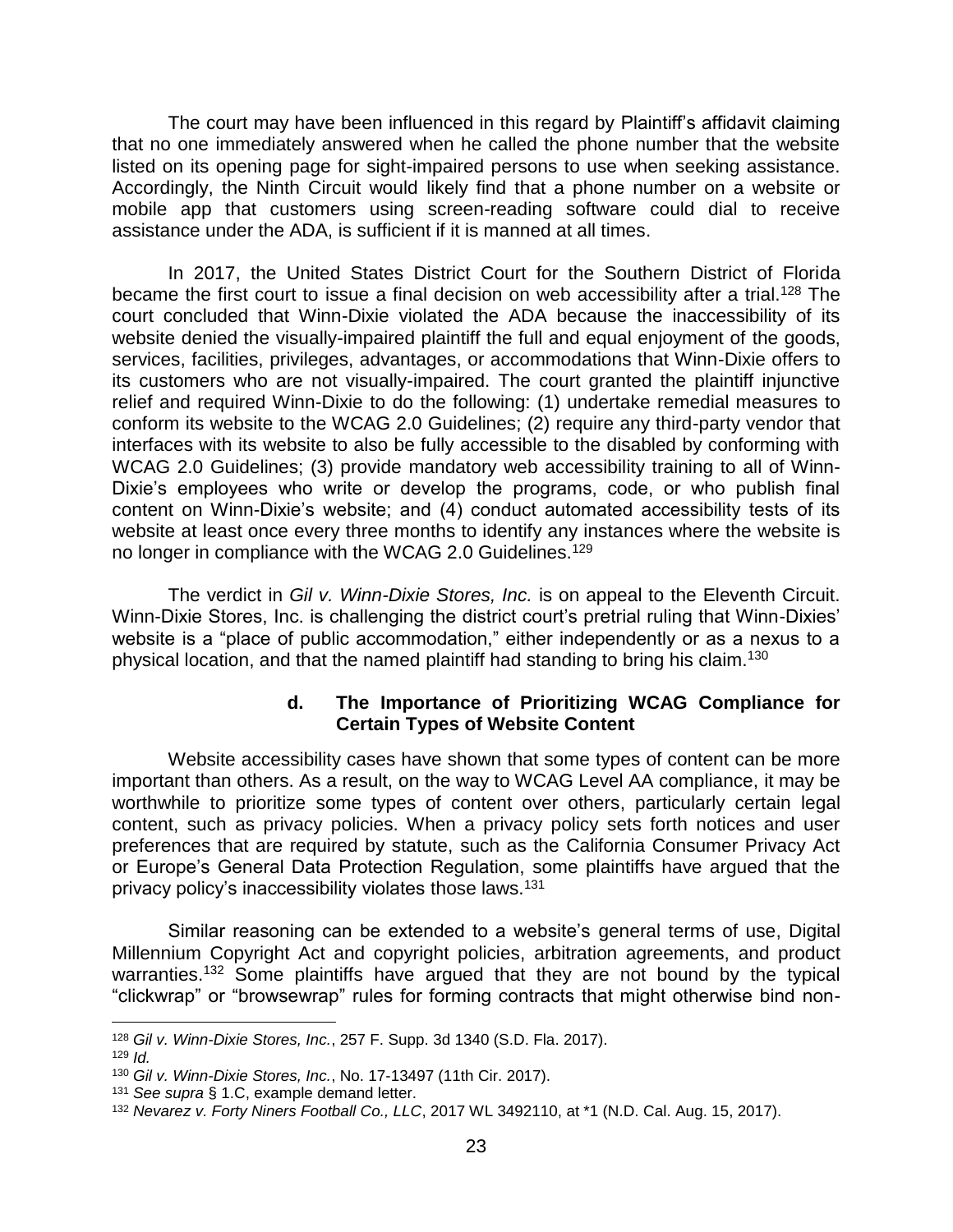The court may have been influenced in this regard by Plaintiff's affidavit claiming that no one immediately answered when he called the phone number that the website listed on its opening page for sight-impaired persons to use when seeking assistance. Accordingly, the Ninth Circuit would likely find that a phone number on a website or mobile app that customers using screen-reading software could dial to receive assistance under the ADA, is sufficient if it is manned at all times.

In 2017, the United States District Court for the Southern District of Florida became the first court to issue a final decision on web accessibility after a trial.[128] The court concluded that Winn-Dixie violated the ADA because the inaccessibility of its website denied the visually-impaired plaintiff the full and equal enjoyment of the goods, services, facilities, privileges, advantages, or accommodations that Winn-Dixie offers to its customers who are not visually-impaired. The court granted the plaintiff injunctive relief and required Winn-Dixie to do the following: (1) undertake remedial measures to conform its website to the WCAG 2.0 Guidelines; (2) require any third-party vendor that interfaces with its website to also be fully accessible to the disabled by conforming with WCAG 2.0 Guidelines; (3) provide mandatory web accessibility training to all of Winn-Dixie's employees who write or develop the programs, code, or who publish final content on Winn-Dixie's website; and (4) conduct automated accessibility tests of its website at least once every three months to identify any instances where the website is no longer in compliance with the WCAG 2.0 Guidelines.[129]

The verdict in *Gil v. Winn-Dixie Stores, Inc.* is on appeal to the Eleventh Circuit. Winn-Dixie Stores, Inc. is challenging the district court's pretrial ruling that Winn-Dixies' website is a "place of public accommodation," either independently or as a nexus to a physical location, and that the named plaintiff had standing to bring his claim.[130]

#### d. The Importance of Prioritizing WCAG Compliance for Certain Types of Website Content

Website accessibility cases have shown that some types of content can be more important than others. As a result, on the way to WCAG Level AA compliance, it may be worthwhile to prioritize some types of content over others, particularly certain legal content, such as privacy policies. When a privacy policy sets forth notices and user preferences that are required by statute, such as the California Consumer Privacy Act or Europe's General Data Protection Regulation, some plaintiffs have argued that the privacy policy's inaccessibility violates those laws.[131]

Similar reasoning can be extended to a website's general terms of use, Digital Millennium Copyright Act and copyright policies, arbitration agreements, and product warranties.[132] Some plaintiffs have argued that they are not bound by the typical "clickwrap" or "browsewrap" rules for forming contracts that might otherwise bind non-

---

[128] *Gil v. Winn-Dixie Stores, Inc.*, 257 F. Supp. 3d 1340 (S.D. Fla. 2017).

[129] *Id.*

[130] *Gil v. Winn-Dixie Stores, Inc.*, No. 17-13497 (11th Cir. 2017).

[131] *See supra* § 1.C, example demand letter.

[132] *Nevarez v. Forty Niners Football Co., LLC*, 2017 WL 3492110, at *1 (N.D. Cal. Aug. 15, 2017).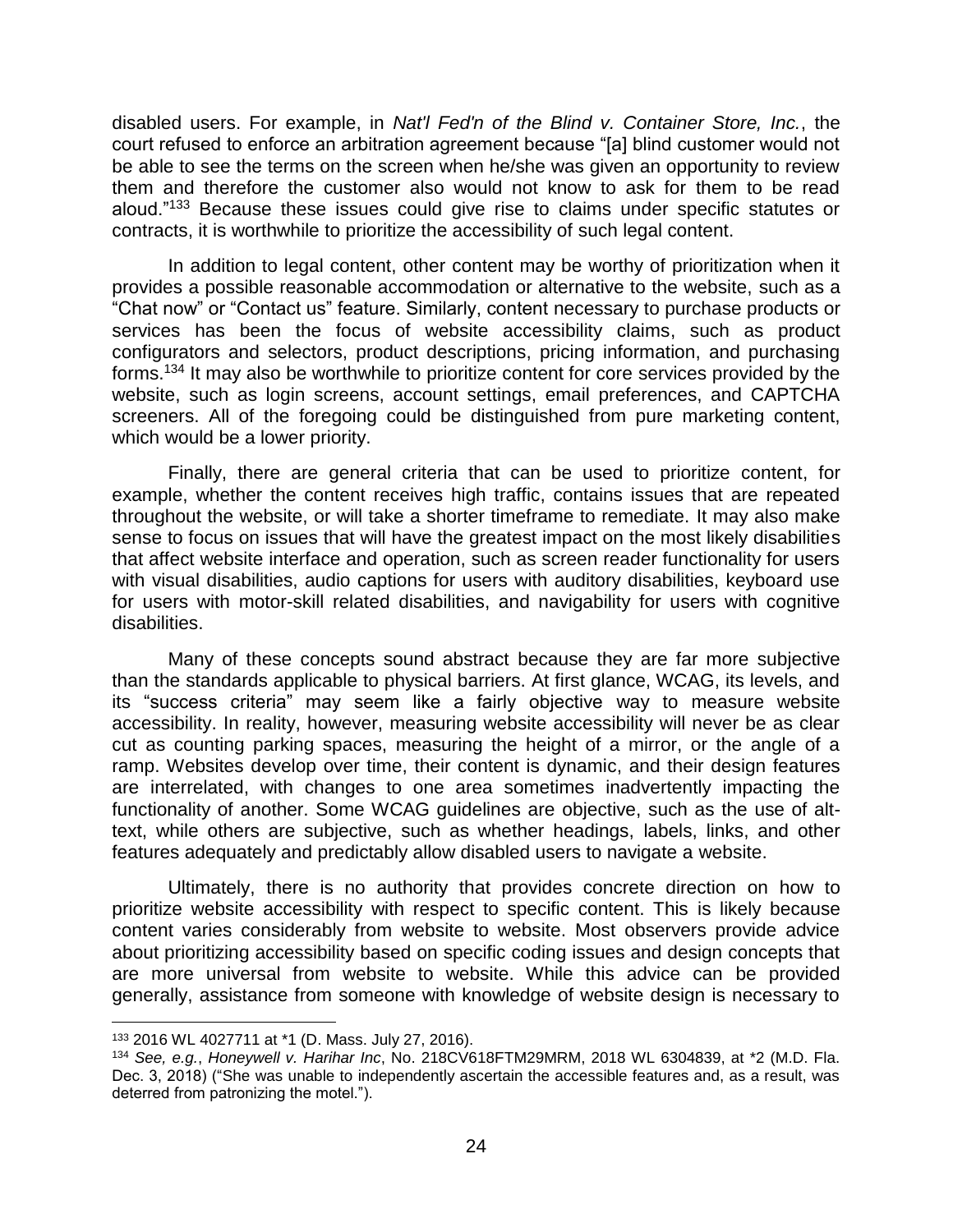disabled users. For example, in *Nat'l Fed'n of the Blind v. Container Store, Inc.*, the court refused to enforce an arbitration agreement because "[a] blind customer would not be able to see the terms on the screen when he/she was given an opportunity to review them and therefore the customer also would not know to ask for them to be read aloud."[133] Because these issues could give rise to claims under specific statutes or contracts, it is worthwhile to prioritize the accessibility of such legal content.

In addition to legal content, other content may be worthy of prioritization when it provides a possible reasonable accommodation or alternative to the website, such as a "Chat now" or "Contact us" feature. Similarly, content necessary to purchase products or services has been the focus of website accessibility claims, such as product configurators and selectors, product descriptions, pricing information, and purchasing forms.[134] It may also be worthwhile to prioritize content for core services provided by the website, such as login screens, account settings, email preferences, and CAPTCHA screeners. All of the foregoing could be distinguished from pure marketing content, which would be a lower priority.

Finally, there are general criteria that can be used to prioritize content, for example, whether the content receives high traffic, contains issues that are repeated throughout the website, or will take a shorter timeframe to remediate. It may also make sense to focus on issues that will have the greatest impact on the most likely disabilities that affect website interface and operation, such as screen reader functionality for users with visual disabilities, audio captions for users with auditory disabilities, keyboard use for users with motor-skill related disabilities, and navigability for users with cognitive disabilities.

Many of these concepts sound abstract because they are far more subjective than the standards applicable to physical barriers. At first glance, WCAG, its levels, and its "success criteria" may seem like a fairly objective way to measure website accessibility. In reality, however, measuring website accessibility will never be as clear cut as counting parking spaces, measuring the height of a mirror, or the angle of a ramp. Websites develop over time, their content is dynamic, and their design features are interrelated, with changes to one area sometimes inadvertently impacting the functionality of another. Some WCAG guidelines are objective, such as the use of alt-text, while others are subjective, such as whether headings, labels, links, and other features adequately and predictably allow disabled users to navigate a website.

Ultimately, there is no authority that provides concrete direction on how to prioritize website accessibility with respect to specific content. This is likely because content varies considerably from website to website. Most observers provide advice about prioritizing accessibility based on specific coding issues and design concepts that are more universal from website to website. While this advice can be provided generally, assistance from someone with knowledge of website design is necessary to

---

[133] 2016 WL 4027711 at *1 (D. Mass. July 27, 2016).

[134] *See, e.g.*, *Honeywell v. Harihar Inc*, No. 218CV618FTM29MRM, 2018 WL 6304839, at *2 (M.D. Fla. Dec. 3, 2018) ("She was unable to independently ascertain the accessible features and, as a result, was deterred from patronizing the motel.").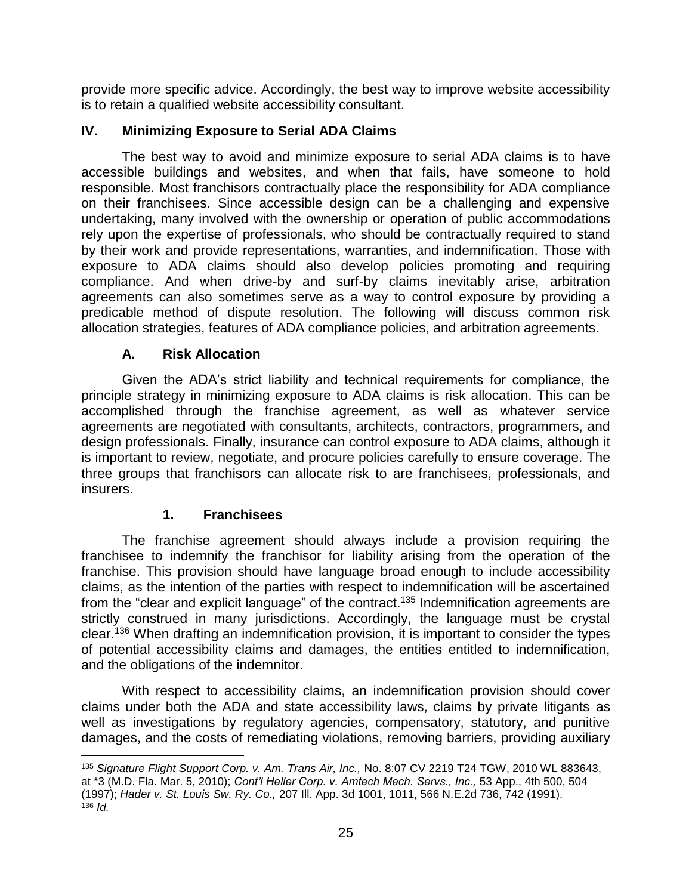provide more specific advice. Accordingly, the best way to improve website accessibility is to retain a qualified website accessibility consultant.

## IV. Minimizing Exposure to Serial ADA Claims

The best way to avoid and minimize exposure to serial ADA claims is to have accessible buildings and websites, and when that fails, have someone to hold responsible. Most franchisors contractually place the responsibility for ADA compliance on their franchisees. Since accessible design can be a challenging and expensive undertaking, many involved with the ownership or operation of public accommodations rely upon the expertise of professionals, who should be contractually required to stand by their work and provide representations, warranties, and indemnification. Those with exposure to ADA claims should also develop policies promoting and requiring compliance. And when drive-by and surf-by claims inevitably arise, arbitration agreements can also sometimes serve as a way to control exposure by providing a predicable method of dispute resolution. The following will discuss common risk allocation strategies, features of ADA compliance policies, and arbitration agreements.

### A. Risk Allocation

Given the ADA's strict liability and technical requirements for compliance, the principle strategy in minimizing exposure to ADA claims is risk allocation. This can be accomplished through the franchise agreement, as well as whatever service agreements are negotiated with consultants, architects, contractors, programmers, and design professionals. Finally, insurance can control exposure to ADA claims, although it is important to review, negotiate, and procure policies carefully to ensure coverage. The three groups that franchisors can allocate risk to are franchisees, professionals, and insurers.

#### 1. Franchisees

The franchise agreement should always include a provision requiring the franchisee to indemnify the franchisor for liability arising from the operation of the franchise. This provision should have language broad enough to include accessibility claims, as the intention of the parties with respect to indemnification will be ascertained from the "clear and explicit language" of the contract.[135] Indemnification agreements are strictly construed in many jurisdictions. Accordingly, the language must be crystal clear.[136] When drafting an indemnification provision, it is important to consider the types of potential accessibility claims and damages, the entities entitled to indemnification, and the obligations of the indemnitor.

With respect to accessibility claims, an indemnification provision should cover claims under both the ADA and state accessibility laws, claims by private litigants as well as investigations by regulatory agencies, compensatory, statutory, and punitive damages, and the costs of remediating violations, removing barriers, providing auxiliary

---

[135] *Signature Flight Support Corp. v. Am. Trans Air, Inc.,* No. 8:07 CV 2219 T24 TGW, 2010 WL 883643, at *3 (M.D. Fla. Mar. 5, 2010); *Cont'l Heller Corp. v. Amtech Mech. Servs., Inc.,* 53 App., 4th 500, 504 (1997); *Hader v. St. Louis Sw. Ry. Co.,* 207 Ill. App. 3d 1001, 1011, 566 N.E.2d 736, 742 (1991).

[136] *Id.*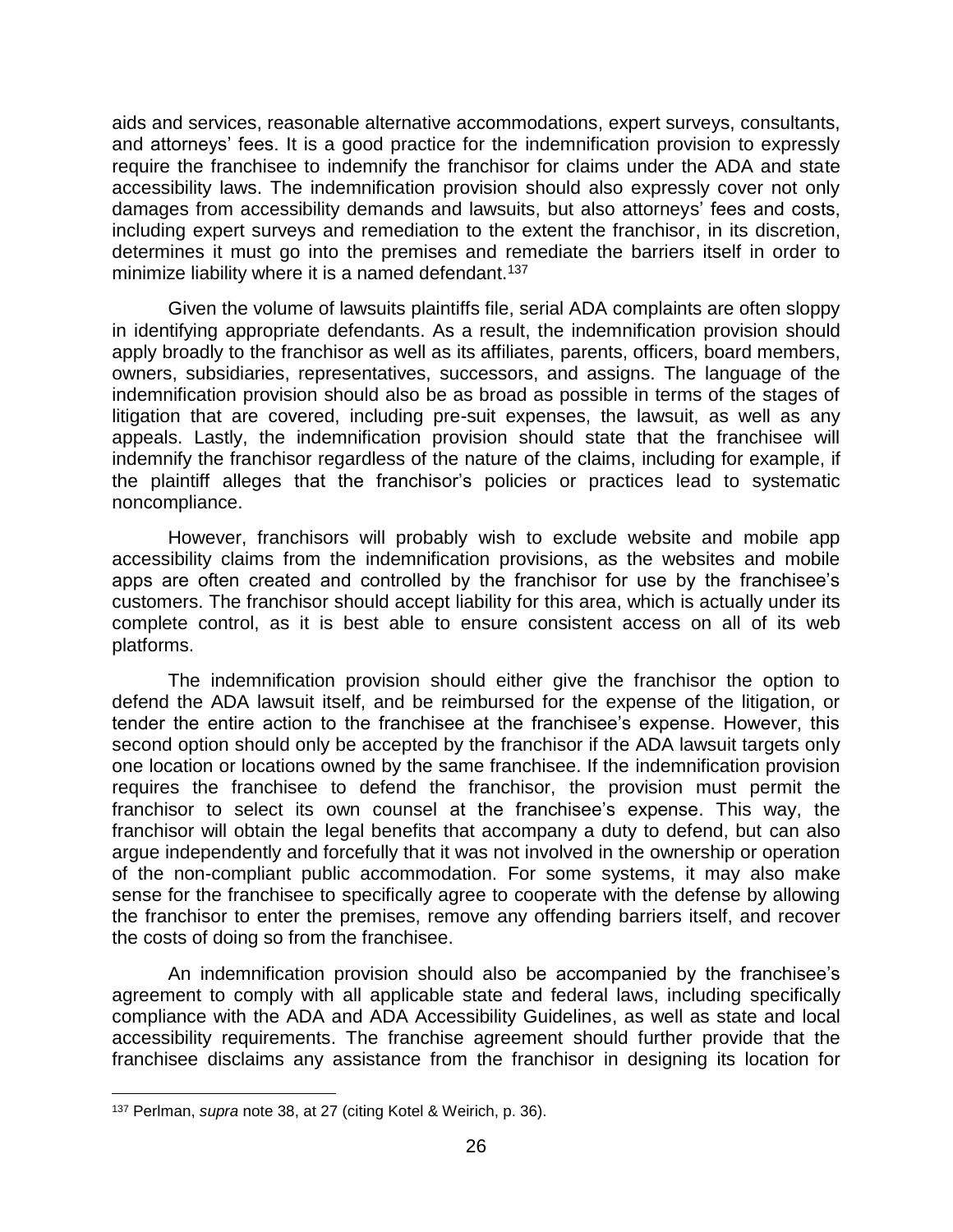aids and services, reasonable alternative accommodations, expert surveys, consultants, and attorneys' fees. It is a good practice for the indemnification provision to expressly require the franchisee to indemnify the franchisor for claims under the ADA and state accessibility laws. The indemnification provision should also expressly cover not only damages from accessibility demands and lawsuits, but also attorneys' fees and costs, including expert surveys and remediation to the extent the franchisor, in its discretion, determines it must go into the premises and remediate the barriers itself in order to minimize liability where it is a named defendant.[137]

Given the volume of lawsuits plaintiffs file, serial ADA complaints are often sloppy in identifying appropriate defendants. As a result, the indemnification provision should apply broadly to the franchisor as well as its affiliates, parents, officers, board members, owners, subsidiaries, representatives, successors, and assigns. The language of the indemnification provision should also be as broad as possible in terms of the stages of litigation that are covered, including pre-suit expenses, the lawsuit, as well as any appeals. Lastly, the indemnification provision should state that the franchisee will indemnify the franchisor regardless of the nature of the claims, including for example, if the plaintiff alleges that the franchisor's policies or practices lead to systematic noncompliance.

However, franchisors will probably wish to exclude website and mobile app accessibility claims from the indemnification provisions, as the websites and mobile apps are often created and controlled by the franchisor for use by the franchisee's customers. The franchisor should accept liability for this area, which is actually under its complete control, as it is best able to ensure consistent access on all of its web platforms.

The indemnification provision should either give the franchisor the option to defend the ADA lawsuit itself, and be reimbursed for the expense of the litigation, or tender the entire action to the franchisee at the franchisee's expense. However, this second option should only be accepted by the franchisor if the ADA lawsuit targets only one location or locations owned by the same franchisee. If the indemnification provision requires the franchisee to defend the franchisor, the provision must permit the franchisor to select its own counsel at the franchisee's expense. This way, the franchisor will obtain the legal benefits that accompany a duty to defend, but can also argue independently and forcefully that it was not involved in the ownership or operation of the non-compliant public accommodation. For some systems, it may also make sense for the franchisee to specifically agree to cooperate with the defense by allowing the franchisor to enter the premises, remove any offending barriers itself, and recover the costs of doing so from the franchisee.

An indemnification provision should also be accompanied by the franchisee's agreement to comply with all applicable state and federal laws, including specifically compliance with the ADA and ADA Accessibility Guidelines, as well as state and local accessibility requirements. The franchise agreement should further provide that the franchisee disclaims any assistance from the franchisor in designing its location for

---

[137] Perlman, *supra* note 38, at 27 (citing Kotel & Weirich, p. 36).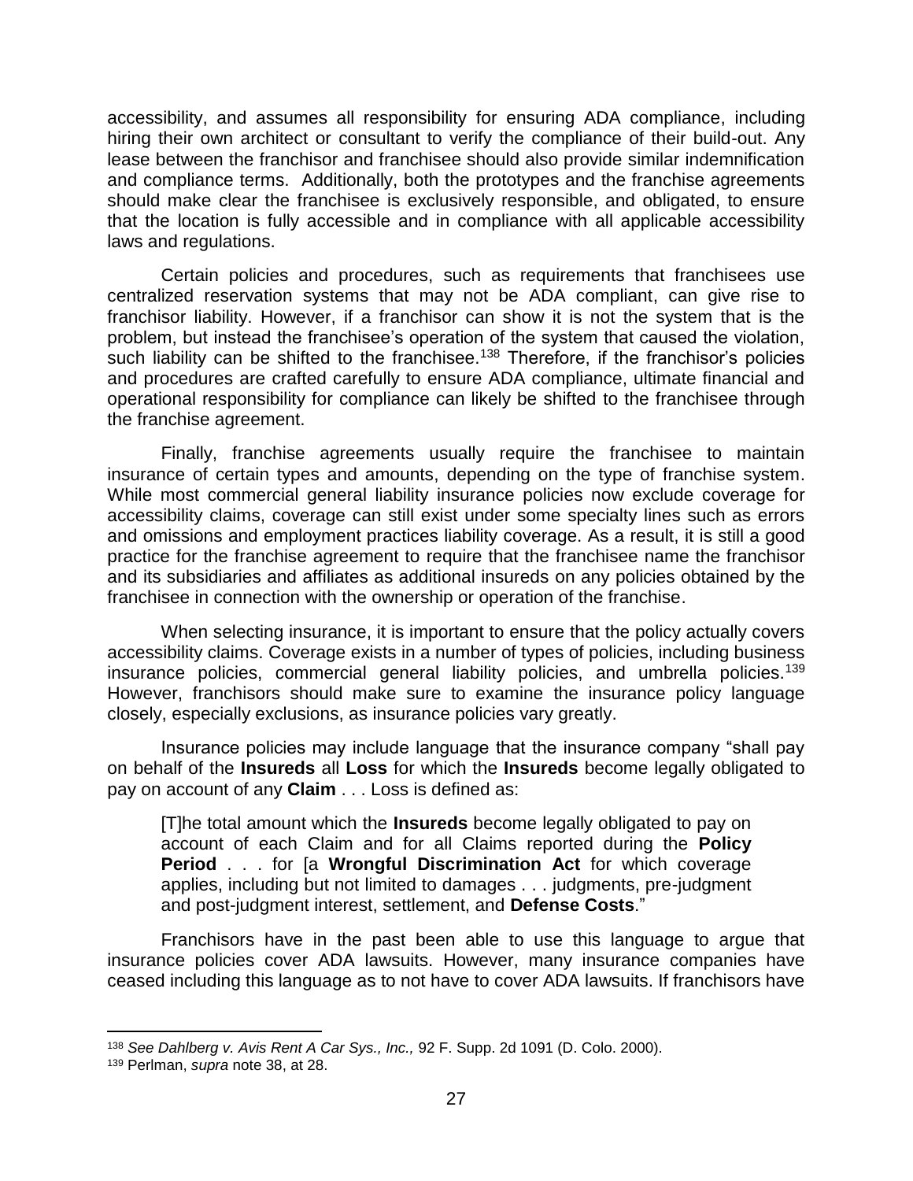accessibility, and assumes all responsibility for ensuring ADA compliance, including hiring their own architect or consultant to verify the compliance of their build-out. Any lease between the franchisor and franchisee should also provide similar indemnification and compliance terms. Additionally, both the prototypes and the franchise agreements should make clear the franchisee is exclusively responsible, and obligated, to ensure that the location is fully accessible and in compliance with all applicable accessibility laws and regulations.

Certain policies and procedures, such as requirements that franchisees use centralized reservation systems that may not be ADA compliant, can give rise to franchisor liability. However, if a franchisor can show it is not the system that is the problem, but instead the franchisee's operation of the system that caused the violation, such liability can be shifted to the franchisee.[138] Therefore, if the franchisor's policies and procedures are crafted carefully to ensure ADA compliance, ultimate financial and operational responsibility for compliance can likely be shifted to the franchisee through the franchise agreement.

Finally, franchise agreements usually require the franchisee to maintain insurance of certain types and amounts, depending on the type of franchise system. While most commercial general liability insurance policies now exclude coverage for accessibility claims, coverage can still exist under some specialty lines such as errors and omissions and employment practices liability coverage. As a result, it is still a good practice for the franchise agreement to require that the franchisee name the franchisor and its subsidiaries and affiliates as additional insureds on any policies obtained by the franchisee in connection with the ownership or operation of the franchise.

When selecting insurance, it is important to ensure that the policy actually covers accessibility claims. Coverage exists in a number of types of policies, including business insurance policies, commercial general liability policies, and umbrella policies.[139] However, franchisors should make sure to examine the insurance policy language closely, especially exclusions, as insurance policies vary greatly.

Insurance policies may include language that the insurance company "shall pay on behalf of the **Insureds** all **Loss** for which the **Insureds** become legally obligated to pay on account of any **Claim** . . . Loss is defined as:

> [T]he total amount which the **Insureds** become legally obligated to pay on account of each Claim and for all Claims reported during the **Policy Period** . . . for [a **Wrongful Discrimination Act** for which coverage applies, including but not limited to damages . . . judgments, pre-judgment and post-judgment interest, settlement, and **Defense Costs**."

Franchisors have in the past been able to use this language to argue that insurance policies cover ADA lawsuits. However, many insurance companies have ceased including this language as to not have to cover ADA lawsuits. If franchisors have

---

[138] *See Dahlberg v. Avis Rent A Car Sys., Inc.,* 92 F. Supp. 2d 1091 (D. Colo. 2000).

[139] Perlman, *supra* note 38, at 28.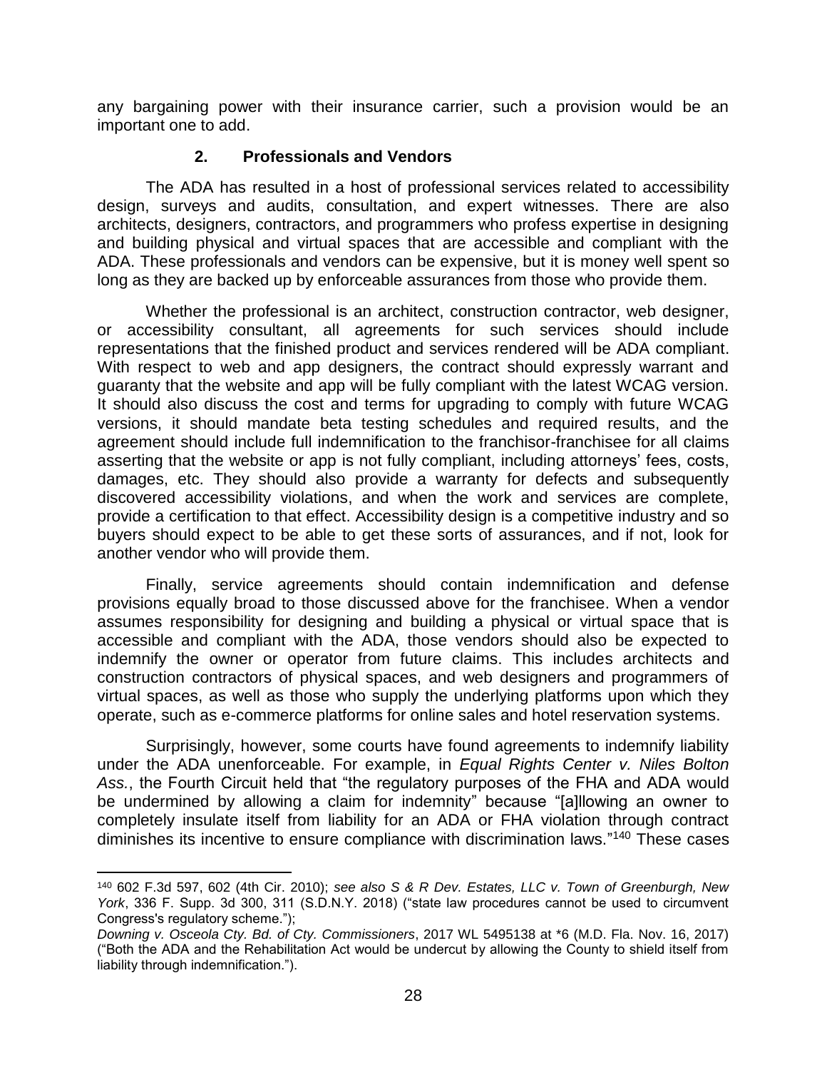any bargaining power with their insurance carrier, such a provision would be an important one to add.

### 2. Professionals and Vendors

The ADA has resulted in a host of professional services related to accessibility design, surveys and audits, consultation, and expert witnesses. There are also architects, designers, contractors, and programmers who profess expertise in designing and building physical and virtual spaces that are accessible and compliant with the ADA. These professionals and vendors can be expensive, but it is money well spent so long as they are backed up by enforceable assurances from those who provide them.

Whether the professional is an architect, construction contractor, web designer, or accessibility consultant, all agreements for such services should include representations that the finished product and services rendered will be ADA compliant. With respect to web and app designers, the contract should expressly warrant and guaranty that the website and app will be fully compliant with the latest WCAG version. It should also discuss the cost and terms for upgrading to comply with future WCAG versions, it should mandate beta testing schedules and required results, and the agreement should include full indemnification to the franchisor-franchisee for all claims asserting that the website or app is not fully compliant, including attorneys' fees, costs, damages, etc. They should also provide a warranty for defects and subsequently discovered accessibility violations, and when the work and services are complete, provide a certification to that effect. Accessibility design is a competitive industry and so buyers should expect to be able to get these sorts of assurances, and if not, look for another vendor who will provide them.

Finally, service agreements should contain indemnification and defense provisions equally broad to those discussed above for the franchisee. When a vendor assumes responsibility for designing and building a physical or virtual space that is accessible and compliant with the ADA, those vendors should also be expected to indemnify the owner or operator from future claims. This includes architects and construction contractors of physical spaces, and web designers and programmers of virtual spaces, as well as those who supply the underlying platforms upon which they operate, such as e-commerce platforms for online sales and hotel reservation systems.

Surprisingly, however, some courts have found agreements to indemnify liability under the ADA unenforceable. For example, in *Equal Rights Center v. Niles Bolton Ass.*, the Fourth Circuit held that "the regulatory purposes of the FHA and ADA would be undermined by allowing a claim for indemnity" because "[a]llowing an owner to completely insulate itself from liability for an ADA or FHA violation through contract diminishes its incentive to ensure compliance with discrimination laws."[140] These cases

---

[140] 602 F.3d 597, 602 (4th Cir. 2010); *see also S & R Dev. Estates, LLC v. Town of Greenburgh, New York*, 336 F. Supp. 3d 300, 311 (S.D.N.Y. 2018) ("state law procedures cannot be used to circumvent Congress's regulatory scheme."); *Downing v. Osceola Cty. Bd. of Cty. Commissioners*, 2017 WL 5495138 at *6 (M.D. Fla. Nov. 16, 2017) ("Both the ADA and the Rehabilitation Act would be undercut by allowing the County to shield itself from liability through indemnification.").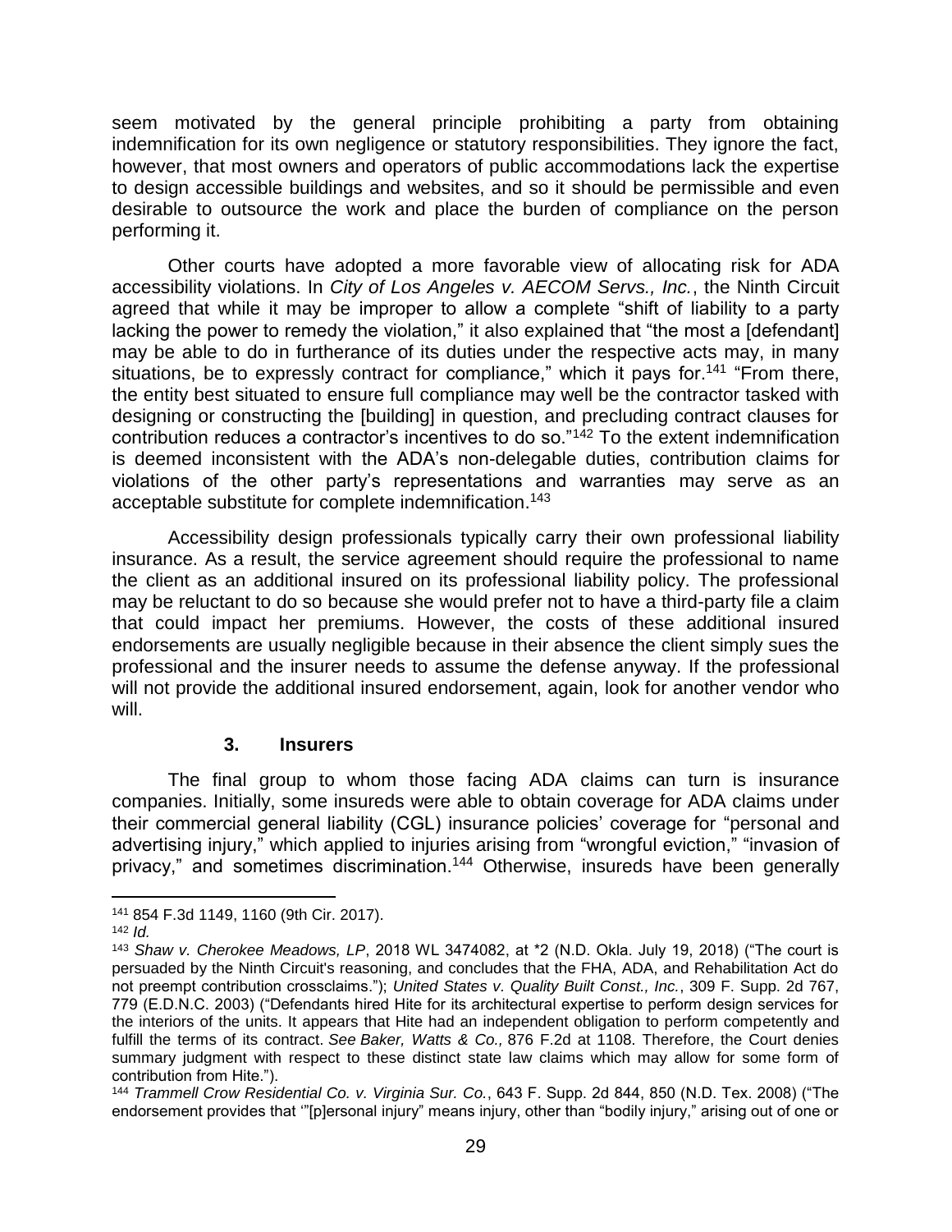seem motivated by the general principle prohibiting a party from obtaining indemnification for its own negligence or statutory responsibilities. They ignore the fact, however, that most owners and operators of public accommodations lack the expertise to design accessible buildings and websites, and so it should be permissible and even desirable to outsource the work and place the burden of compliance on the person performing it.

Other courts have adopted a more favorable view of allocating risk for ADA accessibility violations. In *City of Los Angeles v. AECOM Servs., Inc.*, the Ninth Circuit agreed that while it may be improper to allow a complete "shift of liability to a party lacking the power to remedy the violation," it also explained that "the most a [defendant] may be able to do in furtherance of its duties under the respective acts may, in many situations, be to expressly contract for compliance," which it pays for.[141] "From there, the entity best situated to ensure full compliance may well be the contractor tasked with designing or constructing the [building] in question, and precluding contract clauses for contribution reduces a contractor's incentives to do so."[142] To the extent indemnification is deemed inconsistent with the ADA's non-delegable duties, contribution claims for violations of the other party's representations and warranties may serve as an acceptable substitute for complete indemnification.[143]

Accessibility design professionals typically carry their own professional liability insurance. As a result, the service agreement should require the professional to name the client as an additional insured on its professional liability policy. The professional may be reluctant to do so because she would prefer not to have a third-party file a claim that could impact her premiums. However, the costs of these additional insured endorsements are usually negligible because in their absence the client simply sues the professional and the insurer needs to assume the defense anyway. If the professional will not provide the additional insured endorsement, again, look for another vendor who will.

### 3. Insurers

The final group to whom those facing ADA claims can turn is insurance companies. Initially, some insureds were able to obtain coverage for ADA claims under their commercial general liability (CGL) insurance policies' coverage for "personal and advertising injury," which applied to injuries arising from "wrongful eviction," "invasion of privacy," and sometimes discrimination.[144] Otherwise, insureds have been generally

---

[141] 854 F.3d 1149, 1160 (9th Cir. 2017).

[142] *Id.*

[143] *Shaw v. Cherokee Meadows, LP*, 2018 WL 3474082, at *2 (N.D. Okla. July 19, 2018) ("The court is persuaded by the Ninth Circuit's reasoning, and concludes that the FHA, ADA, and Rehabilitation Act do not preempt contribution crossclaims."); *United States v. Quality Built Const., Inc.*, 309 F. Supp. 2d 767, 779 (E.D.N.C. 2003) ("Defendants hired Hite for its architectural expertise to perform design services for the interiors of the units. It appears that Hite had an independent obligation to perform competently and fulfill the terms of its contract. *See Baker, Watts & Co.,* 876 F.2d at 1108. Therefore, the Court denies summary judgment with respect to these distinct state law claims which may allow for some form of contribution from Hite.").

[144] *Trammell Crow Residential Co. v. Virginia Sur. Co.*, 643 F. Supp. 2d 844, 850 (N.D. Tex. 2008) ("The endorsement provides that '"[p]ersonal injury" means injury, other than "bodily injury," arising out of one or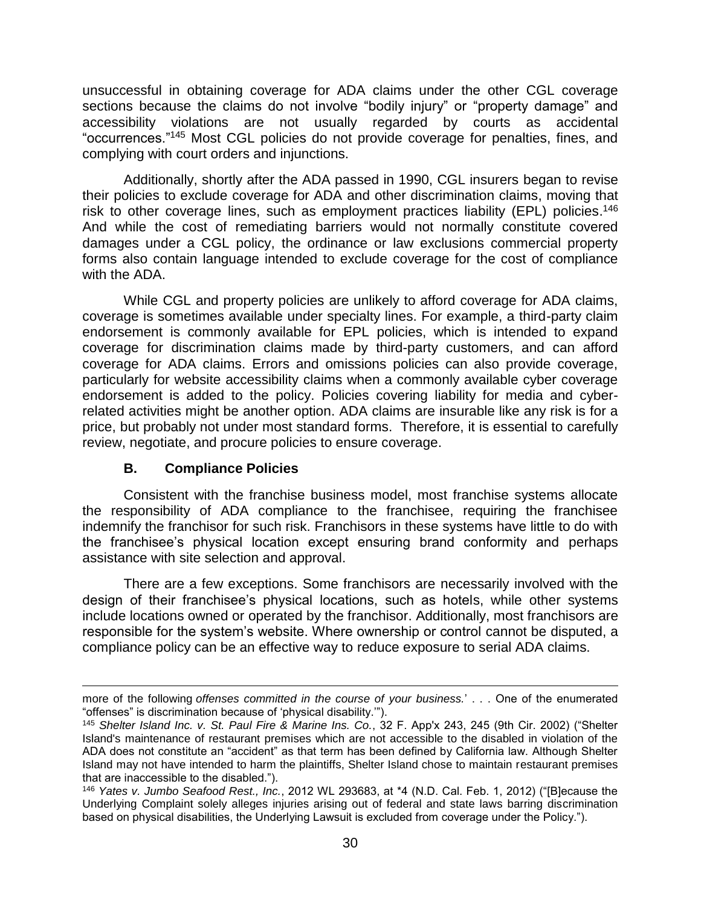unsuccessful in obtaining coverage for ADA claims under the other CGL coverage sections because the claims do not involve "bodily injury" or "property damage" and accessibility violations are not usually regarded by courts as accidental "occurrences."[145] Most CGL policies do not provide coverage for penalties, fines, and complying with court orders and injunctions.

Additionally, shortly after the ADA passed in 1990, CGL insurers began to revise their policies to exclude coverage for ADA and other discrimination claims, moving that risk to other coverage lines, such as employment practices liability (EPL) policies.[146] And while the cost of remediating barriers would not normally constitute covered damages under a CGL policy, the ordinance or law exclusions commercial property forms also contain language intended to exclude coverage for the cost of compliance with the ADA.

While CGL and property policies are unlikely to afford coverage for ADA claims, coverage is sometimes available under specialty lines. For example, a third-party claim endorsement is commonly available for EPL policies, which is intended to expand coverage for discrimination claims made by third-party customers, and can afford coverage for ADA claims. Errors and omissions policies can also provide coverage, particularly for website accessibility claims when a commonly available cyber coverage endorsement is added to the policy. Policies covering liability for media and cyber-related activities might be another option. ADA claims are insurable like any risk is for a price, but probably not under most standard forms. Therefore, it is essential to carefully review, negotiate, and procure policies to ensure coverage.

### B. Compliance Policies

Consistent with the franchise business model, most franchise systems allocate the responsibility of ADA compliance to the franchisee, requiring the franchisee indemnify the franchisor for such risk. Franchisors in these systems have little to do with the franchisee's physical location except ensuring brand conformity and perhaps assistance with site selection and approval.

There are a few exceptions. Some franchisors are necessarily involved with the design of their franchisee's physical locations, such as hotels, while other systems include locations owned or operated by the franchisor. Additionally, most franchisors are responsible for the system's website. Where ownership or control cannot be disputed, a compliance policy can be an effective way to reduce exposure to serial ADA claims.

---

more of the following *offenses committed in the course of your business.*' . . . One of the enumerated "offenses" is discrimination because of 'physical disability.'").

[145] *Shelter Island Inc. v. St. Paul Fire & Marine Ins. Co.*, 32 F. App'x 243, 245 (9th Cir. 2002) ("Shelter Island's maintenance of restaurant premises which are not accessible to the disabled in violation of the ADA does not constitute an "accident" as that term has been defined by California law. Although Shelter Island may not have intended to harm the plaintiffs, Shelter Island chose to maintain restaurant premises that are inaccessible to the disabled.").

[146] *Yates v. Jumbo Seafood Rest., Inc.*, 2012 WL 293683, at *4 (N.D. Cal. Feb. 1, 2012) ("[B]ecause the Underlying Complaint solely alleges injuries arising out of federal and state laws barring discrimination based on physical disabilities, the Underlying Lawsuit is excluded from coverage under the Policy.").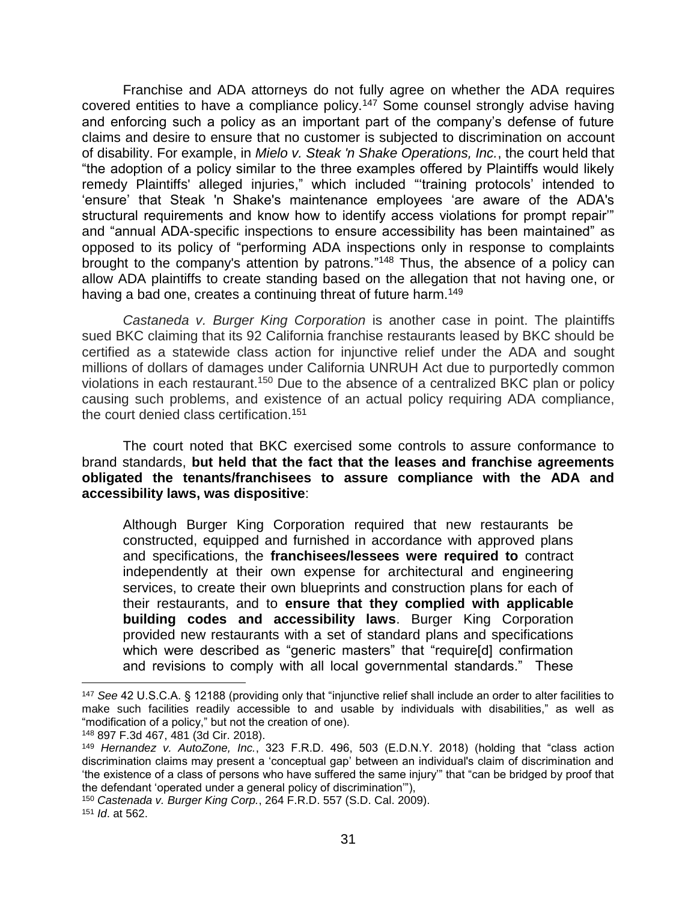Franchise and ADA attorneys do not fully agree on whether the ADA requires covered entities to have a compliance policy.[147] Some counsel strongly advise having and enforcing such a policy as an important part of the company's defense of future claims and desire to ensure that no customer is subjected to discrimination on account of disability. For example, in *Mielo v. Steak 'n Shake Operations, Inc.*, the court held that "the adoption of a policy similar to the three examples offered by Plaintiffs would likely remedy Plaintiffs' alleged injuries," which included "'training protocols' intended to 'ensure' that Steak 'n Shake's maintenance employees 'are aware of the ADA's structural requirements and know how to identify access violations for prompt repair'" and "annual ADA-specific inspections to ensure accessibility has been maintained" as opposed to its policy of "performing ADA inspections only in response to complaints brought to the company's attention by patrons."[148] Thus, the absence of a policy can allow ADA plaintiffs to create standing based on the allegation that not having one, or having a bad one, creates a continuing threat of future harm.[149]

*Castaneda v. Burger King Corporation* is another case in point. The plaintiffs sued BKC claiming that its 92 California franchise restaurants leased by BKC should be certified as a statewide class action for injunctive relief under the ADA and sought millions of dollars of damages under California UNRUH Act due to purportedly common violations in each restaurant.[150] Due to the absence of a centralized BKC plan or policy causing such problems, and existence of an actual policy requiring ADA compliance, the court denied class certification.[151]

The court noted that BKC exercised some controls to assure conformance to brand standards, **but held that the fact that the leases and franchise agreements obligated the tenants/franchisees to assure compliance with the ADA and accessibility laws, was dispositive**:

> Although Burger King Corporation required that new restaurants be constructed, equipped and furnished in accordance with approved plans and specifications, the **franchisees/lessees were required to** contract independently at their own expense for architectural and engineering services, to create their own blueprints and construction plans for each of their restaurants, and to **ensure that they complied with applicable building codes and accessibility laws**. Burger King Corporation provided new restaurants with a set of standard plans and specifications which were described as "generic masters" that "require[d] confirmation and revisions to comply with all local governmental standards." These

---

[147] *See* 42 U.S.C.A. § 12188 (providing only that "injunctive relief shall include an order to alter facilities to make such facilities readily accessible to and usable by individuals with disabilities," as well as "modification of a policy," but not the creation of one).

[148] 897 F.3d 467, 481 (3d Cir. 2018).

[149] *Hernandez v. AutoZone, Inc.*, 323 F.R.D. 496, 503 (E.D.N.Y. 2018) (holding that "class action discrimination claims may present a 'conceptual gap' between an individual's claim of discrimination and 'the existence of a class of persons who have suffered the same injury'" that "can be bridged by proof that the defendant 'operated under a general policy of discrimination'"),

[150] *Castenada v. Burger King Corp.*, 264 F.R.D. 557 (S.D. Cal. 2009).

[151] *Id*. at 562.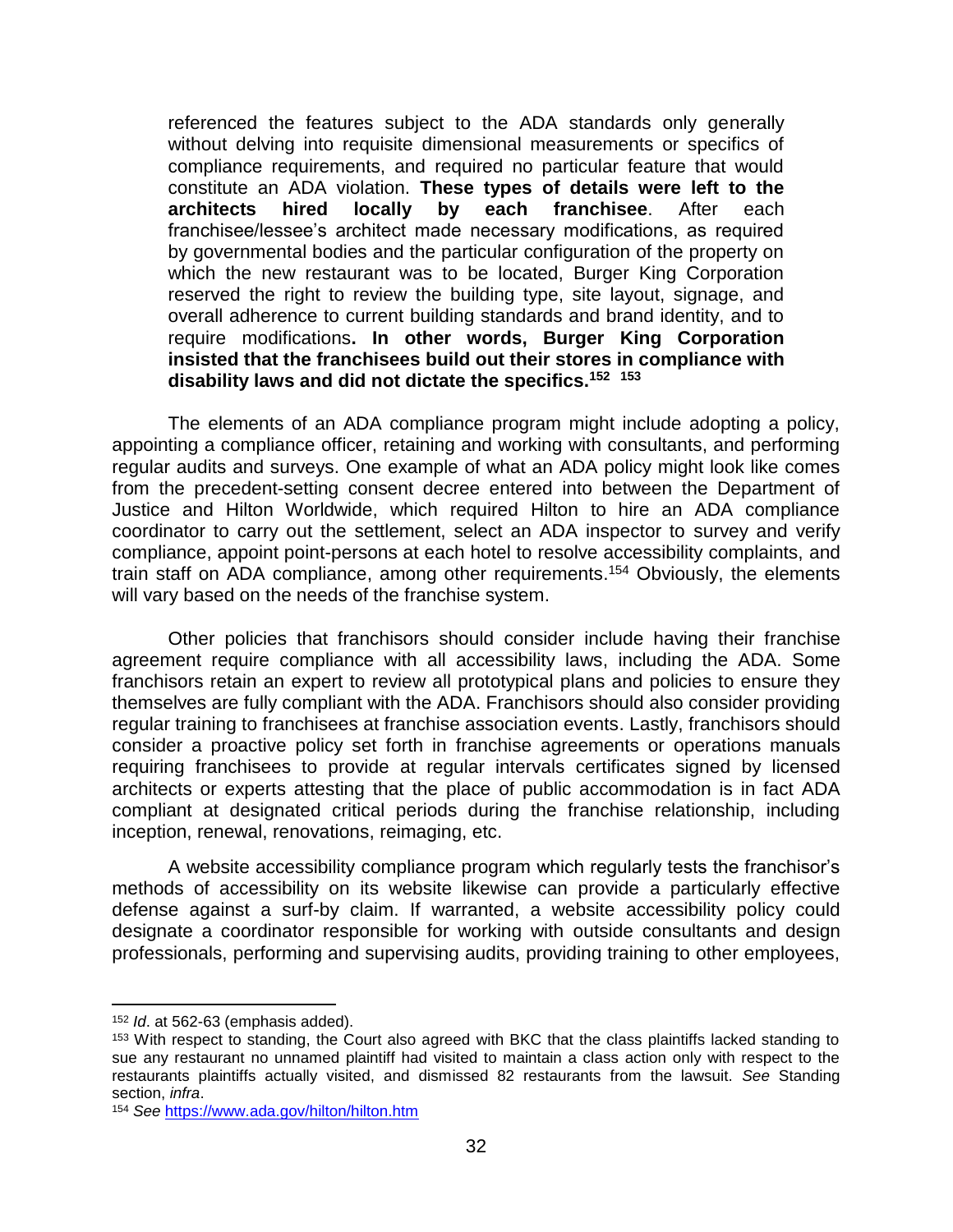> referenced the features subject to the ADA standards only generally without delving into requisite dimensional measurements or specifics of compliance requirements, and required no particular feature that would constitute an ADA violation. **These types of details were left to the architects hired locally by each franchisee**. After each franchisee/lessee's architect made necessary modifications, as required by governmental bodies and the particular configuration of the property on which the new restaurant was to be located, Burger King Corporation reserved the right to review the building type, site layout, signage, and overall adherence to current building standards and brand identity, and to require modifications**. In other words, Burger King Corporation insisted that the franchisees build out their stores in compliance with disability laws and did not dictate the specifics.**[152] [153]

The elements of an ADA compliance program might include adopting a policy, appointing a compliance officer, retaining and working with consultants, and performing regular audits and surveys. One example of what an ADA policy might look like comes from the precedent-setting consent decree entered into between the Department of Justice and Hilton Worldwide, which required Hilton to hire an ADA compliance coordinator to carry out the settlement, select an ADA inspector to survey and verify compliance, appoint point-persons at each hotel to resolve accessibility complaints, and train staff on ADA compliance, among other requirements.[154] Obviously, the elements will vary based on the needs of the franchise system.

Other policies that franchisors should consider include having their franchise agreement require compliance with all accessibility laws, including the ADA. Some franchisors retain an expert to review all prototypical plans and policies to ensure they themselves are fully compliant with the ADA. Franchisors should also consider providing regular training to franchisees at franchise association events. Lastly, franchisors should consider a proactive policy set forth in franchise agreements or operations manuals requiring franchisees to provide at regular intervals certificates signed by licensed architects or experts attesting that the place of public accommodation is in fact ADA compliant at designated critical periods during the franchise relationship, including inception, renewal, renovations, reimaging, etc.

A website accessibility compliance program which regularly tests the franchisor's methods of accessibility on its website likewise can provide a particularly effective defense against a surf-by claim. If warranted, a website accessibility policy could designate a coordinator responsible for working with outside consultants and design professionals, performing and supervising audits, providing training to other employees,

---

[152] *Id*. at 562-63 (emphasis added).

[153] With respect to standing, the Court also agreed with BKC that the class plaintiffs lacked standing to sue any restaurant no unnamed plaintiff had visited to maintain a class action only with respect to the restaurants plaintiffs actually visited, and dismissed 82 restaurants from the lawsuit. *See* Standing section, *infra*.

[154] *See* https://www.ada.gov/hilton/hilton.htm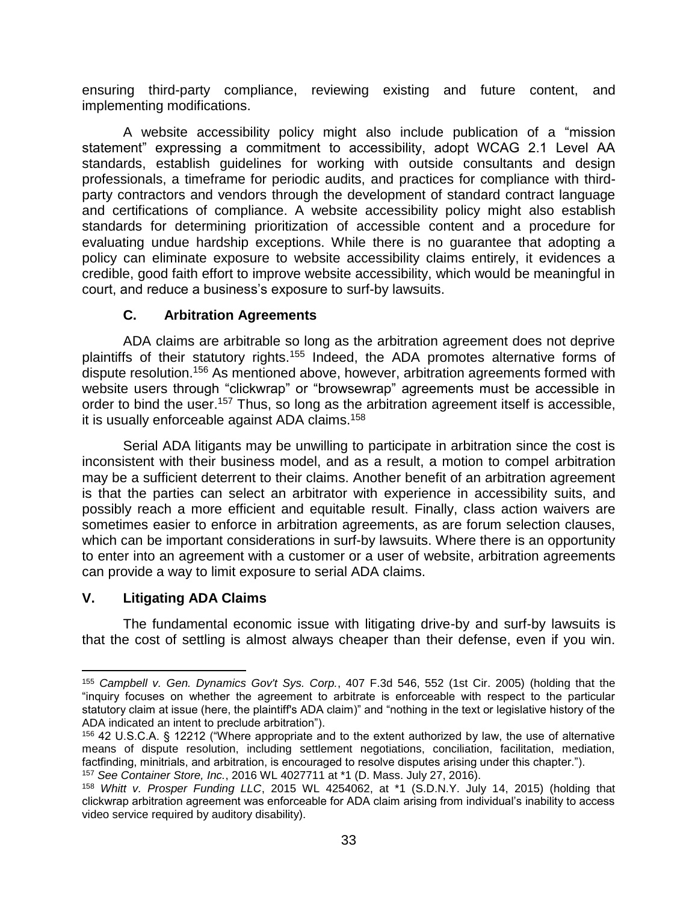ensuring third-party compliance, reviewing existing and future content, and implementing modifications.

A website accessibility policy might also include publication of a "mission statement" expressing a commitment to accessibility, adopt WCAG 2.1 Level AA standards, establish guidelines for working with outside consultants and design professionals, a timeframe for periodic audits, and practices for compliance with third-party contractors and vendors through the development of standard contract language and certifications of compliance. A website accessibility policy might also establish standards for determining prioritization of accessible content and a procedure for evaluating undue hardship exceptions. While there is no guarantee that adopting a policy can eliminate exposure to website accessibility claims entirely, it evidences a credible, good faith effort to improve website accessibility, which would be meaningful in court, and reduce a business's exposure to surf-by lawsuits.

### C. Arbitration Agreements

ADA claims are arbitrable so long as the arbitration agreement does not deprive plaintiffs of their statutory rights.[155] Indeed, the ADA promotes alternative forms of dispute resolution.[156] As mentioned above, however, arbitration agreements formed with website users through "clickwrap" or "browsewrap" agreements must be accessible in order to bind the user.[157] Thus, so long as the arbitration agreement itself is accessible, it is usually enforceable against ADA claims.[158]

Serial ADA litigants may be unwilling to participate in arbitration since the cost is inconsistent with their business model, and as a result, a motion to compel arbitration may be a sufficient deterrent to their claims. Another benefit of an arbitration agreement is that the parties can select an arbitrator with experience in accessibility suits, and possibly reach a more efficient and equitable result. Finally, class action waivers are sometimes easier to enforce in arbitration agreements, as are forum selection clauses, which can be important considerations in surf-by lawsuits. Where there is an opportunity to enter into an agreement with a customer or a user of website, arbitration agreements can provide a way to limit exposure to serial ADA claims.

## V. Litigating ADA Claims

The fundamental economic issue with litigating drive-by and surf-by lawsuits is that the cost of settling is almost always cheaper than their defense, even if you win.

---

[155] *Campbell v. Gen. Dynamics Gov't Sys. Corp.*, 407 F.3d 546, 552 (1st Cir. 2005) (holding that the "inquiry focuses on whether the agreement to arbitrate is enforceable with respect to the particular statutory claim at issue (here, the plaintiff's ADA claim)" and "nothing in the text or legislative history of the ADA indicated an intent to preclude arbitration").

[156] 42 U.S.C.A. § 12212 ("Where appropriate and to the extent authorized by law, the use of alternative means of dispute resolution, including settlement negotiations, conciliation, facilitation, mediation, factfinding, minitrials, and arbitration, is encouraged to resolve disputes arising under this chapter.").

[157] *See Container Store, Inc.*, 2016 WL 4027711 at *1 (D. Mass. July 27, 2016).

[158] *Whitt v. Prosper Funding LLC*, 2015 WL 4254062, at *1 (S.D.N.Y. July 14, 2015) (holding that clickwrap arbitration agreement was enforceable for ADA claim arising from individual's inability to access video service required by auditory disability).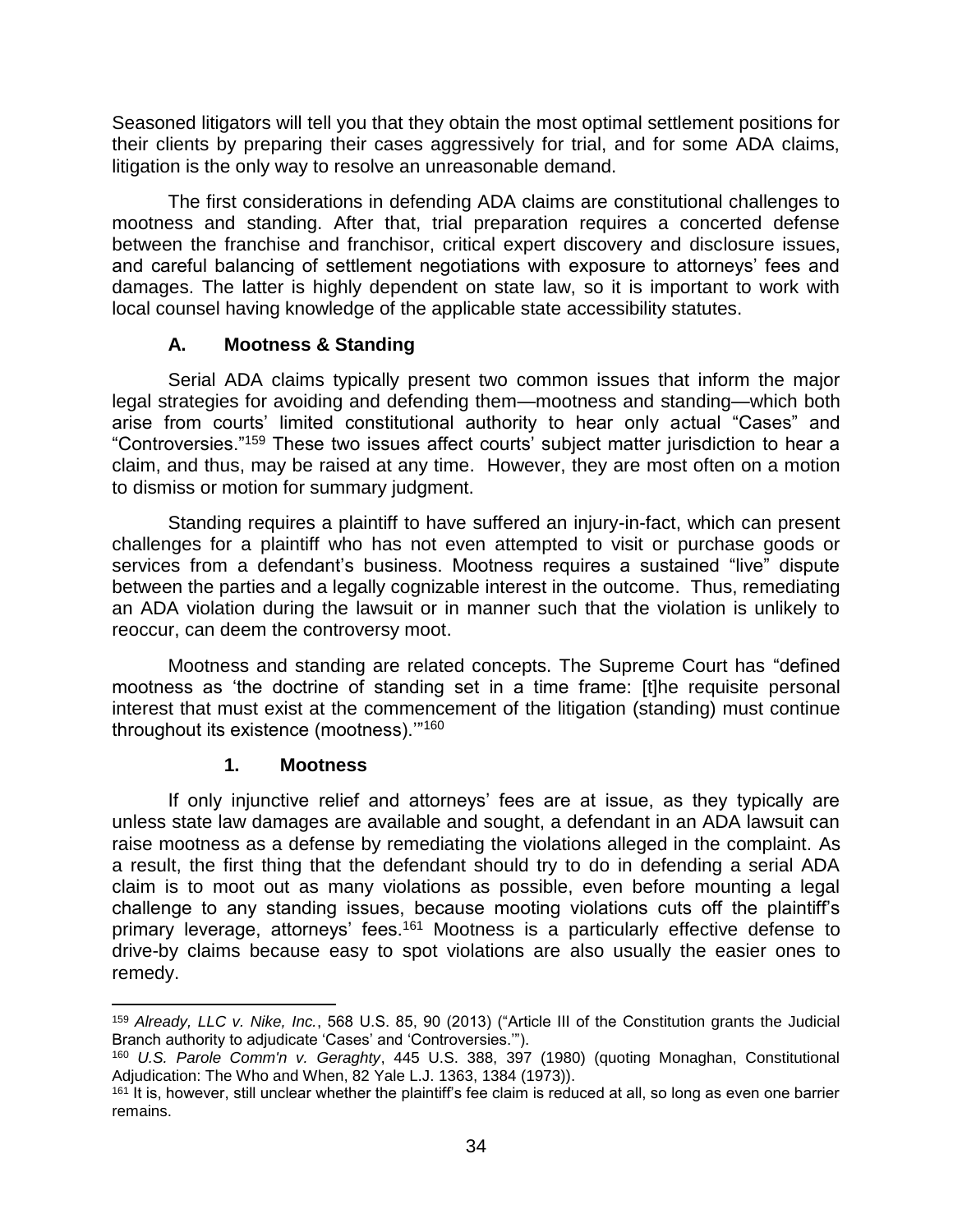Seasoned litigators will tell you that they obtain the most optimal settlement positions for their clients by preparing their cases aggressively for trial, and for some ADA claims, litigation is the only way to resolve an unreasonable demand.

The first considerations in defending ADA claims are constitutional challenges to mootness and standing. After that, trial preparation requires a concerted defense between the franchise and franchisor, critical expert discovery and disclosure issues, and careful balancing of settlement negotiations with exposure to attorneys' fees and damages. The latter is highly dependent on state law, so it is important to work with local counsel having knowledge of the applicable state accessibility statutes.

### A. Mootness & Standing

Serial ADA claims typically present two common issues that inform the major legal strategies for avoiding and defending them—mootness and standing—which both arise from courts' limited constitutional authority to hear only actual "Cases" and "Controversies."[159] These two issues affect courts' subject matter jurisdiction to hear a claim, and thus, may be raised at any time. However, they are most often on a motion to dismiss or motion for summary judgment.

Standing requires a plaintiff to have suffered an injury-in-fact, which can present challenges for a plaintiff who has not even attempted to visit or purchase goods or services from a defendant's business. Mootness requires a sustained "live" dispute between the parties and a legally cognizable interest in the outcome. Thus, remediating an ADA violation during the lawsuit or in manner such that the violation is unlikely to reoccur, can deem the controversy moot.

Mootness and standing are related concepts. The Supreme Court has "defined mootness as 'the doctrine of standing set in a time frame: [t]he requisite personal interest that must exist at the commencement of the litigation (standing) must continue throughout its existence (mootness).'"[160]

#### 1. Mootness

If only injunctive relief and attorneys' fees are at issue, as they typically are unless state law damages are available and sought, a defendant in an ADA lawsuit can raise mootness as a defense by remediating the violations alleged in the complaint. As a result, the first thing that the defendant should try to do in defending a serial ADA claim is to moot out as many violations as possible, even before mounting a legal challenge to any standing issues, because mooting violations cuts off the plaintiff's primary leverage, attorneys' fees.[161] Mootness is a particularly effective defense to drive-by claims because easy to spot violations are also usually the easier ones to remedy.

---

[159] *Already, LLC v. Nike, Inc.*, 568 U.S. 85, 90 (2013) ("Article III of the Constitution grants the Judicial Branch authority to adjudicate 'Cases' and 'Controversies.'").

[160] *U.S. Parole Comm'n v. Geraghty*, 445 U.S. 388, 397 (1980) (quoting Monaghan, Constitutional Adjudication: The Who and When, 82 Yale L.J. 1363, 1384 (1973)).

[161] It is, however, still unclear whether the plaintiff's fee claim is reduced at all, so long as even one barrier remains.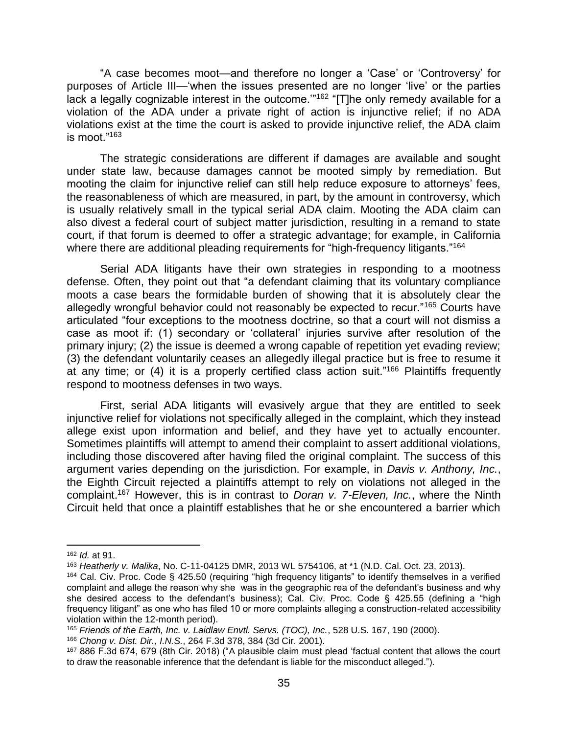"A case becomes moot—and therefore no longer a 'Case' or 'Controversy' for purposes of Article III—'when the issues presented are no longer 'live' or the parties lack a legally cognizable interest in the outcome.'"[162] "[T]he only remedy available for a violation of the ADA under a private right of action is injunctive relief; if no ADA violations exist at the time the court is asked to provide injunctive relief, the ADA claim is moot."[163]

The strategic considerations are different if damages are available and sought under state law, because damages cannot be mooted simply by remediation. But mooting the claim for injunctive relief can still help reduce exposure to attorneys' fees, the reasonableness of which are measured, in part, by the amount in controversy, which is usually relatively small in the typical serial ADA claim. Mooting the ADA claim can also divest a federal court of subject matter jurisdiction, resulting in a remand to state court, if that forum is deemed to offer a strategic advantage; for example, in California where there are additional pleading requirements for "high-frequency litigants."[164]

Serial ADA litigants have their own strategies in responding to a mootness defense. Often, they point out that "a defendant claiming that its voluntary compliance moots a case bears the formidable burden of showing that it is absolutely clear the allegedly wrongful behavior could not reasonably be expected to recur."[165] Courts have articulated "four exceptions to the mootness doctrine, so that a court will not dismiss a case as moot if: (1) secondary or 'collateral' injuries survive after resolution of the primary injury; (2) the issue is deemed a wrong capable of repetition yet evading review; (3) the defendant voluntarily ceases an allegedly illegal practice but is free to resume it at any time; or (4) it is a properly certified class action suit."[166] Plaintiffs frequently respond to mootness defenses in two ways.

First, serial ADA litigants will evasively argue that they are entitled to seek injunctive relief for violations not specifically alleged in the complaint, which they instead allege exist upon information and belief, and they have yet to actually encounter. Sometimes plaintiffs will attempt to amend their complaint to assert additional violations, including those discovered after having filed the original complaint. The success of this argument varies depending on the jurisdiction. For example, in *Davis v. Anthony, Inc.*, the Eighth Circuit rejected a plaintiffs attempt to rely on violations not alleged in the complaint.[167] However, this is in contrast to *Doran v. 7-Eleven, Inc.*, where the Ninth Circuit held that once a plaintiff establishes that he or she encountered a barrier which

---

[162] *Id.* at 91.

[163] *Heatherly v. Malika*, No. C-11-04125 DMR, 2013 WL 5754106, at *1 (N.D. Cal. Oct. 23, 2013).

[164] Cal. Civ. Proc. Code § 425.50 (requiring "high frequency litigants" to identify themselves in a verified complaint and allege the reason why she was in the geographic rea of the defendant's business and why she desired access to the defendant's business); Cal. Civ. Proc. Code § 425.55 (defining a "high frequency litigant" as one who has filed 10 or more complaints alleging a construction-related accessibility violation within the 12-month period).

[165] *Friends of the Earth, Inc. v. Laidlaw Envtl. Servs. (TOC), Inc.*, 528 U.S. 167, 190 (2000).

[166] *Chong v. Dist. Dir., I.N.S.*, 264 F.3d 378, 384 (3d Cir. 2001).

[167] 886 F.3d 674, 679 (8th Cir. 2018) ("A plausible claim must plead 'factual content that allows the court to draw the reasonable inference that the defendant is liable for the misconduct alleged.").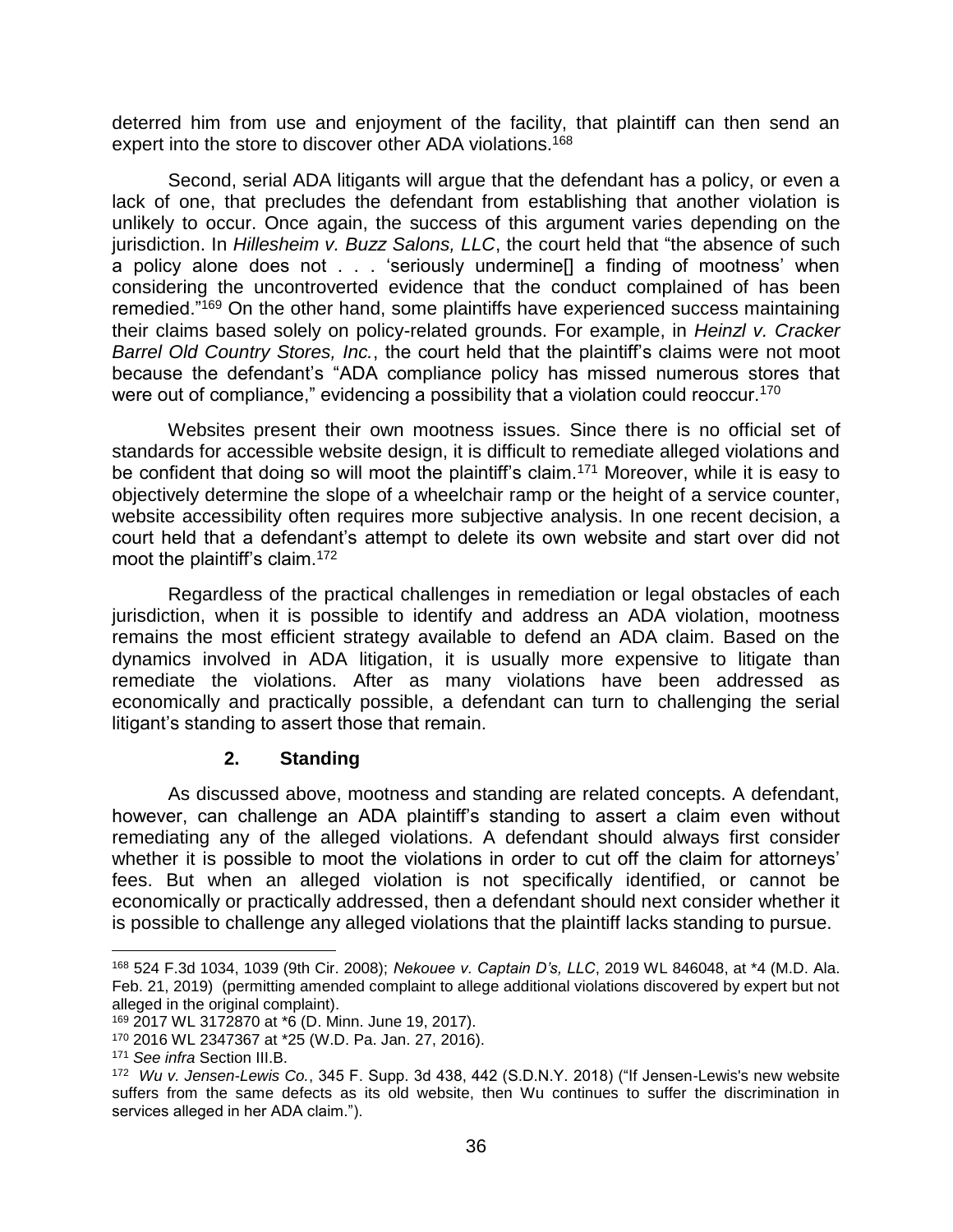deterred him from use and enjoyment of the facility, that plaintiff can then send an expert into the store to discover other ADA violations.[168]

Second, serial ADA litigants will argue that the defendant has a policy, or even a lack of one, that precludes the defendant from establishing that another violation is unlikely to occur. Once again, the success of this argument varies depending on the jurisdiction. In *Hillesheim v. Buzz Salons, LLC*, the court held that "the absence of such a policy alone does not . . . 'seriously undermine[] a finding of mootness' when considering the uncontroverted evidence that the conduct complained of has been remedied."[169] On the other hand, some plaintiffs have experienced success maintaining their claims based solely on policy-related grounds. For example, in *Heinzl v. Cracker Barrel Old Country Stores, Inc.*, the court held that the plaintiff's claims were not moot because the defendant's "ADA compliance policy has missed numerous stores that were out of compliance," evidencing a possibility that a violation could reoccur.[170]

Websites present their own mootness issues. Since there is no official set of standards for accessible website design, it is difficult to remediate alleged violations and be confident that doing so will moot the plaintiff's claim.[171] Moreover, while it is easy to objectively determine the slope of a wheelchair ramp or the height of a service counter, website accessibility often requires more subjective analysis. In one recent decision, a court held that a defendant's attempt to delete its own website and start over did not moot the plaintiff's claim.[172]

Regardless of the practical challenges in remediation or legal obstacles of each jurisdiction, when it is possible to identify and address an ADA violation, mootness remains the most efficient strategy available to defend an ADA claim. Based on the dynamics involved in ADA litigation, it is usually more expensive to litigate than remediate the violations. After as many violations have been addressed as economically and practically possible, a defendant can turn to challenging the serial litigant's standing to assert those that remain.

### 2. Standing

As discussed above, mootness and standing are related concepts. A defendant, however, can challenge an ADA plaintiff's standing to assert a claim even without remediating any of the alleged violations. A defendant should always first consider whether it is possible to moot the violations in order to cut off the claim for attorneys' fees. But when an alleged violation is not specifically identified, or cannot be economically or practically addressed, then a defendant should next consider whether it is possible to challenge any alleged violations that the plaintiff lacks standing to pursue.

---

[168] 524 F.3d 1034, 1039 (9th Cir. 2008); *Nekouee v. Captain D's, LLC*, 2019 WL 846048, at *4 (M.D. Ala. Feb. 21, 2019) (permitting amended complaint to allege additional violations discovered by expert but not alleged in the original complaint).

[169] 2017 WL 3172870 at *6 (D. Minn. June 19, 2017).

[170] 2016 WL 2347367 at *25 (W.D. Pa. Jan. 27, 2016).

[171] *See infra* Section III.B.

[172] *Wu v. Jensen-Lewis Co.*, 345 F. Supp. 3d 438, 442 (S.D.N.Y. 2018) ("If Jensen-Lewis's new website suffers from the same defects as its old website, then Wu continues to suffer the discrimination in services alleged in her ADA claim.").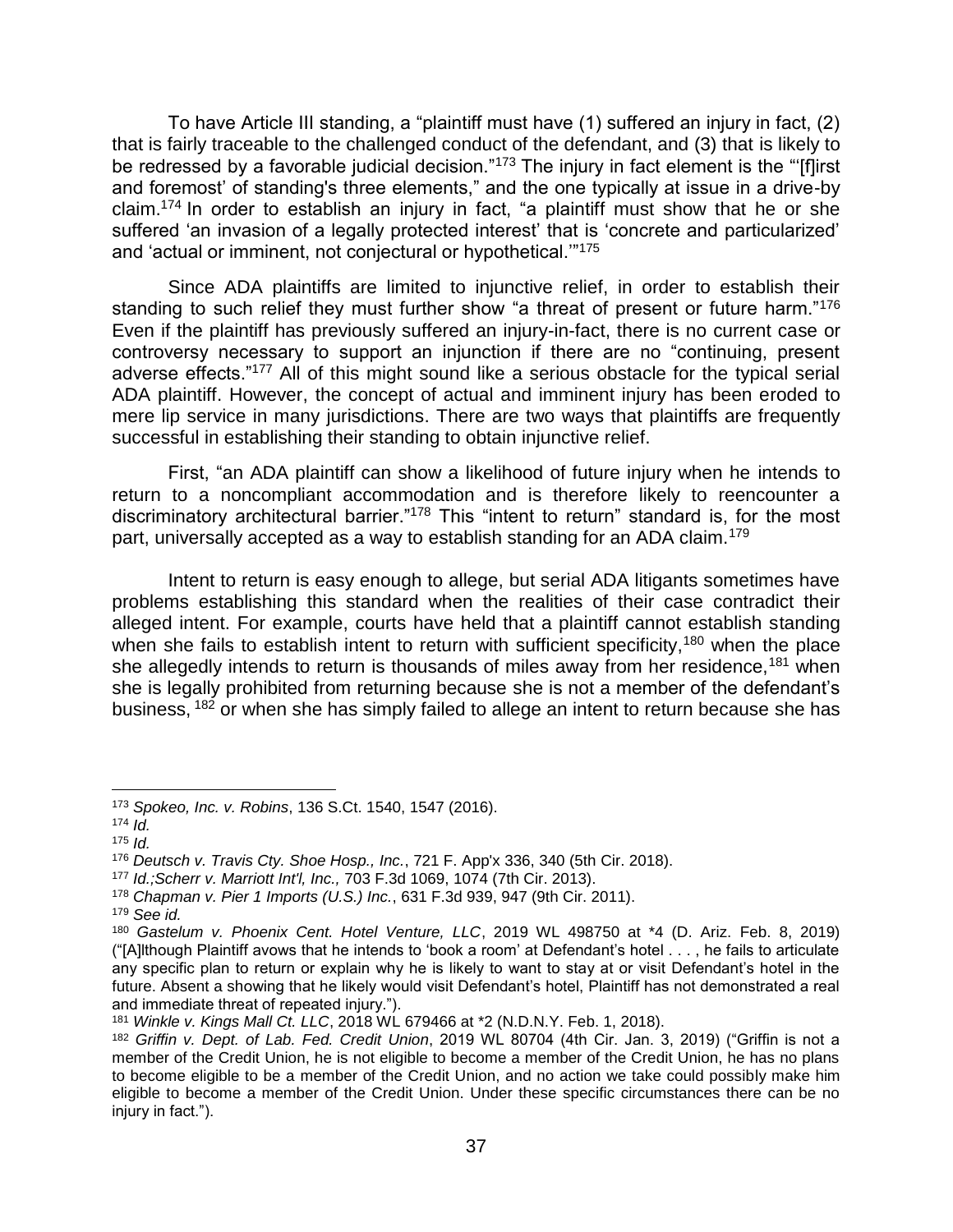To have Article III standing, a "plaintiff must have (1) suffered an injury in fact, (2) that is fairly traceable to the challenged conduct of the defendant, and (3) that is likely to be redressed by a favorable judicial decision."[173] The injury in fact element is the "'[f]irst and foremost' of standing's three elements," and the one typically at issue in a drive-by claim.[174] In order to establish an injury in fact, "a plaintiff must show that he or she suffered 'an invasion of a legally protected interest' that is 'concrete and particularized' and 'actual or imminent, not conjectural or hypothetical.'"[175]

Since ADA plaintiffs are limited to injunctive relief, in order to establish their standing to such relief they must further show "a threat of present or future harm."[176] Even if the plaintiff has previously suffered an injury-in-fact, there is no current case or controversy necessary to support an injunction if there are no "continuing, present adverse effects."[177] All of this might sound like a serious obstacle for the typical serial ADA plaintiff. However, the concept of actual and imminent injury has been eroded to mere lip service in many jurisdictions. There are two ways that plaintiffs are frequently successful in establishing their standing to obtain injunctive relief.

First, "an ADA plaintiff can show a likelihood of future injury when he intends to return to a noncompliant accommodation and is therefore likely to reencounter a discriminatory architectural barrier."[178] This "intent to return" standard is, for the most part, universally accepted as a way to establish standing for an ADA claim.[179]

Intent to return is easy enough to allege, but serial ADA litigants sometimes have problems establishing this standard when the realities of their case contradict their alleged intent. For example, courts have held that a plaintiff cannot establish standing when she fails to establish intent to return with sufficient specificity,[180] when the place she allegedly intends to return is thousands of miles away from her residence,[181] when she is legally prohibited from returning because she is not a member of the defendant's business, [182] or when she has simply failed to allege an intent to return because she has

---

[173] *Spokeo, Inc. v. Robins*, 136 S.Ct. 1540, 1547 (2016).

[174] *Id.*

[175] *Id.*

[176] *Deutsch v. Travis Cty. Shoe Hosp., Inc.*, 721 F. App'x 336, 340 (5th Cir. 2018).

[177] *Id.;Scherr v. Marriott Int'l, Inc.,* 703 F.3d 1069, 1074 (7th Cir. 2013).

[178] *Chapman v. Pier 1 Imports (U.S.) Inc.*, 631 F.3d 939, 947 (9th Cir. 2011).

[179] *See id.*

[180] *Gastelum v. Phoenix Cent. Hotel Venture, LLC*, 2019 WL 498750 at *4 (D. Ariz. Feb. 8, 2019) ("[A]lthough Plaintiff avows that he intends to 'book a room' at Defendant's hotel . . . , he fails to articulate any specific plan to return or explain why he is likely to want to stay at or visit Defendant's hotel in the future. Absent a showing that he likely would visit Defendant's hotel, Plaintiff has not demonstrated a real and immediate threat of repeated injury.").

[181] *Winkle v. Kings Mall Ct. LLC*, 2018 WL 679466 at *2 (N.D.N.Y. Feb. 1, 2018).

[182] *Griffin v. Dept. of Lab. Fed. Credit Union*, 2019 WL 80704 (4th Cir. Jan. 3, 2019) ("Griffin is not a member of the Credit Union, he is not eligible to become a member of the Credit Union, he has no plans to become eligible to be a member of the Credit Union, and no action we take could possibly make him eligible to become a member of the Credit Union. Under these specific circumstances there can be no injury in fact.").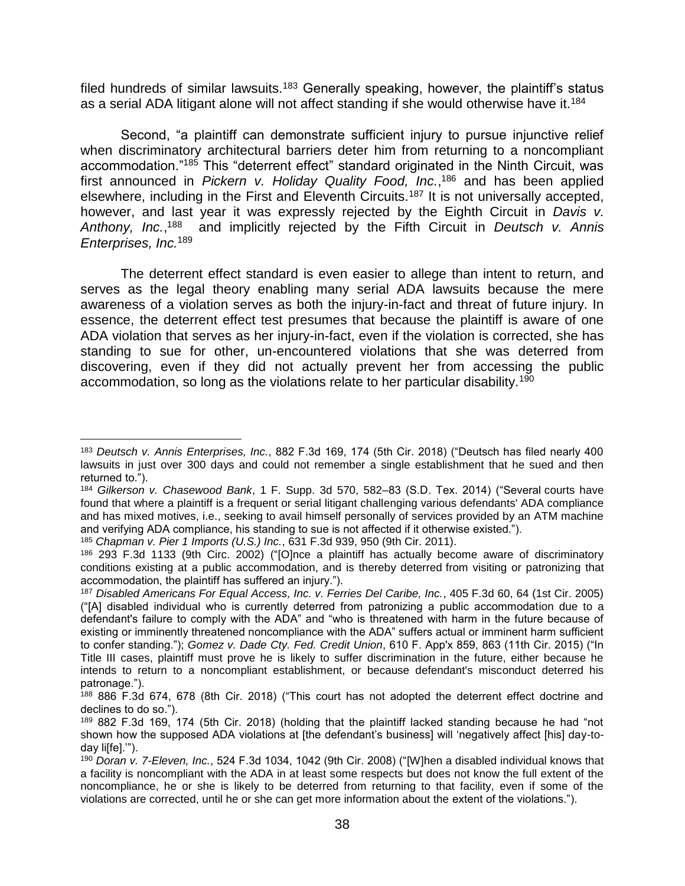filed hundreds of similar lawsuits.[183] Generally speaking, however, the plaintiff's status as a serial ADA litigant alone will not affect standing if she would otherwise have it.[184]

Second, "a plaintiff can demonstrate sufficient injury to pursue injunctive relief when discriminatory architectural barriers deter him from returning to a noncompliant accommodation."[185] This "deterrent effect" standard originated in the Ninth Circuit, was first announced in *Pickern v. Holiday Quality Food, Inc.*,[186] and has been applied elsewhere, including in the First and Eleventh Circuits.[187] It is not universally accepted, however, and last year it was expressly rejected by the Eighth Circuit in *Davis v. Anthony, Inc.*,[188] and implicitly rejected by the Fifth Circuit in *Deutsch v. Annis Enterprises, Inc.*[189]

The deterrent effect standard is even easier to allege than intent to return, and serves as the legal theory enabling many serial ADA lawsuits because the mere awareness of a violation serves as both the injury-in-fact and threat of future injury. In essence, the deterrent effect test presumes that because the plaintiff is aware of one ADA violation that serves as her injury-in-fact, even if the violation is corrected, she has standing to sue for other, un-encountered violations that she was deterred from discovering, even if they did not actually prevent her from accessing the public accommodation, so long as the violations relate to her particular disability.[190]

---

[183] *Deutsch v. Annis Enterprises, Inc.*, 882 F.3d 169, 174 (5th Cir. 2018) ("Deutsch has filed nearly 400 lawsuits in just over 300 days and could not remember a single establishment that he sued and then returned to.").

[184] *Gilkerson v. Chasewood Bank*, 1 F. Supp. 3d 570, 582–83 (S.D. Tex. 2014) ("Several courts have found that where a plaintiff is a frequent or serial litigant challenging various defendants' ADA compliance and has mixed motives, i.e., seeking to avail himself personally of services provided by an ATM machine and verifying ADA compliance, his standing to sue is not affected if it otherwise existed.").

[185] *Chapman v. Pier 1 Imports (U.S.) Inc.*, 631 F.3d 939, 950 (9th Cir. 2011).

[186] 293 F.3d 1133 (9th Circ. 2002) ("[O]nce a plaintiff has actually become aware of discriminatory conditions existing at a public accommodation, and is thereby deterred from visiting or patronizing that accommodation, the plaintiff has suffered an injury.").

[187] *Disabled Americans For Equal Access, Inc. v. Ferries Del Caribe, Inc.*, 405 F.3d 60, 64 (1st Cir. 2005) ("[A] disabled individual who is currently deterred from patronizing a public accommodation due to a defendant's failure to comply with the ADA" and "who is threatened with harm in the future because of existing or imminently threatened noncompliance with the ADA" suffers actual or imminent harm sufficient to confer standing."); *Gomez v. Dade Cty. Fed. Credit Union*, 610 F. App'x 859, 863 (11th Cir. 2015) ("In Title III cases, plaintiff must prove he is likely to suffer discrimination in the future, either because he intends to return to a noncompliant establishment, or because defendant's misconduct deterred his patronage.").

[188] 886 F.3d 674, 678 (8th Cir. 2018) ("This court has not adopted the deterrent effect doctrine and declines to do so.").

[189] 882 F.3d 169, 174 (5th Cir. 2018) (holding that the plaintiff lacked standing because he had "not shown how the supposed ADA violations at [the defendant's business] will 'negatively affect [his] day-to-day li[fe].'").

[190] *Doran v. 7-Eleven, Inc.*, 524 F.3d 1034, 1042 (9th Cir. 2008) ("[W]hen a disabled individual knows that a facility is noncompliant with the ADA in at least some respects but does not know the full extent of the noncompliance, he or she is likely to be deterred from returning to that facility, even if some of the violations are corrected, until he or she can get more information about the extent of the violations.").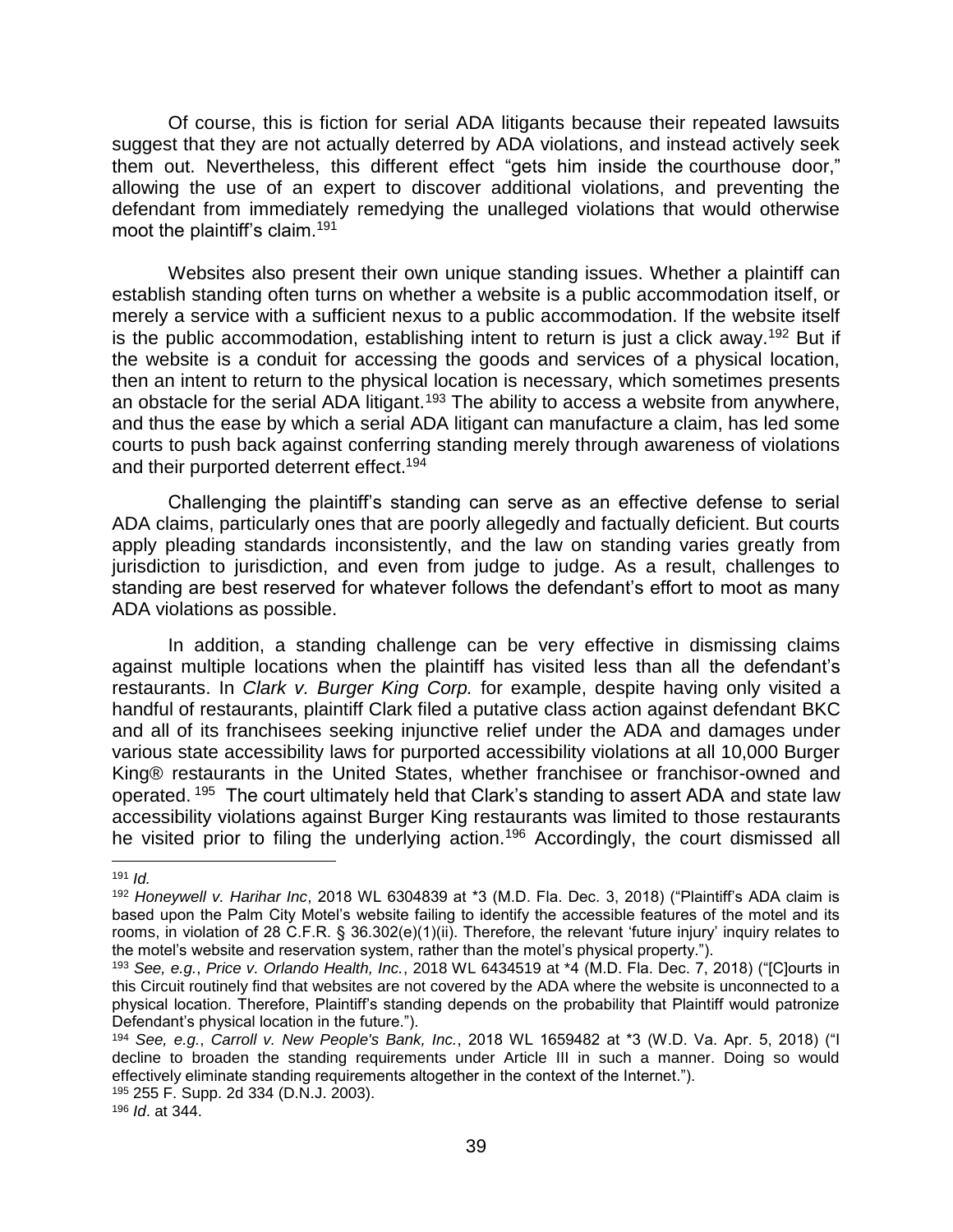Of course, this is fiction for serial ADA litigants because their repeated lawsuits suggest that they are not actually deterred by ADA violations, and instead actively seek them out. Nevertheless, this different effect "gets him inside the courthouse door," allowing the use of an expert to discover additional violations, and preventing the defendant from immediately remedying the unalleged violations that would otherwise moot the plaintiff's claim.[191]

Websites also present their own unique standing issues. Whether a plaintiff can establish standing often turns on whether a website is a public accommodation itself, or merely a service with a sufficient nexus to a public accommodation. If the website itself is the public accommodation, establishing intent to return is just a click away.[192] But if the website is a conduit for accessing the goods and services of a physical location, then an intent to return to the physical location is necessary, which sometimes presents an obstacle for the serial ADA litigant.[193] The ability to access a website from anywhere, and thus the ease by which a serial ADA litigant can manufacture a claim, has led some courts to push back against conferring standing merely through awareness of violations and their purported deterrent effect.[194]

Challenging the plaintiff's standing can serve as an effective defense to serial ADA claims, particularly ones that are poorly allegedly and factually deficient. But courts apply pleading standards inconsistently, and the law on standing varies greatly from jurisdiction to jurisdiction, and even from judge to judge. As a result, challenges to standing are best reserved for whatever follows the defendant's effort to moot as many ADA violations as possible.

In addition, a standing challenge can be very effective in dismissing claims against multiple locations when the plaintiff has visited less than all the defendant's restaurants. In *Clark v. Burger King Corp.* for example, despite having only visited a handful of restaurants, plaintiff Clark filed a putative class action against defendant BKC and all of its franchisees seeking injunctive relief under the ADA and damages under various state accessibility laws for purported accessibility violations at all 10,000 Burger King® restaurants in the United States, whether franchisee or franchisor-owned and operated.[195] The court ultimately held that Clark's standing to assert ADA and state law accessibility violations against Burger King restaurants was limited to those restaurants he visited prior to filing the underlying action.[196] Accordingly, the court dismissed all

---

[191] *Id.*

[192] *Honeywell v. Harihar Inc*, 2018 WL 6304839 at *3 (M.D. Fla. Dec. 3, 2018) ("Plaintiff's ADA claim is based upon the Palm City Motel's website failing to identify the accessible features of the motel and its rooms, in violation of 28 C.F.R. § 36.302(e)(1)(ii). Therefore, the relevant 'future injury' inquiry relates to the motel's website and reservation system, rather than the motel's physical property.").

[193] *See, e.g.*, *Price v. Orlando Health, Inc.*, 2018 WL 6434519 at *4 (M.D. Fla. Dec. 7, 2018) ("[C]ourts in this Circuit routinely find that websites are not covered by the ADA where the website is unconnected to a physical location. Therefore, Plaintiff's standing depends on the probability that Plaintiff would patronize Defendant's physical location in the future.").

[194] *See, e.g.*, *Carroll v. New People's Bank, Inc.*, 2018 WL 1659482 at *3 (W.D. Va. Apr. 5, 2018) ("I decline to broaden the standing requirements under Article III in such a manner. Doing so would effectively eliminate standing requirements altogether in the context of the Internet.").

[195] 255 F. Supp. 2d 334 (D.N.J. 2003).

[196] *Id*. at 344.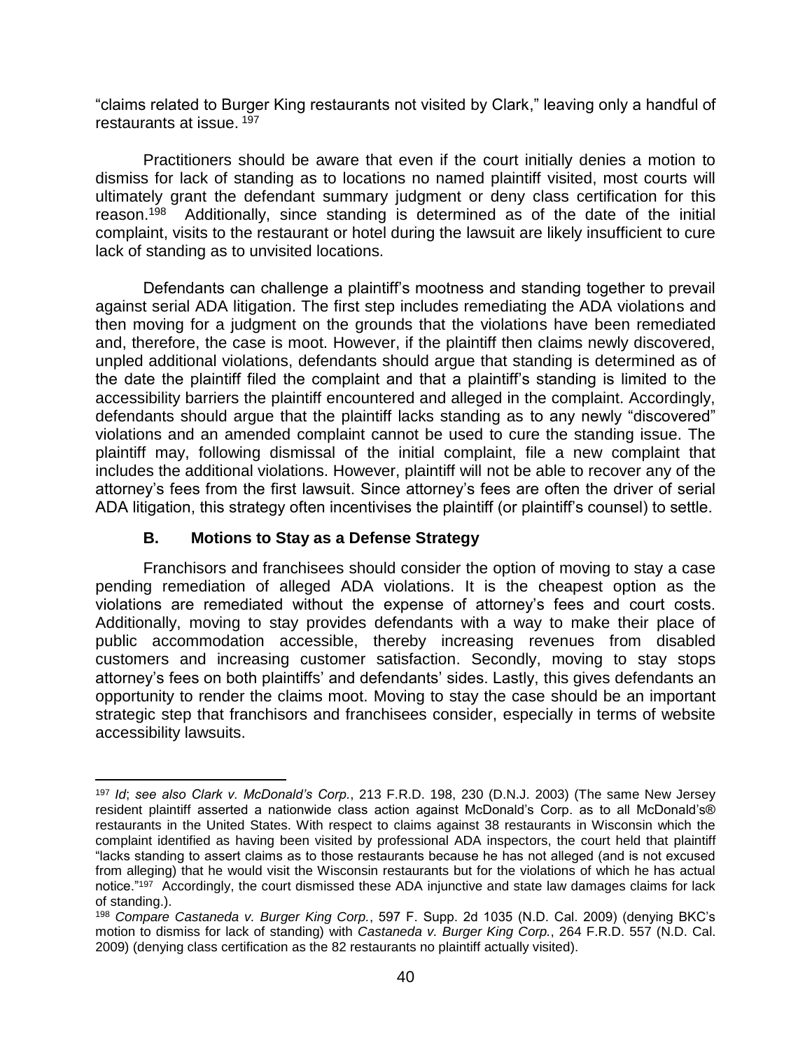"claims related to Burger King restaurants not visited by Clark," leaving only a handful of restaurants at issue.[197]

Practitioners should be aware that even if the court initially denies a motion to dismiss for lack of standing as to locations no named plaintiff visited, most courts will ultimately grant the defendant summary judgment or deny class certification for this reason.[198] Additionally, since standing is determined as of the date of the initial complaint, visits to the restaurant or hotel during the lawsuit are likely insufficient to cure lack of standing as to unvisited locations.

Defendants can challenge a plaintiff's mootness and standing together to prevail against serial ADA litigation. The first step includes remediating the ADA violations and then moving for a judgment on the grounds that the violations have been remediated and, therefore, the case is moot. However, if the plaintiff then claims newly discovered, unpled additional violations, defendants should argue that standing is determined as of the date the plaintiff filed the complaint and that a plaintiff's standing is limited to the accessibility barriers the plaintiff encountered and alleged in the complaint. Accordingly, defendants should argue that the plaintiff lacks standing as to any newly "discovered" violations and an amended complaint cannot be used to cure the standing issue. The plaintiff may, following dismissal of the initial complaint, file a new complaint that includes the additional violations. However, plaintiff will not be able to recover any of the attorney's fees from the first lawsuit. Since attorney's fees are often the driver of serial ADA litigation, this strategy often incentivises the plaintiff (or plaintiff's counsel) to settle.

### B. Motions to Stay as a Defense Strategy

Franchisors and franchisees should consider the option of moving to stay a case pending remediation of alleged ADA violations. It is the cheapest option as the violations are remediated without the expense of attorney's fees and court costs. Additionally, moving to stay provides defendants with a way to make their place of public accommodation accessible, thereby increasing revenues from disabled customers and increasing customer satisfaction. Secondly, moving to stay stops attorney's fees on both plaintiffs' and defendants' sides. Lastly, this gives defendants an opportunity to render the claims moot. Moving to stay the case should be an important strategic step that franchisors and franchisees consider, especially in terms of website accessibility lawsuits.

---

[197] *Id*; *see also Clark v. McDonald's Corp.*, 213 F.R.D. 198, 230 (D.N.J. 2003) (The same New Jersey resident plaintiff asserted a nationwide class action against McDonald's Corp. as to all McDonald's® restaurants in the United States. With respect to claims against 38 restaurants in Wisconsin which the complaint identified as having been visited by professional ADA inspectors, the court held that plaintiff "lacks standing to assert claims as to those restaurants because he has not alleged (and is not excused from alleging) that he would visit the Wisconsin restaurants but for the violations of which he has actual notice."[197] Accordingly, the court dismissed these ADA injunctive and state law damages claims for lack of standing.).

[198] *Compare Castaneda v. Burger King Corp.*, 597 F. Supp. 2d 1035 (N.D. Cal. 2009) (denying BKC's motion to dismiss for lack of standing) with *Castaneda v. Burger King Corp.*, 264 F.R.D. 557 (N.D. Cal. 2009) (denying class certification as the 82 restaurants no plaintiff actually visited).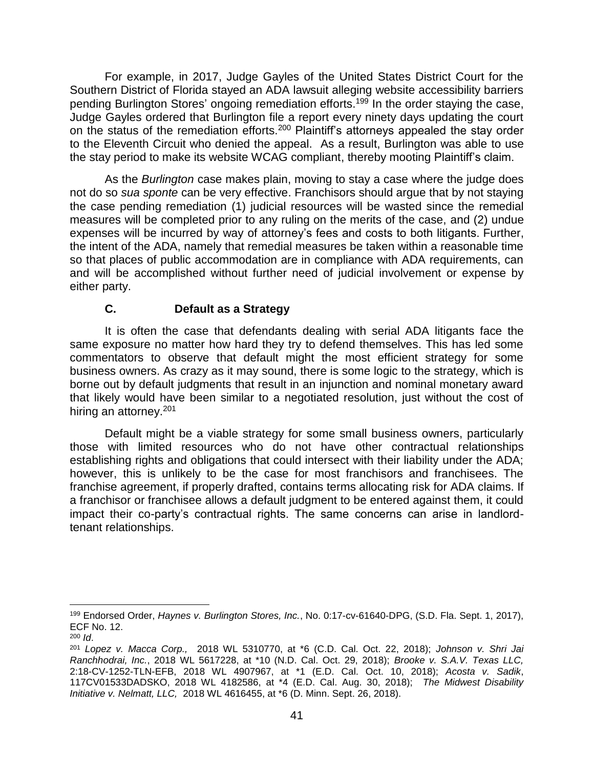For example, in 2017, Judge Gayles of the United States District Court for the Southern District of Florida stayed an ADA lawsuit alleging website accessibility barriers pending Burlington Stores' ongoing remediation efforts.[199] In the order staying the case, Judge Gayles ordered that Burlington file a report every ninety days updating the court on the status of the remediation efforts.[200] Plaintiff's attorneys appealed the stay order to the Eleventh Circuit who denied the appeal. As a result, Burlington was able to use the stay period to make its website WCAG compliant, thereby mooting Plaintiff's claim.

As the *Burlington* case makes plain, moving to stay a case where the judge does not do so *sua sponte* can be very effective. Franchisors should argue that by not staying the case pending remediation (1) judicial resources will be wasted since the remedial measures will be completed prior to any ruling on the merits of the case, and (2) undue expenses will be incurred by way of attorney's fees and costs to both litigants. Further, the intent of the ADA, namely that remedial measures be taken within a reasonable time so that places of public accommodation are in compliance with ADA requirements, can and will be accomplished without further need of judicial involvement or expense by either party.

### C. Default as a Strategy

It is often the case that defendants dealing with serial ADA litigants face the same exposure no matter how hard they try to defend themselves. This has led some commentators to observe that default might the most efficient strategy for some business owners. As crazy as it may sound, there is some logic to the strategy, which is borne out by default judgments that result in an injunction and nominal monetary award that likely would have been similar to a negotiated resolution, just without the cost of hiring an attorney.[201]

Default might be a viable strategy for some small business owners, particularly those with limited resources who do not have other contractual relationships establishing rights and obligations that could intersect with their liability under the ADA; however, this is unlikely to be the case for most franchisors and franchisees. The franchise agreement, if properly drafted, contains terms allocating risk for ADA claims. If a franchisor or franchisee allows a default judgment to be entered against them, it could impact their co-party's contractual rights. The same concerns can arise in landlord-tenant relationships.

---

[199] Endorsed Order, *Haynes v. Burlington Stores, Inc.*, No. 0:17-cv-61640-DPG, (S.D. Fla. Sept. 1, 2017), ECF No. 12.

[200] *Id*.

[201] *Lopez v. Macca Corp.,* 2018 WL 5310770, at *6 (C.D. Cal. Oct. 22, 2018); *Johnson v. Shri Jai Ranchhodrai, Inc.*, 2018 WL 5617228, at *10 (N.D. Cal. Oct. 29, 2018); *Brooke v. S.A.V. Texas LLC,* 2:18-CV-1252-TLN-EFB, 2018 WL 4907967, at *1 (E.D. Cal. Oct. 10, 2018); *Acosta v. Sadik*, 117CV01533DADSKO, 2018 WL 4182586, at *4 (E.D. Cal. Aug. 30, 2018); *The Midwest Disability Initiative v. Nelmatt, LLC,* 2018 WL 4616455, at *6 (D. Minn. Sept. 26, 2018).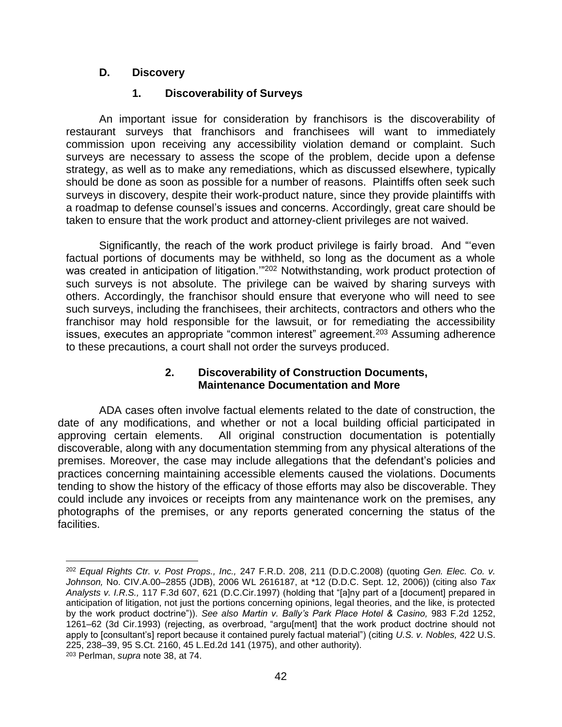### D. Discovery

#### 1. Discoverability of Surveys

An important issue for consideration by franchisors is the discoverability of restaurant surveys that franchisors and franchisees will want to immediately commission upon receiving any accessibility violation demand or complaint. Such surveys are necessary to assess the scope of the problem, decide upon a defense strategy, as well as to make any remediations, which as discussed elsewhere, typically should be done as soon as possible for a number of reasons. Plaintiffs often seek such surveys in discovery, despite their work-product nature, since they provide plaintiffs with a roadmap to defense counsel's issues and concerns. Accordingly, great care should be taken to ensure that the work product and attorney-client privileges are not waived.

Significantly, the reach of the work product privilege is fairly broad. And "'even factual portions of documents may be withheld, so long as the document as a whole was created in anticipation of litigation.'"[202] Notwithstanding, work product protection of such surveys is not absolute. The privilege can be waived by sharing surveys with others. Accordingly, the franchisor should ensure that everyone who will need to see such surveys, including the franchisees, their architects, contractors and others who the franchisor may hold responsible for the lawsuit, or for remediating the accessibility issues, executes an appropriate "common interest" agreement.[203] Assuming adherence to these precautions, a court shall not order the surveys produced.

#### 2. Discoverability of Construction Documents, Maintenance Documentation and More

ADA cases often involve factual elements related to the date of construction, the date of any modifications, and whether or not a local building official participated in approving certain elements. All original construction documentation is potentially discoverable, along with any documentation stemming from any physical alterations of the premises. Moreover, the case may include allegations that the defendant's policies and practices concerning maintaining accessible elements caused the violations. Documents tending to show the history of the efficacy of those efforts may also be discoverable. They could include any invoices or receipts from any maintenance work on the premises, any photographs of the premises, or any reports generated concerning the status of the facilities.

---

[202] *Equal Rights Ctr. v. Post Props., Inc.,* 247 F.R.D. 208, 211 (D.D.C.2008) (quoting *Gen. Elec. Co. v. Johnson,* No. CIV.A.00–2855 (JDB), 2006 WL 2616187, at *12 (D.D.C. Sept. 12, 2006)) (citing also *Tax Analysts v. I.R.S.,* 117 F.3d 607, 621 (D.C.Cir.1997) (holding that "[a]ny part of a [document] prepared in anticipation of litigation, not just the portions concerning opinions, legal theories, and the like, is protected by the work product doctrine")). *See also Martin v. Bally's Park Place Hotel & Casino,* 983 F.2d 1252, 1261–62 (3d Cir.1993) (rejecting, as overbroad, "argu[ment] that the work product doctrine should not apply to [consultant's] report because it contained purely factual material") (citing *U.S. v. Nobles,* 422 U.S. 225, 238–39, 95 S.Ct. 2160, 45 L.Ed.2d 141 (1975), and other authority).

[203] Perlman, *supra* note 38, at 74.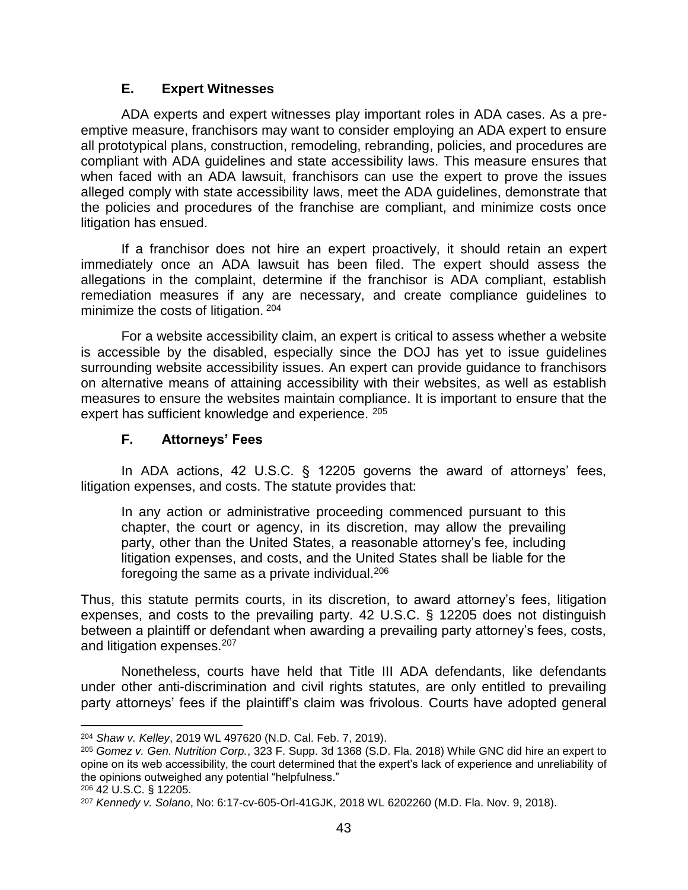### E. Expert Witnesses

ADA experts and expert witnesses play important roles in ADA cases. As a pre-emptive measure, franchisors may want to consider employing an ADA expert to ensure all prototypical plans, construction, remodeling, rebranding, policies, and procedures are compliant with ADA guidelines and state accessibility laws. This measure ensures that when faced with an ADA lawsuit, franchisors can use the expert to prove the issues alleged comply with state accessibility laws, meet the ADA guidelines, demonstrate that the policies and procedures of the franchise are compliant, and minimize costs once litigation has ensued.

If a franchisor does not hire an expert proactively, it should retain an expert immediately once an ADA lawsuit has been filed. The expert should assess the allegations in the complaint, determine if the franchisor is ADA compliant, establish remediation measures if any are necessary, and create compliance guidelines to minimize the costs of litigation. [204]

For a website accessibility claim, an expert is critical to assess whether a website is accessible by the disabled, especially since the DOJ has yet to issue guidelines surrounding website accessibility issues. An expert can provide guidance to franchisors on alternative means of attaining accessibility with their websites, as well as establish measures to ensure the websites maintain compliance. It is important to ensure that the expert has sufficient knowledge and experience. [205]

### F. Attorneys' Fees

In ADA actions, 42 U.S.C. § 12205 governs the award of attorneys' fees, litigation expenses, and costs. The statute provides that:

> In any action or administrative proceeding commenced pursuant to this chapter, the court or agency, in its discretion, may allow the prevailing party, other than the United States, a reasonable attorney's fee, including litigation expenses, and costs, and the United States shall be liable for the foregoing the same as a private individual.[206]

Thus, this statute permits courts, in its discretion, to award attorney's fees, litigation expenses, and costs to the prevailing party. 42 U.S.C. § 12205 does not distinguish between a plaintiff or defendant when awarding a prevailing party attorney's fees, costs, and litigation expenses.[207]

Nonetheless, courts have held that Title III ADA defendants, like defendants under other anti-discrimination and civil rights statutes, are only entitled to prevailing party attorneys' fees if the plaintiff's claim was frivolous. Courts have adopted general

---

[204] *Shaw v. Kelley*, 2019 WL 497620 (N.D. Cal. Feb. 7, 2019).

[205] *Gomez v. Gen. Nutrition Corp.*, 323 F. Supp. 3d 1368 (S.D. Fla. 2018) While GNC did hire an expert to opine on its web accessibility, the court determined that the expert's lack of experience and unreliability of the opinions outweighed any potential "helpfulness."

[206] 42 U.S.C. § 12205.

[207] *Kennedy v. Solano*, No: 6:17-cv-605-Orl-41GJK, 2018 WL 6202260 (M.D. Fla. Nov. 9, 2018).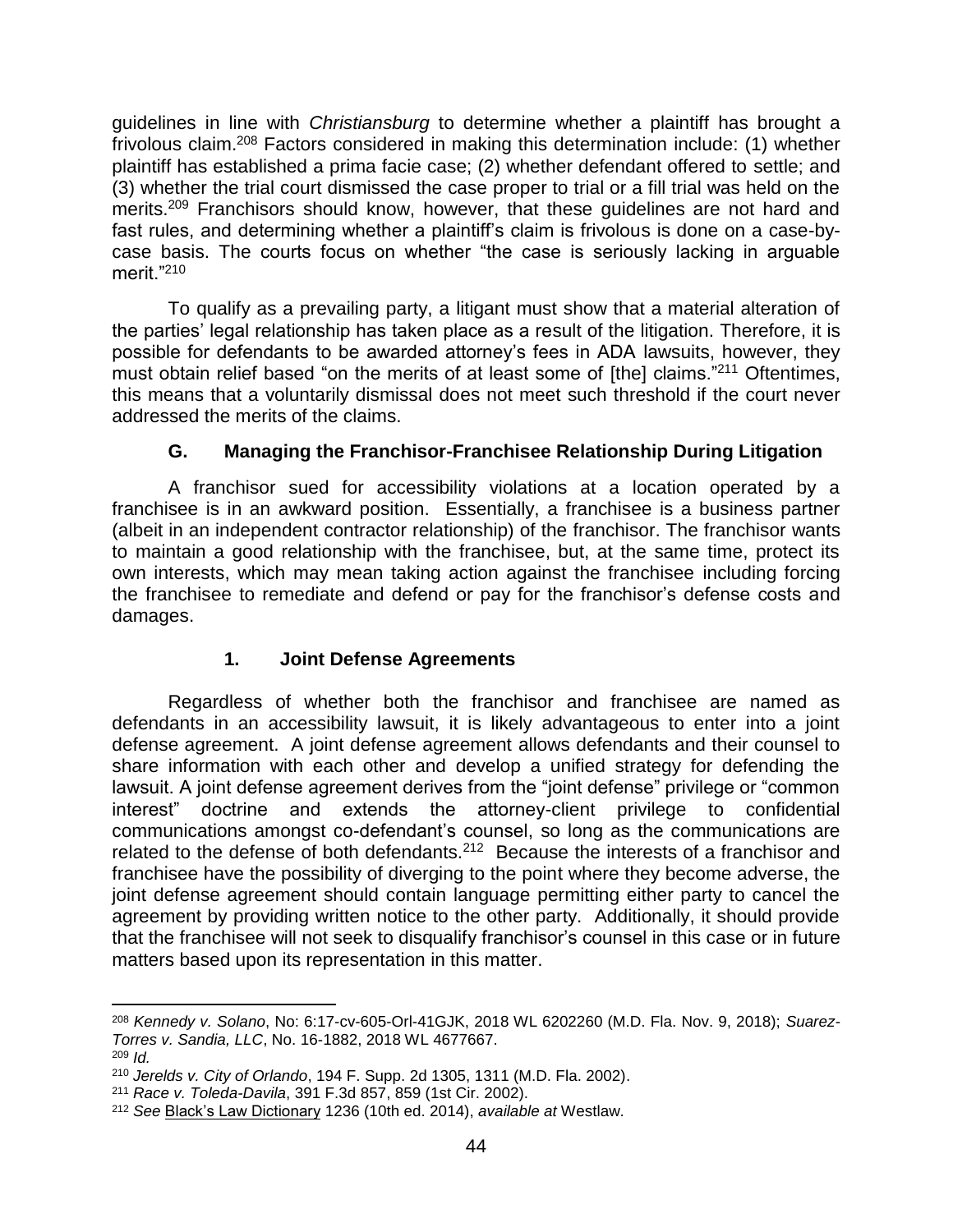guidelines in line with *Christiansburg* to determine whether a plaintiff has brought a frivolous claim.[208] Factors considered in making this determination include: (1) whether plaintiff has established a prima facie case; (2) whether defendant offered to settle; and (3) whether the trial court dismissed the case proper to trial or a fill trial was held on the merits.[209] Franchisors should know, however, that these guidelines are not hard and fast rules, and determining whether a plaintiff's claim is frivolous is done on a case-by-case basis. The courts focus on whether "the case is seriously lacking in arguable merit."[210]

To qualify as a prevailing party, a litigant must show that a material alteration of the parties' legal relationship has taken place as a result of the litigation. Therefore, it is possible for defendants to be awarded attorney's fees in ADA lawsuits, however, they must obtain relief based "on the merits of at least some of [the] claims."[211] Oftentimes, this means that a voluntarily dismissal does not meet such threshold if the court never addressed the merits of the claims.

### G. Managing the Franchisor-Franchisee Relationship During Litigation

A franchisor sued for accessibility violations at a location operated by a franchisee is in an awkward position. Essentially, a franchisee is a business partner (albeit in an independent contractor relationship) of the franchisor. The franchisor wants to maintain a good relationship with the franchisee, but, at the same time, protect its own interests, which may mean taking action against the franchisee including forcing the franchisee to remediate and defend or pay for the franchisor's defense costs and damages.

#### 1. Joint Defense Agreements

Regardless of whether both the franchisor and franchisee are named as defendants in an accessibility lawsuit, it is likely advantageous to enter into a joint defense agreement. A joint defense agreement allows defendants and their counsel to share information with each other and develop a unified strategy for defending the lawsuit. A joint defense agreement derives from the "joint defense" privilege or "common interest" doctrine and extends the attorney-client privilege to confidential communications amongst co-defendant's counsel, so long as the communications are related to the defense of both defendants.[212] Because the interests of a franchisor and franchisee have the possibility of diverging to the point where they become adverse, the joint defense agreement should contain language permitting either party to cancel the agreement by providing written notice to the other party. Additionally, it should provide that the franchisee will not seek to disqualify franchisor's counsel in this case or in future matters based upon its representation in this matter.

---

[208] *Kennedy v. Solano*, No: 6:17-cv-605-Orl-41GJK, 2018 WL 6202260 (M.D. Fla. Nov. 9, 2018); *Suarez-Torres v. Sandia, LLC*, No. 16-1882, 2018 WL 4677667.

[209] *Id.*

[210] *Jerelds v. City of Orlando*, 194 F. Supp. 2d 1305, 1311 (M.D. Fla. 2002).

[211] *Race v. Toleda-Davila*, 391 F.3d 857, 859 (1st Cir. 2002).

[212] *See* Black's Law Dictionary 1236 (10th ed. 2014), *available at* Westlaw.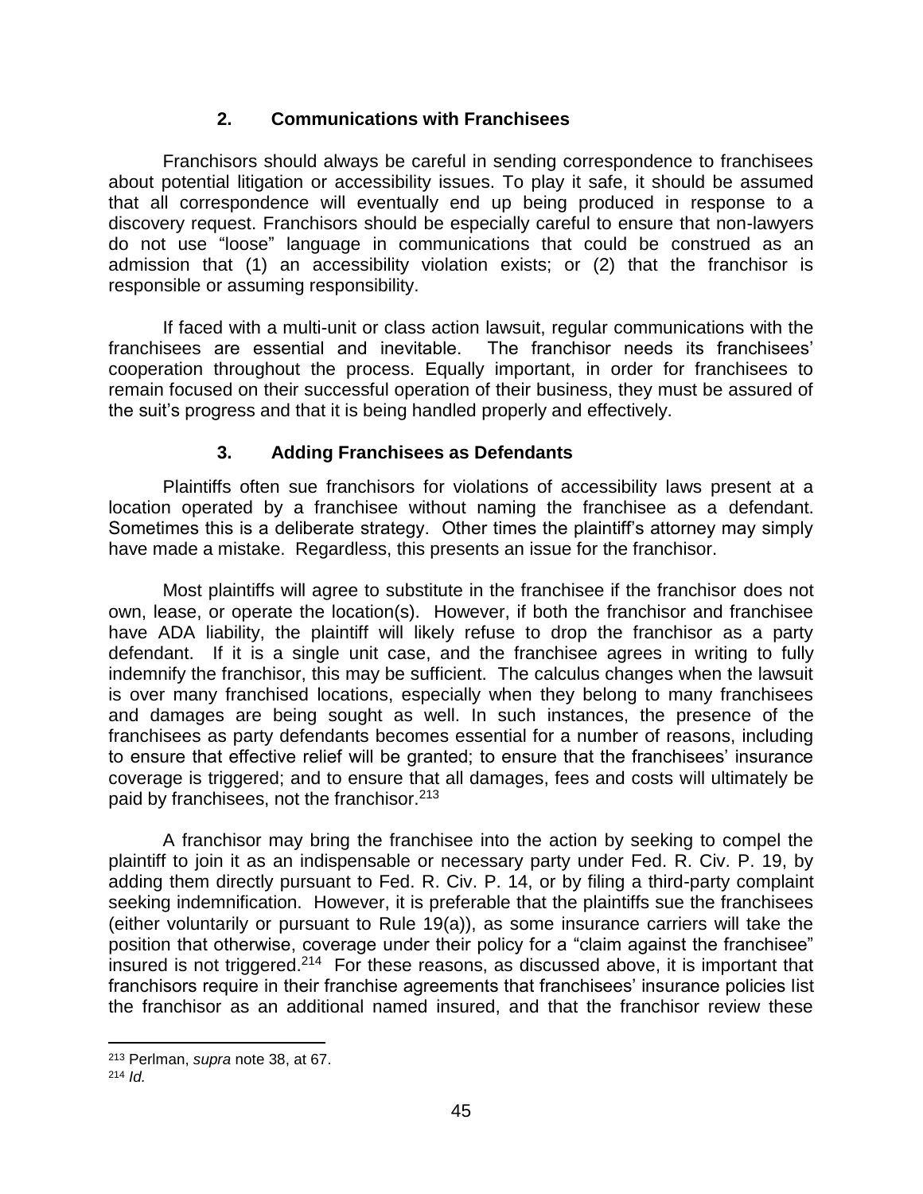### 2. Communications with Franchisees

Franchisors should always be careful in sending correspondence to franchisees about potential litigation or accessibility issues. To play it safe, it should be assumed that all correspondence will eventually end up being produced in response to a discovery request. Franchisors should be especially careful to ensure that non-lawyers do not use "loose" language in communications that could be construed as an admission that (1) an accessibility violation exists; or (2) that the franchisor is responsible or assuming responsibility.

If faced with a multi-unit or class action lawsuit, regular communications with the franchisees are essential and inevitable. The franchisor needs its franchisees' cooperation throughout the process. Equally important, in order for franchisees to remain focused on their successful operation of their business, they must be assured of the suit's progress and that it is being handled properly and effectively.

### 3. Adding Franchisees as Defendants

Plaintiffs often sue franchisors for violations of accessibility laws present at a location operated by a franchisee without naming the franchisee as a defendant. Sometimes this is a deliberate strategy. Other times the plaintiff's attorney may simply have made a mistake. Regardless, this presents an issue for the franchisor.

Most plaintiffs will agree to substitute in the franchisee if the franchisor does not own, lease, or operate the location(s). However, if both the franchisor and franchisee have ADA liability, the plaintiff will likely refuse to drop the franchisor as a party defendant. If it is a single unit case, and the franchisee agrees in writing to fully indemnify the franchisor, this may be sufficient. The calculus changes when the lawsuit is over many franchised locations, especially when they belong to many franchisees and damages are being sought as well. In such instances, the presence of the franchisees as party defendants becomes essential for a number of reasons, including to ensure that effective relief will be granted; to ensure that the franchisees' insurance coverage is triggered; and to ensure that all damages, fees and costs will ultimately be paid by franchisees, not the franchisor.[213]

A franchisor may bring the franchisee into the action by seeking to compel the plaintiff to join it as an indispensable or necessary party under Fed. R. Civ. P. 19, by adding them directly pursuant to Fed. R. Civ. P. 14, or by filing a third-party complaint seeking indemnification. However, it is preferable that the plaintiffs sue the franchisees (either voluntarily or pursuant to Rule 19(a)), as some insurance carriers will take the position that otherwise, coverage under their policy for a "claim against the franchisee" insured is not triggered.[214] For these reasons, as discussed above, it is important that franchisors require in their franchise agreements that franchisees' insurance policies list the franchisor as an additional named insured, and that the franchisor review these

---

[213] Perlman, *supra* note 38, at 67.

[214] *Id.*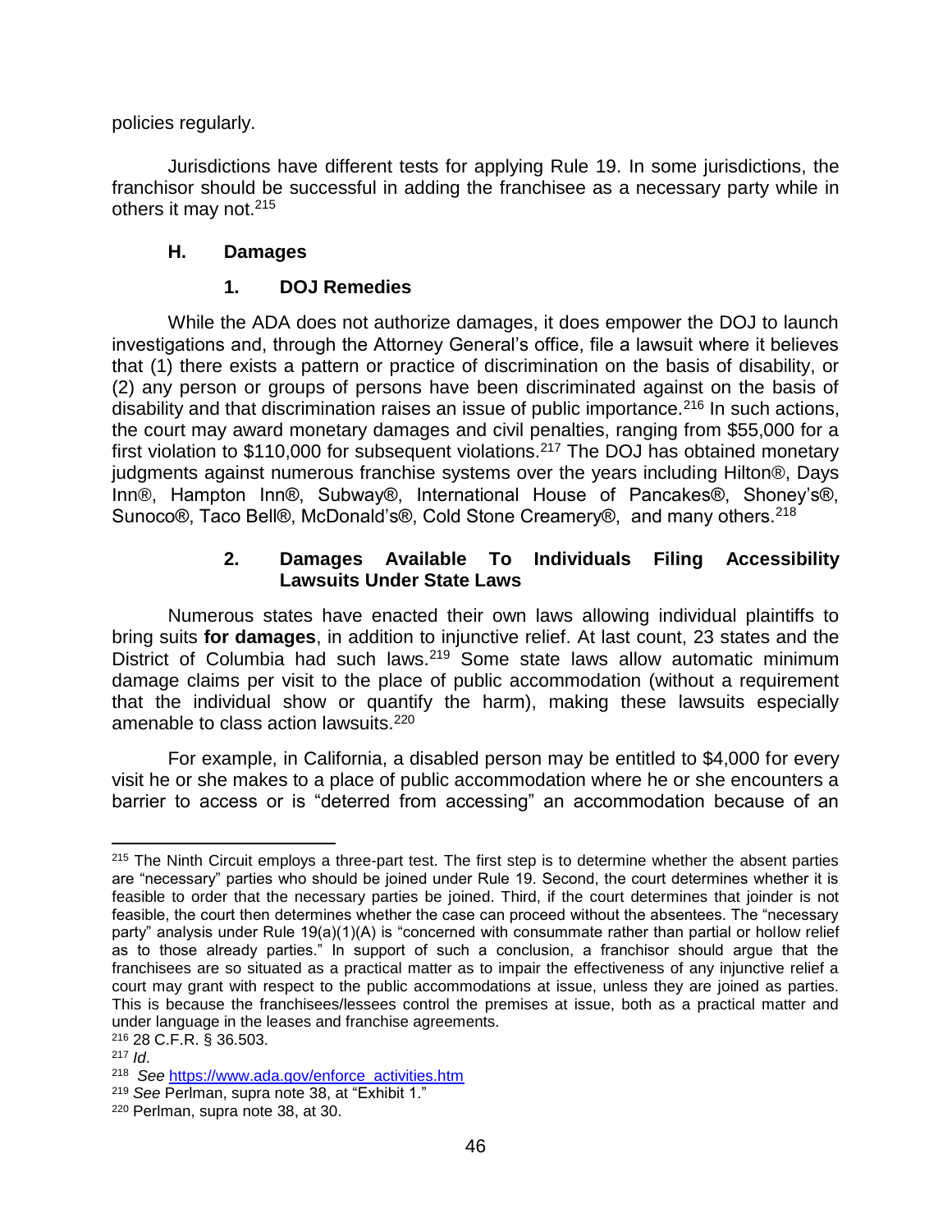policies regularly.

Jurisdictions have different tests for applying Rule 19. In some jurisdictions, the franchisor should be successful in adding the franchisee as a necessary party while in others it may not.[215]

### H. Damages

#### 1. DOJ Remedies

While the ADA does not authorize damages, it does empower the DOJ to launch investigations and, through the Attorney General's office, file a lawsuit where it believes that (1) there exists a pattern or practice of discrimination on the basis of disability, or (2) any person or groups of persons have been discriminated against on the basis of disability and that discrimination raises an issue of public importance.[216] In such actions, the court may award monetary damages and civil penalties, ranging from $55,000 for a first violation to $110,000 for subsequent violations.[217] The DOJ has obtained monetary judgments against numerous franchise systems over the years including Hilton®, Days Inn®, Hampton Inn®, Subway®, International House of Pancakes®, Shoney's®, Sunoco®, Taco Bell®, McDonald's®, Cold Stone Creamery®, and many others.[218]

#### 2. Damages Available To Individuals Filing Accessibility Lawsuits Under State Laws

Numerous states have enacted their own laws allowing individual plaintiffs to bring suits **for damages**, in addition to injunctive relief. At last count, 23 states and the District of Columbia had such laws.[219] Some state laws allow automatic minimum damage claims per visit to the place of public accommodation (without a requirement that the individual show or quantify the harm), making these lawsuits especially amenable to class action lawsuits.[220]

For example, in California, a disabled person may be entitled to $4,000 for every visit he or she makes to a place of public accommodation where he or she encounters a barrier to access or is "deterred from accessing" an accommodation because of an

---

[215] The Ninth Circuit employs a three-part test. The first step is to determine whether the absent parties are "necessary" parties who should be joined under Rule 19. Second, the court determines whether it is feasible to order that the necessary parties be joined. Third, if the court determines that joinder is not feasible, the court then determines whether the case can proceed without the absentees. The "necessary party" analysis under Rule 19(a)(1)(A) is "concerned with consummate rather than partial or hollow relief as to those already parties." In support of such a conclusion, a franchisor should argue that the franchisees are so situated as a practical matter as to impair the effectiveness of any injunctive relief a court may grant with respect to the public accommodations at issue, unless they are joined as parties. This is because the franchisees/lessees control the premises at issue, both as a practical matter and under language in the leases and franchise agreements.

[216] 28 C.F.R. § 36.503.

[217] *Id*.

[218] *See* https://www.ada.gov/enforce_activities.htm

[219] *See* Perlman, supra note 38, at "Exhibit 1."

[220] Perlman, supra note 38, at 30.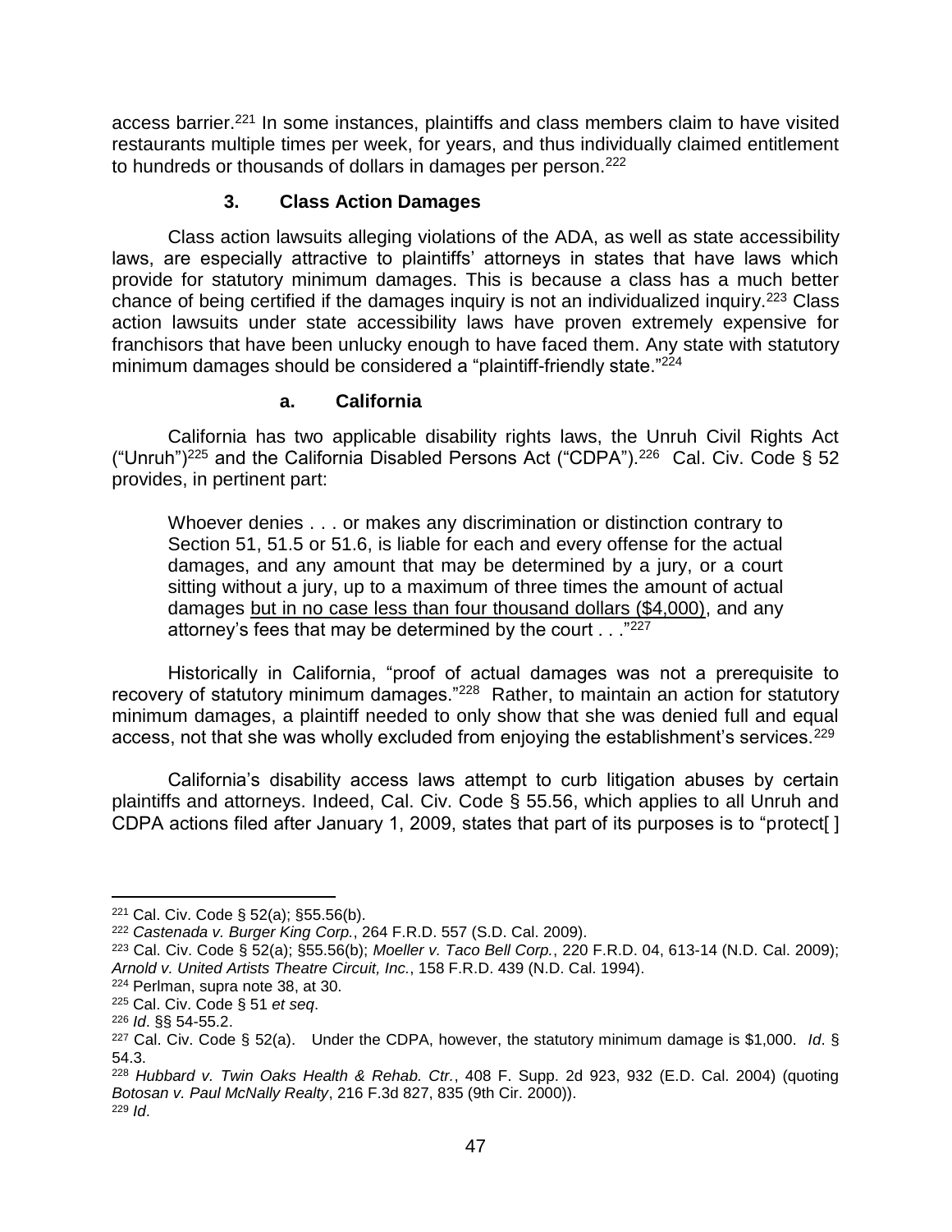access barrier.[221] In some instances, plaintiffs and class members claim to have visited restaurants multiple times per week, for years, and thus individually claimed entitlement to hundreds or thousands of dollars in damages per person.[222]

### 3. Class Action Damages

Class action lawsuits alleging violations of the ADA, as well as state accessibility laws, are especially attractive to plaintiffs' attorneys in states that have laws which provide for statutory minimum damages. This is because a class has a much better chance of being certified if the damages inquiry is not an individualized inquiry.[223] Class action lawsuits under state accessibility laws have proven extremely expensive for franchisors that have been unlucky enough to have faced them. Any state with statutory minimum damages should be considered a "plaintiff-friendly state."[224]

#### a. California

California has two applicable disability rights laws, the Unruh Civil Rights Act ("Unruh")[225] and the California Disabled Persons Act ("CDPA").[226] Cal. Civ. Code § 52 provides, in pertinent part:

> Whoever denies . . . or makes any discrimination or distinction contrary to Section 51, 51.5 or 51.6, is liable for each and every offense for the actual damages, and any amount that may be determined by a jury, or a court sitting without a jury, up to a maximum of three times the amount of actual damages <u>but in no case less than four thousand dollars ($4,000)</u>, and any attorney's fees that may be determined by the court . . ."[227]

Historically in California, "proof of actual damages was not a prerequisite to recovery of statutory minimum damages."[228] Rather, to maintain an action for statutory minimum damages, a plaintiff needed to only show that she was denied full and equal access, not that she was wholly excluded from enjoying the establishment's services.[229]

California's disability access laws attempt to curb litigation abuses by certain plaintiffs and attorneys. Indeed, Cal. Civ. Code § 55.56, which applies to all Unruh and CDPA actions filed after January 1, 2009, states that part of its purposes is to "protect[ ]

---

[221] Cal. Civ. Code § 52(a); §55.56(b).

[222] *Castenada v. Burger King Corp.*, 264 F.R.D. 557 (S.D. Cal. 2009).

[223] Cal. Civ. Code § 52(a); §55.56(b); *Moeller v. Taco Bell Corp.*, 220 F.R.D. 04, 613-14 (N.D. Cal. 2009); *Arnold v. United Artists Theatre Circuit, Inc.*, 158 F.R.D. 439 (N.D. Cal. 1994).

[224] Perlman, supra note 38, at 30.

[225] Cal. Civ. Code § 51 *et seq*.

[226] *Id*. §§ 54-55.2.

[227] Cal. Civ. Code § 52(a). Under the CDPA, however, the statutory minimum damage is $1,000. *Id*. § 54.3.

[228] *Hubbard v. Twin Oaks Health & Rehab. Ctr.*, 408 F. Supp. 2d 923, 932 (E.D. Cal. 2004) (quoting *Botosan v. Paul McNally Realty*, 216 F.3d 827, 835 (9th Cir. 2000)).

[229] *Id*.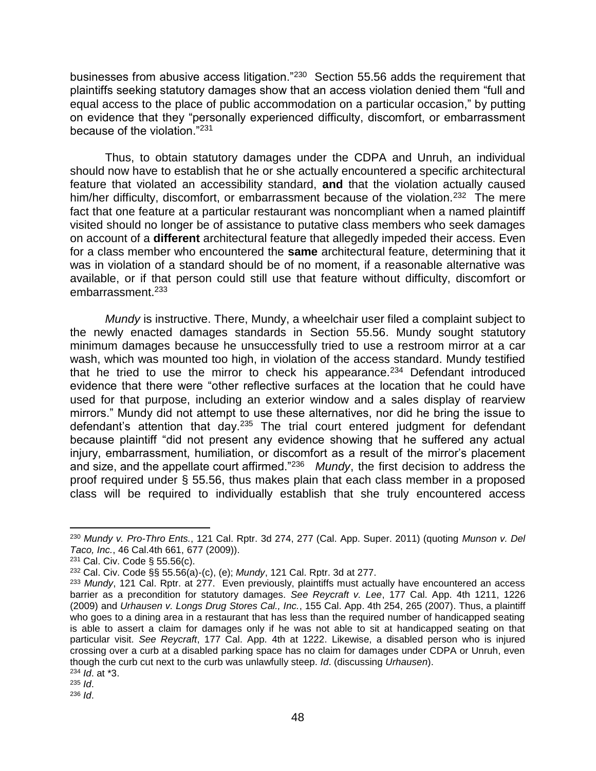businesses from abusive access litigation."[230] Section 55.56 adds the requirement that plaintiffs seeking statutory damages show that an access violation denied them "full and equal access to the place of public accommodation on a particular occasion," by putting on evidence that they "personally experienced difficulty, discomfort, or embarrassment because of the violation."[231]

Thus, to obtain statutory damages under the CDPA and Unruh, an individual should now have to establish that he or she actually encountered a specific architectural feature that violated an accessibility standard, **and** that the violation actually caused him/her difficulty, discomfort, or embarrassment because of the violation.[232] The mere fact that one feature at a particular restaurant was noncompliant when a named plaintiff visited should no longer be of assistance to putative class members who seek damages on account of a **different** architectural feature that allegedly impeded their access. Even for a class member who encountered the **same** architectural feature, determining that it was in violation of a standard should be of no moment, if a reasonable alternative was available, or if that person could still use that feature without difficulty, discomfort or embarrassment.[233]

*Mundy* is instructive. There, Mundy, a wheelchair user filed a complaint subject to the newly enacted damages standards in Section 55.56. Mundy sought statutory minimum damages because he unsuccessfully tried to use a restroom mirror at a car wash, which was mounted too high, in violation of the access standard. Mundy testified that he tried to use the mirror to check his appearance.[234] Defendant introduced evidence that there were "other reflective surfaces at the location that he could have used for that purpose, including an exterior window and a sales display of rearview mirrors." Mundy did not attempt to use these alternatives, nor did he bring the issue to defendant's attention that day.[235] The trial court entered judgment for defendant because plaintiff "did not present any evidence showing that he suffered any actual injury, embarrassment, humiliation, or discomfort as a result of the mirror's placement and size, and the appellate court affirmed."[236] *Mundy*, the first decision to address the proof required under § 55.56, thus makes plain that each class member in a proposed class will be required to individually establish that she truly encountered access

---

[230] *Mundy v. Pro-Thro Ents.*, 121 Cal. Rptr. 3d 274, 277 (Cal. App. Super. 2011) (quoting *Munson v. Del Taco, Inc.*, 46 Cal.4th 661, 677 (2009)).

[231] Cal. Civ. Code § 55.56(c).

[232] Cal. Civ. Code §§ 55.56(a)-(c), (e); *Mundy*, 121 Cal. Rptr. 3d at 277.

[233] *Mundy*, 121 Cal. Rptr. at 277. Even previously, plaintiffs must actually have encountered an access barrier as a precondition for statutory damages. *See Reycraft v. Lee*, 177 Cal. App. 4th 1211, 1226 (2009) and *Urhausen v. Longs Drug Stores Cal., Inc.*, 155 Cal. App. 4th 254, 265 (2007). Thus, a plaintiff who goes to a dining area in a restaurant that has less than the required number of handicapped seating is able to assert a claim for damages only if he was not able to sit at handicapped seating on that particular visit. *See Reycraft*, 177 Cal. App. 4th at 1222. Likewise, a disabled person who is injured crossing over a curb at a disabled parking space has no claim for damages under CDPA or Unruh, even though the curb cut next to the curb was unlawfully steep. *Id*. (discussing *Urhausen*).

[234] *Id*. at *3.

[235] *Id*.

[236] *Id*.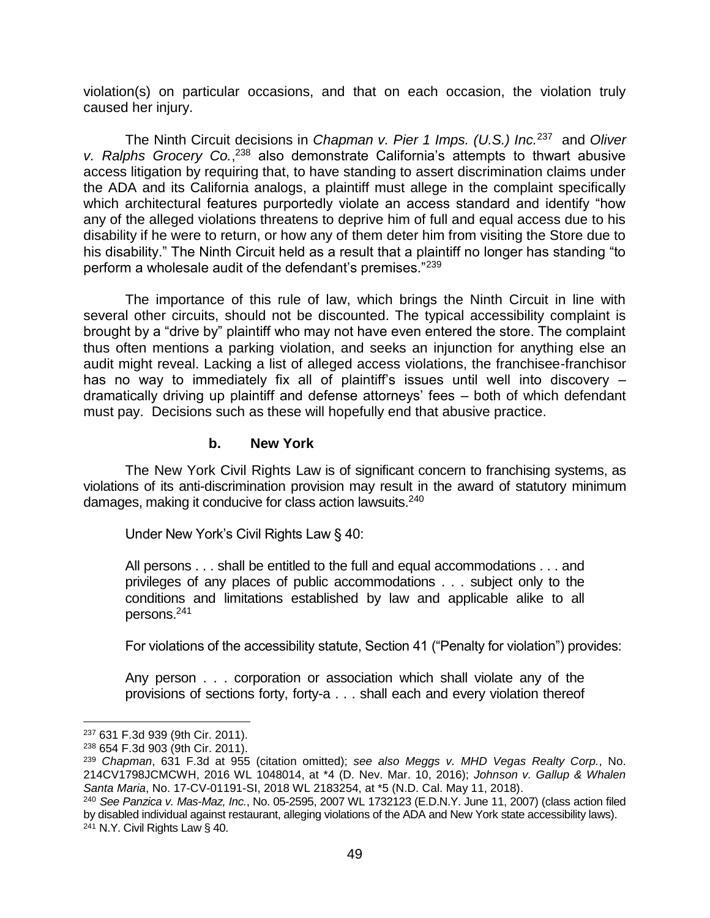violation(s) on particular occasions, and that on each occasion, the violation truly caused her injury.

The Ninth Circuit decisions in *Chapman v. Pier 1 Imps. (U.S.) Inc.*[237] and *Oliver v. Ralphs Grocery Co.*,[238] also demonstrate California's attempts to thwart abusive access litigation by requiring that, to have standing to assert discrimination claims under the ADA and its California analogs, a plaintiff must allege in the complaint specifically which architectural features purportedly violate an access standard and identify "how any of the alleged violations threatens to deprive him of full and equal access due to his disability if he were to return, or how any of them deter him from visiting the Store due to his disability." The Ninth Circuit held as a result that a plaintiff no longer has standing "to perform a wholesale audit of the defendant's premises."[239]

The importance of this rule of law, which brings the Ninth Circuit in line with several other circuits, should not be discounted. The typical accessibility complaint is brought by a "drive by" plaintiff who may not have even entered the store. The complaint thus often mentions a parking violation, and seeks an injunction for anything else an audit might reveal. Lacking a list of alleged access violations, the franchisee-franchisor has no way to immediately fix all of plaintiff's issues until well into discovery – dramatically driving up plaintiff and defense attorneys' fees – both of which defendant must pay. Decisions such as these will hopefully end that abusive practice.

#### b. New York

The New York Civil Rights Law is of significant concern to franchising systems, as violations of its anti-discrimination provision may result in the award of statutory minimum damages, making it conducive for class action lawsuits.[240]

Under New York's Civil Rights Law § 40:

> All persons . . . shall be entitled to the full and equal accommodations . . . and privileges of any places of public accommodations . . . subject only to the conditions and limitations established by law and applicable alike to all persons.[241]

For violations of the accessibility statute, Section 41 ("Penalty for violation") provides:

> Any person . . . corporation or association which shall violate any of the provisions of sections forty, forty-a . . . shall each and every violation thereof

---

[237] 631 F.3d 939 (9th Cir. 2011).

[238] 654 F.3d 903 (9th Cir. 2011).

[239] *Chapman*, 631 F.3d at 955 (citation omitted); *see also Meggs v. MHD Vegas Realty Corp.*, No. 214CV1798JCMCWH, 2016 WL 1048014, at *4 (D. Nev. Mar. 10, 2016); *Johnson v. Gallup & Whalen Santa Maria*, No. 17-CV-01191-SI, 2018 WL 2183254, at *5 (N.D. Cal. May 11, 2018).

[240] *See Panzica v. Mas-Maz, Inc.*, No. 05-2595, 2007 WL 1732123 (E.D.N.Y. June 11, 2007) (class action filed by disabled individual against restaurant, alleging violations of the ADA and New York state accessibility laws).

[241] N.Y. Civil Rights Law § 40.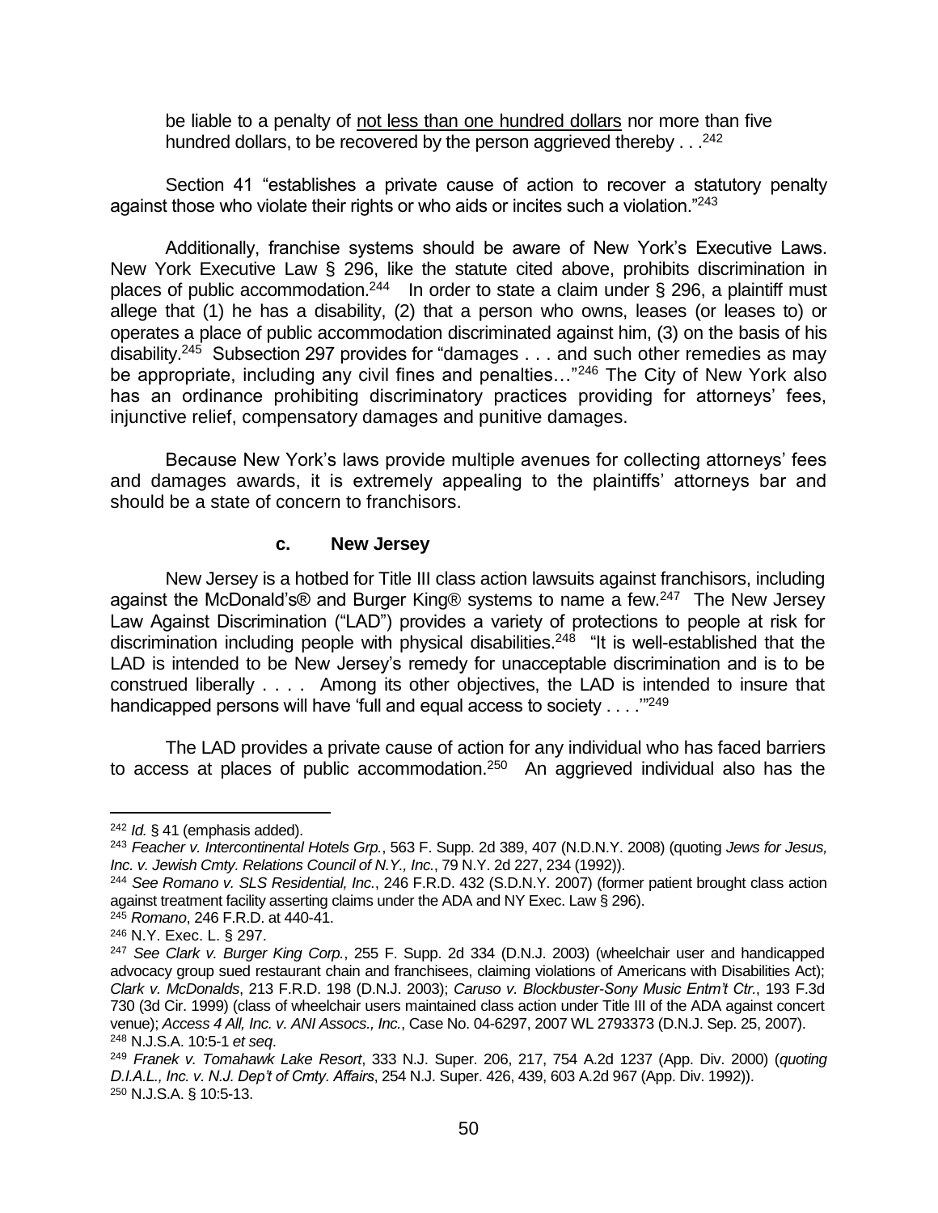be liable to a penalty of <u>not less than one hundred dollars</u> nor more than five hundred dollars, to be recovered by the person aggrieved thereby . . .[242]

Section 41 "establishes a private cause of action to recover a statutory penalty against those who violate their rights or who aids or incites such a violation."[243]

Additionally, franchise systems should be aware of New York's Executive Laws. New York Executive Law § 296, like the statute cited above, prohibits discrimination in places of public accommodation.[244] In order to state a claim under § 296, a plaintiff must allege that (1) he has a disability, (2) that a person who owns, leases (or leases to) or operates a place of public accommodation discriminated against him, (3) on the basis of his disability.[245] Subsection 297 provides for "damages . . . and such other remedies as may be appropriate, including any civil fines and penalties…"[246] The City of New York also has an ordinance prohibiting discriminatory practices providing for attorneys' fees, injunctive relief, compensatory damages and punitive damages.

Because New York's laws provide multiple avenues for collecting attorneys' fees and damages awards, it is extremely appealing to the plaintiffs' attorneys bar and should be a state of concern to franchisors.

#### c. New Jersey

New Jersey is a hotbed for Title III class action lawsuits against franchisors, including against the McDonald's® and Burger King® systems to name a few.[247] The New Jersey Law Against Discrimination ("LAD") provides a variety of protections to people at risk for discrimination including people with physical disabilities.[248] "It is well-established that the LAD is intended to be New Jersey's remedy for unacceptable discrimination and is to be construed liberally . . . . Among its other objectives, the LAD is intended to insure that handicapped persons will have 'full and equal access to society . . . .'"[249]

The LAD provides a private cause of action for any individual who has faced barriers to access at places of public accommodation.[250] An aggrieved individual also has the

---

[242] *Id.* § 41 (emphasis added).

[243] *Feacher v. Intercontinental Hotels Grp.*, 563 F. Supp. 2d 389, 407 (N.D.N.Y. 2008) (quoting *Jews for Jesus, Inc. v. Jewish Cmty. Relations Council of N.Y., Inc.*, 79 N.Y. 2d 227, 234 (1992)).

[244] *See Romano v. SLS Residential, Inc.*, 246 F.R.D. 432 (S.D.N.Y. 2007) (former patient brought class action against treatment facility asserting claims under the ADA and NY Exec. Law § 296).

[245] *Romano*, 246 F.R.D. at 440-41.

[246] N.Y. Exec. L. § 297.

[247] *See Clark v. Burger King Corp.*, 255 F. Supp. 2d 334 (D.N.J. 2003) (wheelchair user and handicapped advocacy group sued restaurant chain and franchisees, claiming violations of Americans with Disabilities Act); *Clark v. McDonalds*, 213 F.R.D. 198 (D.N.J. 2003); *Caruso v. Blockbuster-Sony Music Entm't Ctr.*, 193 F.3d 730 (3d Cir. 1999) (class of wheelchair users maintained class action under Title III of the ADA against concert venue); *Access 4 All, Inc. v. ANI Assocs., Inc.*, Case No. 04-6297, 2007 WL 2793373 (D.N.J. Sep. 25, 2007).

[248] N.J.S.A. 10:5-1 *et seq*.

[249] *Franek v. Tomahawk Lake Resort*, 333 N.J. Super. 206, 217, 754 A.2d 1237 (App. Div. 2000) (*quoting D.I.A.L., Inc. v. N.J. Dep't of Cmty. Affairs*, 254 N.J. Super. 426, 439, 603 A.2d 967 (App. Div. 1992)).

[250] N.J.S.A. § 10:5-13.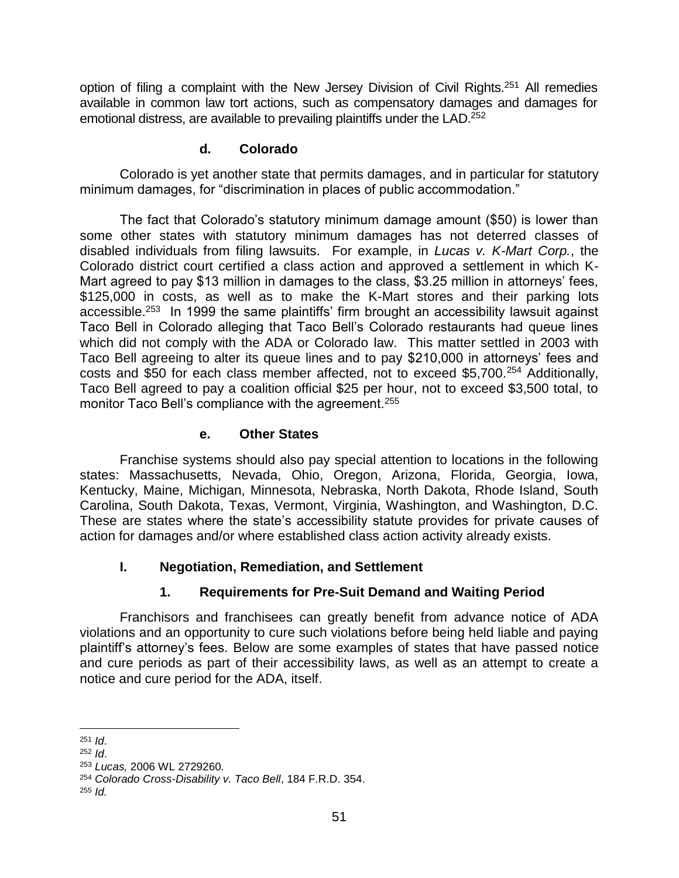option of filing a complaint with the New Jersey Division of Civil Rights.[251] All remedies available in common law tort actions, such as compensatory damages and damages for emotional distress, are available to prevailing plaintiffs under the LAD.[252]

#### d. Colorado

Colorado is yet another state that permits damages, and in particular for statutory minimum damages, for "discrimination in places of public accommodation."

The fact that Colorado's statutory minimum damage amount ($50) is lower than some other states with statutory minimum damages has not deterred classes of disabled individuals from filing lawsuits. For example, in *Lucas v. K-Mart Corp.*, the Colorado district court certified a class action and approved a settlement in which K-Mart agreed to pay $13 million in damages to the class, $3.25 million in attorneys' fees, $125,000 in costs, as well as to make the K-Mart stores and their parking lots accessible.[253] In 1999 the same plaintiffs' firm brought an accessibility lawsuit against Taco Bell in Colorado alleging that Taco Bell's Colorado restaurants had queue lines which did not comply with the ADA or Colorado law. This matter settled in 2003 with Taco Bell agreeing to alter its queue lines and to pay $210,000 in attorneys' fees and costs and $50 for each class member affected, not to exceed $5,700.[254] Additionally, Taco Bell agreed to pay a coalition official $25 per hour, not to exceed $3,500 total, to monitor Taco Bell's compliance with the agreement.[255]

#### e. Other States

Franchise systems should also pay special attention to locations in the following states: Massachusetts, Nevada, Ohio, Oregon, Arizona, Florida, Georgia, Iowa, Kentucky, Maine, Michigan, Minnesota, Nebraska, North Dakota, Rhode Island, South Carolina, South Dakota, Texas, Vermont, Virginia, Washington, and Washington, D.C. These are states where the state's accessibility statute provides for private causes of action for damages and/or where established class action activity already exists.

## I. Negotiation, Remediation, and Settlement

### 1. Requirements for Pre-Suit Demand and Waiting Period

Franchisors and franchisees can greatly benefit from advance notice of ADA violations and an opportunity to cure such violations before being held liable and paying plaintiff's attorney's fees. Below are some examples of states that have passed notice and cure periods as part of their accessibility laws, as well as an attempt to create a notice and cure period for the ADA, itself.

---

[251] *Id*.

[252] *Id*.

[253] *Lucas,* 2006 WL 2729260.

[254] *Colorado Cross-Disability v. Taco Bell*, 184 F.R.D. 354.

[255] *Id.*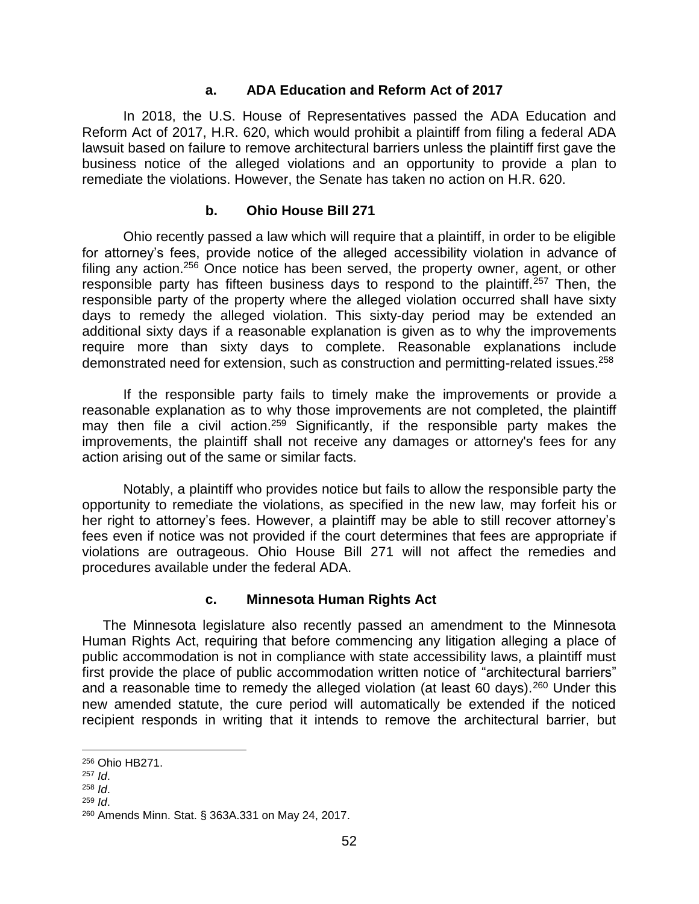### a. ADA Education and Reform Act of 2017

In 2018, the U.S. House of Representatives passed the ADA Education and Reform Act of 2017, H.R. 620, which would prohibit a plaintiff from filing a federal ADA lawsuit based on failure to remove architectural barriers unless the plaintiff first gave the business notice of the alleged violations and an opportunity to provide a plan to remediate the violations. However, the Senate has taken no action on H.R. 620.

### b. Ohio House Bill 271

Ohio recently passed a law which will require that a plaintiff, in order to be eligible for attorney's fees, provide notice of the alleged accessibility violation in advance of filing any action.[256] Once notice has been served, the property owner, agent, or other responsible party has fifteen business days to respond to the plaintiff.[257] Then, the responsible party of the property where the alleged violation occurred shall have sixty days to remedy the alleged violation. This sixty-day period may be extended an additional sixty days if a reasonable explanation is given as to why the improvements require more than sixty days to complete. Reasonable explanations include demonstrated need for extension, such as construction and permitting-related issues.[258]

If the responsible party fails to timely make the improvements or provide a reasonable explanation as to why those improvements are not completed, the plaintiff may then file a civil action.[259] Significantly, if the responsible party makes the improvements, the plaintiff shall not receive any damages or attorney's fees for any action arising out of the same or similar facts.

Notably, a plaintiff who provides notice but fails to allow the responsible party the opportunity to remediate the violations, as specified in the new law, may forfeit his or her right to attorney's fees. However, a plaintiff may be able to still recover attorney's fees even if notice was not provided if the court determines that fees are appropriate if violations are outrageous. Ohio House Bill 271 will not affect the remedies and procedures available under the federal ADA.

### c. Minnesota Human Rights Act

The Minnesota legislature also recently passed an amendment to the Minnesota Human Rights Act, requiring that before commencing any litigation alleging a place of public accommodation is not in compliance with state accessibility laws, a plaintiff must first provide the place of public accommodation written notice of "architectural barriers" and a reasonable time to remedy the alleged violation (at least 60 days).[260] Under this new amended statute, the cure period will automatically be extended if the noticed recipient responds in writing that it intends to remove the architectural barrier, but

---

[256] Ohio HB271.

[257] *Id*.

[258] *Id*.

[259] *Id*.

[260] Amends Minn. Stat. § 363A.331 on May 24, 2017.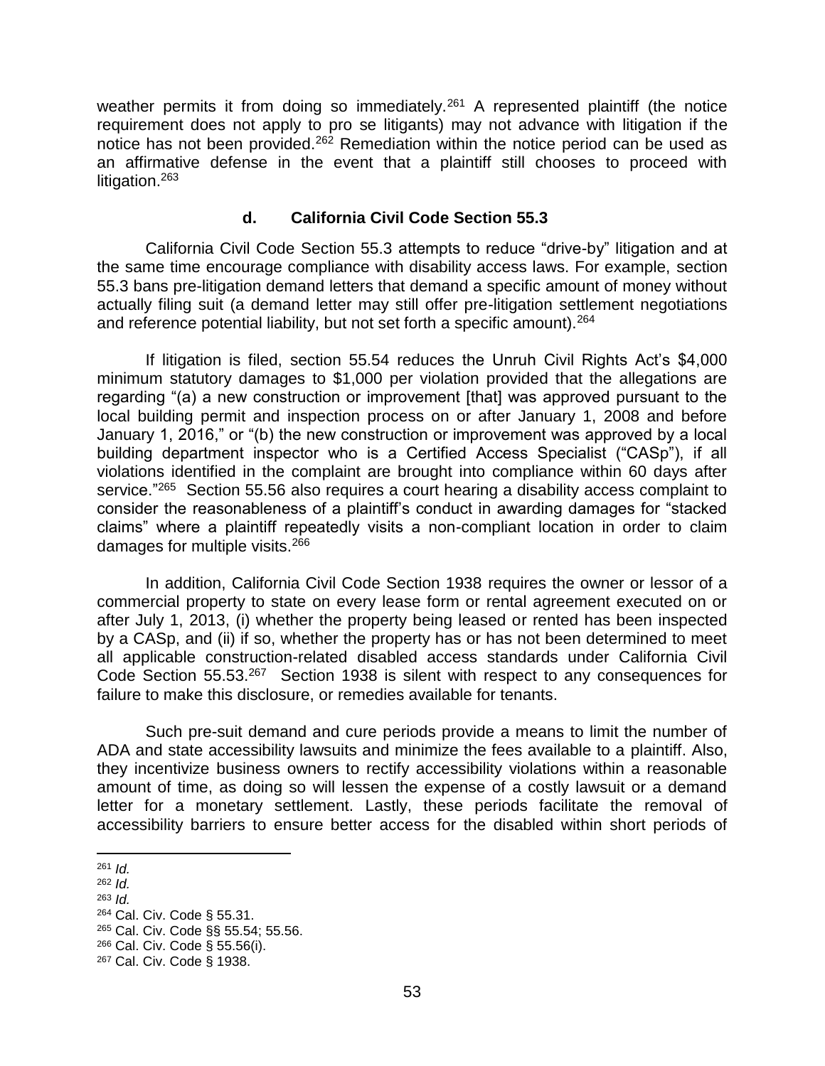weather permits it from doing so immediately.[261] A represented plaintiff (the notice requirement does not apply to pro se litigants) may not advance with litigation if the notice has not been provided.[262] Remediation within the notice period can be used as an affirmative defense in the event that a plaintiff still chooses to proceed with litigation.[263]

#### d. California Civil Code Section 55.3

California Civil Code Section 55.3 attempts to reduce "drive-by" litigation and at the same time encourage compliance with disability access laws. For example, section 55.3 bans pre-litigation demand letters that demand a specific amount of money without actually filing suit (a demand letter may still offer pre-litigation settlement negotiations and reference potential liability, but not set forth a specific amount).[264]

If litigation is filed, section 55.54 reduces the Unruh Civil Rights Act's $4,000 minimum statutory damages to $1,000 per violation provided that the allegations are regarding "(a) a new construction or improvement [that] was approved pursuant to the local building permit and inspection process on or after January 1, 2008 and before January 1, 2016," or "(b) the new construction or improvement was approved by a local building department inspector who is a Certified Access Specialist ("CASp"), if all violations identified in the complaint are brought into compliance within 60 days after service."[265] Section 55.56 also requires a court hearing a disability access complaint to consider the reasonableness of a plaintiff's conduct in awarding damages for "stacked claims" where a plaintiff repeatedly visits a non-compliant location in order to claim damages for multiple visits.[266]

In addition, California Civil Code Section 1938 requires the owner or lessor of a commercial property to state on every lease form or rental agreement executed on or after July 1, 2013, (i) whether the property being leased or rented has been inspected by a CASp, and (ii) if so, whether the property has or has not been determined to meet all applicable construction-related disabled access standards under California Civil Code Section 55.53.[267] Section 1938 is silent with respect to any consequences for failure to make this disclosure, or remedies available for tenants.

Such pre-suit demand and cure periods provide a means to limit the number of ADA and state accessibility lawsuits and minimize the fees available to a plaintiff. Also, they incentivize business owners to rectify accessibility violations within a reasonable amount of time, as doing so will lessen the expense of a costly lawsuit or a demand letter for a monetary settlement. Lastly, these periods facilitate the removal of accessibility barriers to ensure better access for the disabled within short periods of

---

[261] *Id.*

[262] *Id.*

[263] *Id.*

[264] Cal. Civ. Code § 55.31.

[265] Cal. Civ. Code §§ 55.54; 55.56.

[266] Cal. Civ. Code § 55.56(i).

[267] Cal. Civ. Code § 1938.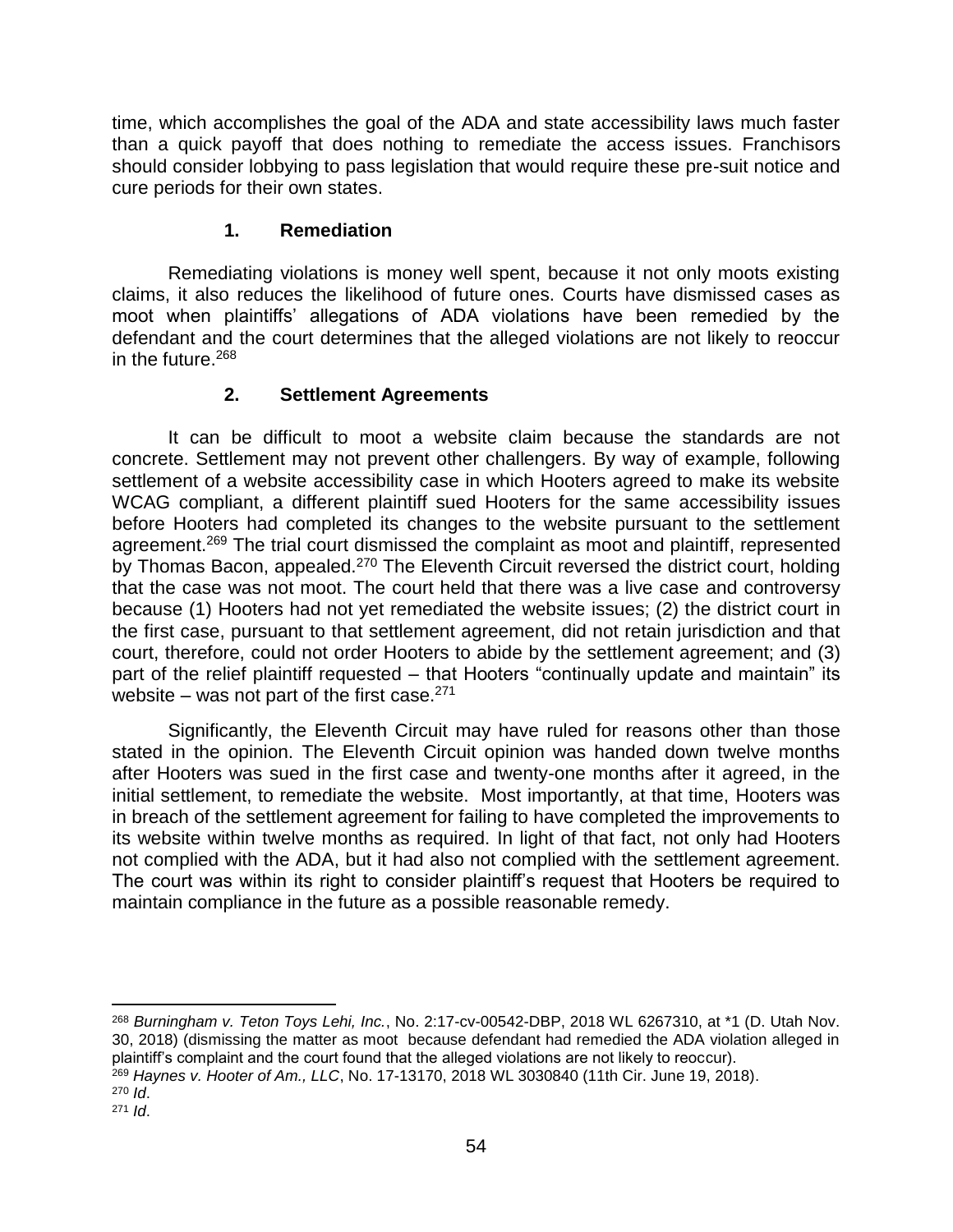time, which accomplishes the goal of the ADA and state accessibility laws much faster than a quick payoff that does nothing to remediate the access issues. Franchisors should consider lobbying to pass legislation that would require these pre-suit notice and cure periods for their own states.

### 1. Remediation

Remediating violations is money well spent, because it not only moots existing claims, it also reduces the likelihood of future ones. Courts have dismissed cases as moot when plaintiffs' allegations of ADA violations have been remedied by the defendant and the court determines that the alleged violations are not likely to reoccur in the future.[268]

### 2. Settlement Agreements

It can be difficult to moot a website claim because the standards are not concrete. Settlement may not prevent other challengers. By way of example, following settlement of a website accessibility case in which Hooters agreed to make its website WCAG compliant, a different plaintiff sued Hooters for the same accessibility issues before Hooters had completed its changes to the website pursuant to the settlement agreement.[269] The trial court dismissed the complaint as moot and plaintiff, represented by Thomas Bacon, appealed.[270] The Eleventh Circuit reversed the district court, holding that the case was not moot. The court held that there was a live case and controversy because (1) Hooters had not yet remediated the website issues; (2) the district court in the first case, pursuant to that settlement agreement, did not retain jurisdiction and that court, therefore, could not order Hooters to abide by the settlement agreement; and (3) part of the relief plaintiff requested – that Hooters "continually update and maintain" its website – was not part of the first case.[271]

Significantly, the Eleventh Circuit may have ruled for reasons other than those stated in the opinion. The Eleventh Circuit opinion was handed down twelve months after Hooters was sued in the first case and twenty-one months after it agreed, in the initial settlement, to remediate the website. Most importantly, at that time, Hooters was in breach of the settlement agreement for failing to have completed the improvements to its website within twelve months as required. In light of that fact, not only had Hooters not complied with the ADA, but it had also not complied with the settlement agreement. The court was within its right to consider plaintiff's request that Hooters be required to maintain compliance in the future as a possible reasonable remedy.

---

[268] *Burningham v. Teton Toys Lehi, Inc.*, No. 2:17-cv-00542-DBP, 2018 WL 6267310, at *1 (D. Utah Nov. 30, 2018) (dismissing the matter as moot because defendant had remedied the ADA violation alleged in plaintiff's complaint and the court found that the alleged violations are not likely to reoccur).

[269] *Haynes v. Hooter of Am., LLC*, No. 17-13170, 2018 WL 3030840 (11th Cir. June 19, 2018).

[270] *Id*.

[271] *Id*.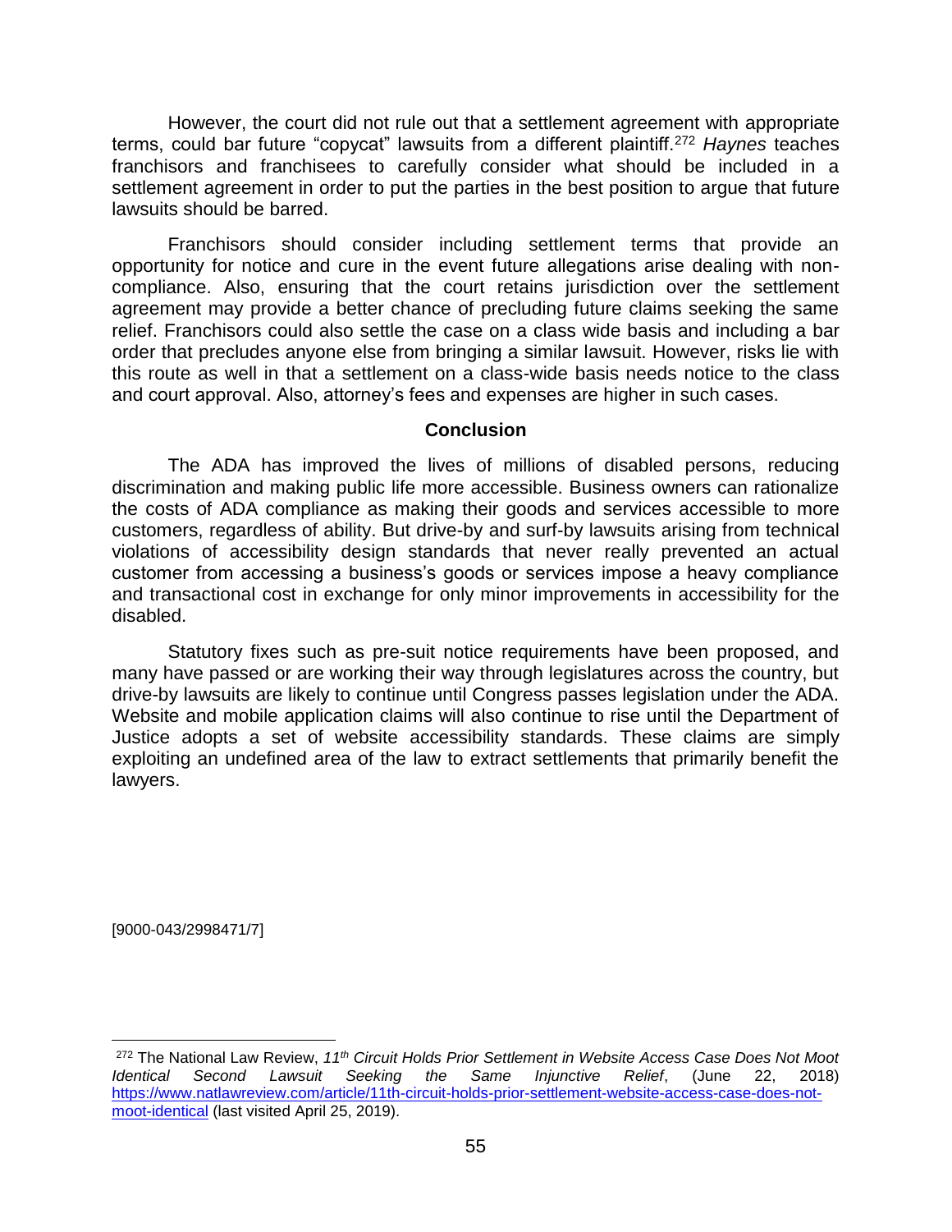However, the court did not rule out that a settlement agreement with appropriate terms, could bar future "copycat" lawsuits from a different plaintiff.[272] *Haynes* teaches franchisors and franchisees to carefully consider what should be included in a settlement agreement in order to put the parties in the best position to argue that future lawsuits should be barred.

Franchisors should consider including settlement terms that provide an opportunity for notice and cure in the event future allegations arise dealing with non-compliance. Also, ensuring that the court retains jurisdiction over the settlement agreement may provide a better chance of precluding future claims seeking the same relief. Franchisors could also settle the case on a class wide basis and including a bar order that precludes anyone else from bringing a similar lawsuit. However, risks lie with this route as well in that a settlement on a class-wide basis needs notice to the class and court approval. Also, attorney's fees and expenses are higher in such cases.

## Conclusion

The ADA has improved the lives of millions of disabled persons, reducing discrimination and making public life more accessible. Business owners can rationalize the costs of ADA compliance as making their goods and services accessible to more customers, regardless of ability. But drive-by and surf-by lawsuits arising from technical violations of accessibility design standards that never really prevented an actual customer from accessing a business's goods or services impose a heavy compliance and transactional cost in exchange for only minor improvements in accessibility for the disabled.

Statutory fixes such as pre-suit notice requirements have been proposed, and many have passed or are working their way through legislatures across the country, but drive-by lawsuits are likely to continue until Congress passes legislation under the ADA. Website and mobile application claims will also continue to rise until the Department of Justice adopts a set of website accessibility standards. These claims are simply exploiting an undefined area of the law to extract settlements that primarily benefit the lawyers.

[9000-043/2998471/7]

[272] The National Law Review, *11th Circuit Holds Prior Settlement in Website Access Case Does Not Moot Identical Second Lawsuit Seeking the Same Injunctive Relief*, (June 22, 2018) https://www.natlawreview.com/article/11th-circuit-holds-prior-settlement-website-access-case-does-not-moot-identical (last visited April 25, 2019).